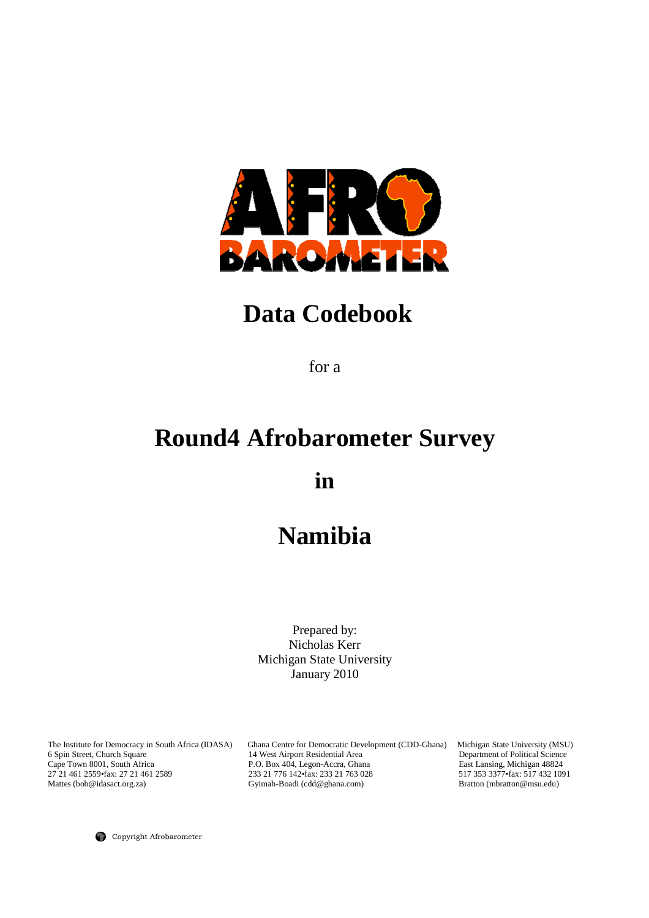# Data Codebook

for a

# Round4 Afrobarometer Survey

# in

# Namibia

Prepared by:
Nicholas Kerr
Michigan State University
January 2010

The Institute for Democracy in South Africa (IDASA)
6 Spin Street, Church Square
Cape Town 8001, South Africa
27 21 461 2559•fax: 27 21 461 2589
Mattes (bob@idasact.org.za)

Ghana Centre for Democratic Development (CDD-Ghana)
14 West Airport Residential Area
P.O. Box 404, Legon-Accra, Ghana
233 21 776 142•fax: 233 21 763 028
Gyimah-Boadi (cdd@ghana.com)

Michigan State University (MSU)
Department of Political Science
East Lansing, Michigan 48824
517 353 3377•fax: 517 432 1091
Bratton (mbratton@msu.edu)

Copyright Afrobarometer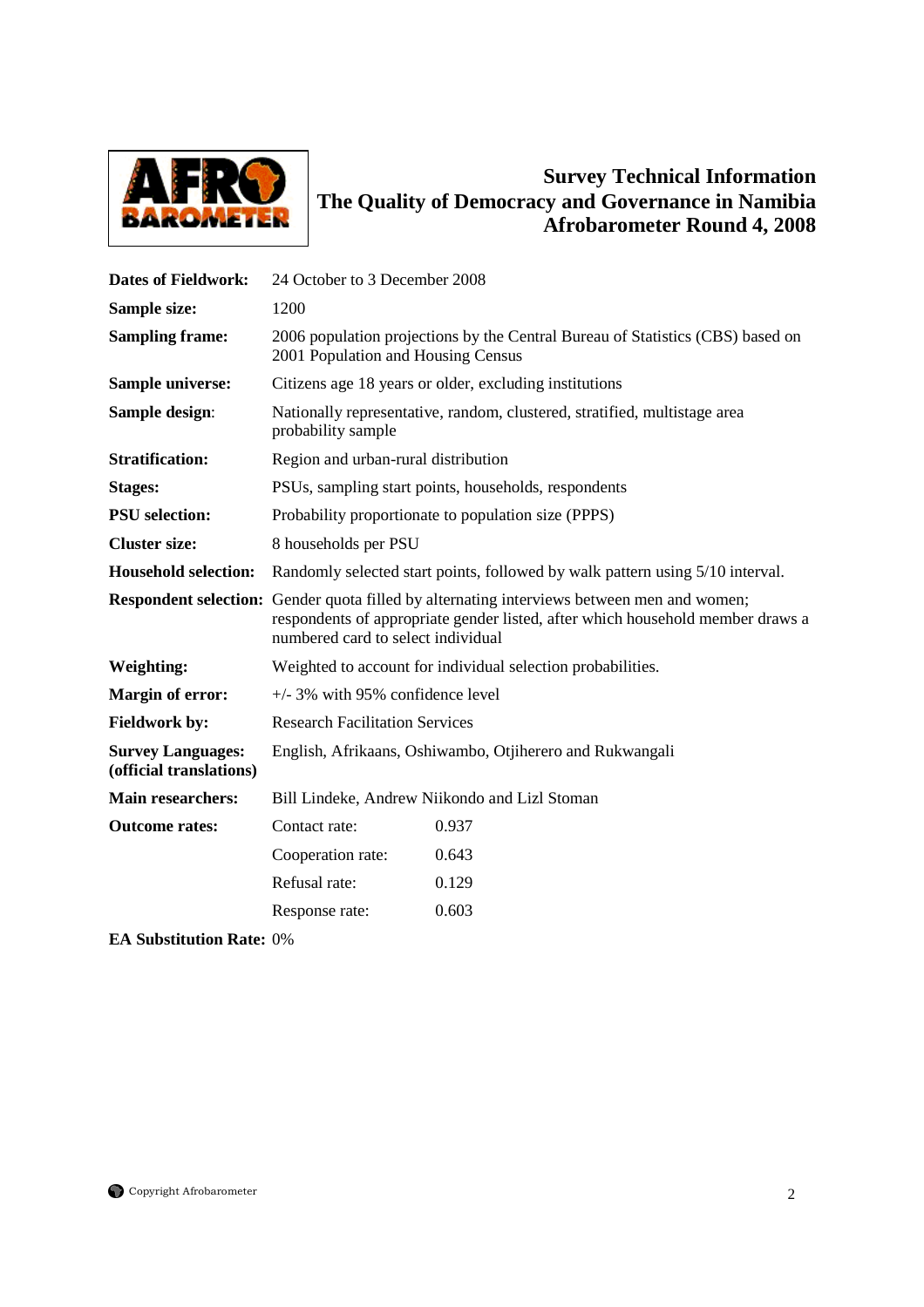# Survey Technical Information
# The Quality of Democracy and Governance in Namibia
# Afrobarometer Round 4, 2008

| | | |
|---|---|---|
| **Dates of Fieldwork:** | 24 October to 3 December 2008 | |
| **Sample size:** | 1200 | |
| **Sampling frame:** | 2006 population projections by the Central Bureau of Statistics (CBS) based on 2001 Population and Housing Census | |
| **Sample universe:** | Citizens age 18 years or older, excluding institutions | |
| **Sample design:** | Nationally representative, random, clustered, stratified, multistage area probability sample | |
| **Stratification:** | Region and urban-rural distribution | |
| **Stages:** | PSUs, sampling start points, households, respondents | |
| **PSU selection:** | Probability proportionate to population size (PPPS) | |
| **Cluster size:** | 8 households per PSU | |
| **Household selection:** | Randomly selected start points, followed by walk pattern using 5/10 interval. | |
| **Respondent selection:** | Gender quota filled by alternating interviews between men and women; respondents of appropriate gender listed, after which household member draws a numbered card to select individual | |
| **Weighting:** | Weighted to account for individual selection probabilities. | |
| **Margin of error:** | +/- 3% with 95% confidence level | |
| **Fieldwork by:** | Research Facilitation Services | |
| **Survey Languages: (official translations)** | English, Afrikaans, Oshiwambo, Otjiherero and Rukwangali | |
| **Main researchers:** | Bill Lindeke, Andrew Niikondo and Lizl Stoman | |
| **Outcome rates:** | Contact rate: | 0.937 |
| | Cooperation rate: | 0.643 |
| | Refusal rate: | 0.129 |
| | Response rate: | 0.603 |

**EA Substitution Rate:** 0%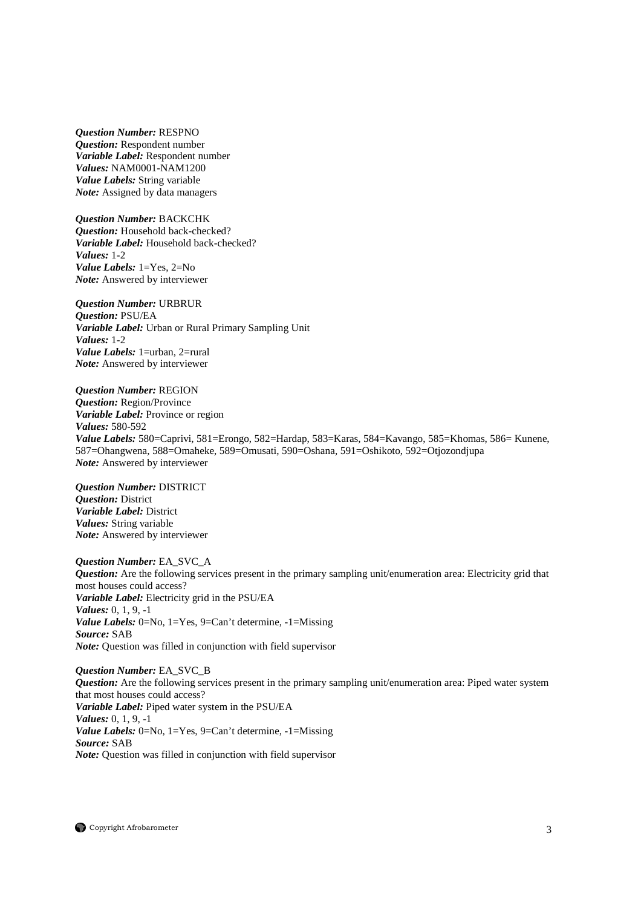***Question Number:*** RESPNO
***Question:*** Respondent number
***Variable Label:*** Respondent number
***Values:*** NAM0001-NAM1200
***Value Labels:*** String variable
***Note:*** Assigned by data managers

***Question Number:*** BACKCHK
***Question:*** Household back-checked?
***Variable Label:*** Household back-checked?
***Values:*** 1-2
***Value Labels:*** 1=Yes, 2=No
***Note:*** Answered by interviewer

***Question Number:*** URBRUR
***Question:*** PSU/EA
***Variable Label:*** Urban or Rural Primary Sampling Unit
***Values:*** 1-2
***Value Labels:*** 1=urban, 2=rural
***Note:*** Answered by interviewer

***Question Number:*** REGION
***Question:*** Region/Province
***Variable Label:*** Province or region
***Values:*** 580-592
***Value Labels:*** 580=Caprivi, 581=Erongo, 582=Hardap, 583=Karas, 584=Kavango, 585=Khomas, 586= Kunene, 587=Ohangwena, 588=Omaheke, 589=Omusati, 590=Oshana, 591=Oshikoto, 592=Otjozondjupa
***Note:*** Answered by interviewer

***Question Number:*** DISTRICT
***Question:*** District
***Variable Label:*** District
***Values:*** String variable
***Note:*** Answered by interviewer

***Question Number:*** EA_SVC_A
***Question:*** Are the following services present in the primary sampling unit/enumeration area: Electricity grid that most houses could access?
***Variable Label:*** Electricity grid in the PSU/EA
***Values:*** 0, 1, 9, -1
***Value Labels:*** 0=No, 1=Yes, 9=Can't determine, -1=Missing
***Source:*** SAB
***Note:*** Question was filled in conjunction with field supervisor

***Question Number:*** EA_SVC_B
***Question:*** Are the following services present in the primary sampling unit/enumeration area: Piped water system that most houses could access?
***Variable Label:*** Piped water system in the PSU/EA
***Values:*** 0, 1, 9, -1
***Value Labels:*** 0=No, 1=Yes, 9=Can't determine, -1=Missing
***Source:*** SAB
***Note:*** Question was filled in conjunction with field supervisor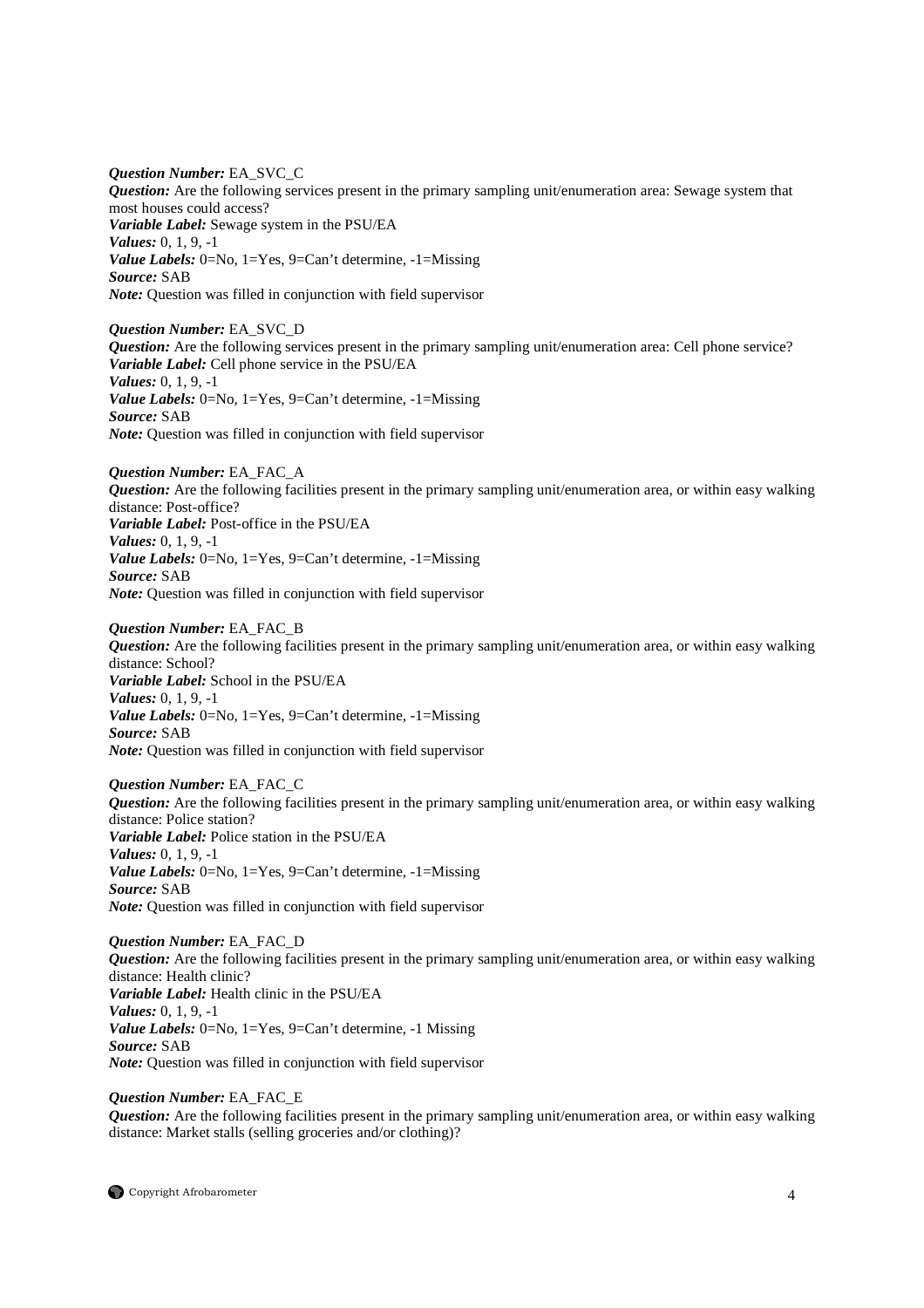***Question Number:*** EA_SVC_C
***Question:*** Are the following services present in the primary sampling unit/enumeration area: Sewage system that most houses could access?
***Variable Label:*** Sewage system in the PSU/EA
***Values:*** 0, 1, 9, -1
***Value Labels:*** 0=No, 1=Yes, 9=Can't determine, -1=Missing
***Source:*** SAB
***Note:*** Question was filled in conjunction with field supervisor

***Question Number:*** EA_SVC_D
***Question:*** Are the following services present in the primary sampling unit/enumeration area: Cell phone service?
***Variable Label:*** Cell phone service in the PSU/EA
***Values:*** 0, 1, 9, -1
***Value Labels:*** 0=No, 1=Yes, 9=Can't determine, -1=Missing
***Source:*** SAB
***Note:*** Question was filled in conjunction with field supervisor

***Question Number:*** EA_FAC_A
***Question:*** Are the following facilities present in the primary sampling unit/enumeration area, or within easy walking distance: Post-office?
***Variable Label:*** Post-office in the PSU/EA
***Values:*** 0, 1, 9, -1
***Value Labels:*** 0=No, 1=Yes, 9=Can't determine, -1=Missing
***Source:*** SAB
***Note:*** Question was filled in conjunction with field supervisor

***Question Number:*** EA_FAC_B
***Question:*** Are the following facilities present in the primary sampling unit/enumeration area, or within easy walking distance: School?
***Variable Label:*** School in the PSU/EA
***Values:*** 0, 1, 9, -1
***Value Labels:*** 0=No, 1=Yes, 9=Can't determine, -1=Missing
***Source:*** SAB
***Note:*** Question was filled in conjunction with field supervisor

***Question Number:*** EA_FAC_C
***Question:*** Are the following facilities present in the primary sampling unit/enumeration area, or within easy walking distance: Police station?
***Variable Label:*** Police station in the PSU/EA
***Values:*** 0, 1, 9, -1
***Value Labels:*** 0=No, 1=Yes, 9=Can't determine, -1=Missing
***Source:*** SAB
***Note:*** Question was filled in conjunction with field supervisor

***Question Number:*** EA_FAC_D
***Question:*** Are the following facilities present in the primary sampling unit/enumeration area, or within easy walking distance: Health clinic?
***Variable Label:*** Health clinic in the PSU/EA
***Values:*** 0, 1, 9, -1
***Value Labels:*** 0=No, 1=Yes, 9=Can't determine, -1 Missing
***Source:*** SAB
***Note:*** Question was filled in conjunction with field supervisor

***Question Number:*** EA_FAC_E
***Question:*** Are the following facilities present in the primary sampling unit/enumeration area, or within easy walking distance: Market stalls (selling groceries and/or clothing)?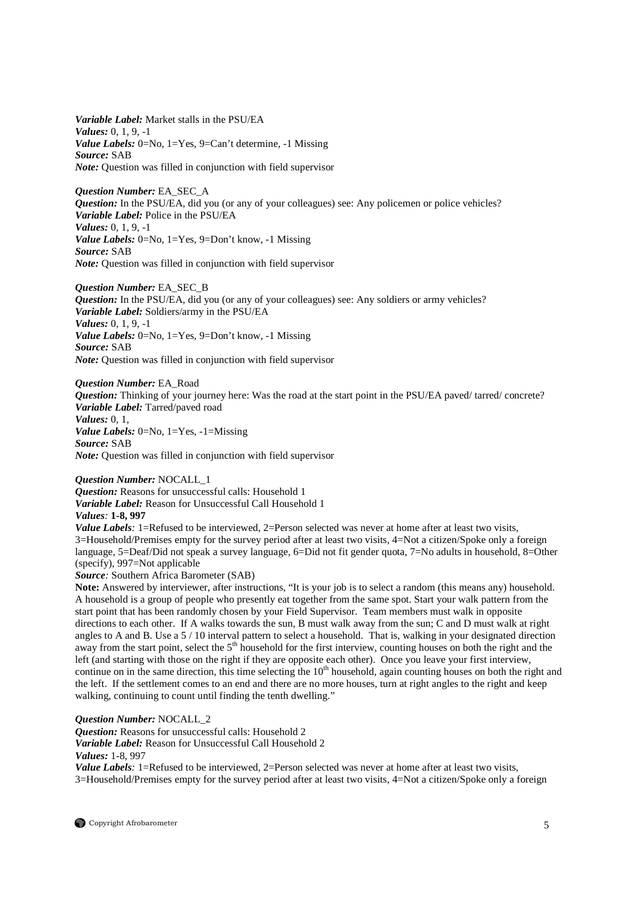***Variable Label:*** Market stalls in the PSU/EA
***Values:*** 0, 1, 9, -1
***Value Labels:*** 0=No, 1=Yes, 9=Can't determine, -1 Missing
***Source:*** SAB
***Note:*** Question was filled in conjunction with field supervisor

***Question Number:*** EA_SEC_A
***Question:*** In the PSU/EA, did you (or any of your colleagues) see: Any policemen or police vehicles?
***Variable Label:*** Police in the PSU/EA
***Values:*** 0, 1, 9, -1
***Value Labels:*** 0=No, 1=Yes, 9=Don't know, -1 Missing
***Source:*** SAB
***Note:*** Question was filled in conjunction with field supervisor

***Question Number:*** EA_SEC_B
***Question:*** In the PSU/EA, did you (or any of your colleagues) see: Any soldiers or army vehicles?
***Variable Label:*** Soldiers/army in the PSU/EA
***Values:*** 0, 1, 9, -1
***Value Labels:*** 0=No, 1=Yes, 9=Don't know, -1 Missing
***Source:*** SAB
***Note:*** Question was filled in conjunction with field supervisor

***Question Number:*** EA_Road
***Question:*** Thinking of your journey here: Was the road at the start point in the PSU/EA paved/ tarred/ concrete?
***Variable Label:*** Tarred/paved road
***Values:*** 0, 1,
***Value Labels:*** 0=No, 1=Yes, -1=Missing
***Source:*** SAB
***Note:*** Question was filled in conjunction with field supervisor

***Question Number:*** NOCALL_1
***Question:*** Reasons for unsuccessful calls: Household 1
***Variable Label:*** Reason for Unsuccessful Call Household 1
***Values:*** **1-8, 997**
***Value Labels:*** 1=Refused to be interviewed, 2=Person selected was never at home after at least two visits, 3=Household/Premises empty for the survey period after at least two visits, 4=Not a citizen/Spoke only a foreign language, 5=Deaf/Did not speak a survey language, 6=Did not fit gender quota, 7=No adults in household, 8=Other (specify), 997=Not applicable
***Source:*** Southern Africa Barometer (SAB)
**Note:** Answered by interviewer, after instructions, "It is your job is to select a random (this means any) household. A household is a group of people who presently eat together from the same spot. Start your walk pattern from the start point that has been randomly chosen by your Field Supervisor. Team members must walk in opposite directions to each other. If A walks towards the sun, B must walk away from the sun; C and D must walk at right angles to A and B. Use a 5 / 10 interval pattern to select a household. That is, walking in your designated direction away from the start point, select the 5th household for the first interview, counting houses on both the right and the left (and starting with those on the right if they are opposite each other). Once you leave your first interview, continue on in the same direction, this time selecting the 10th household, again counting houses on both the right and the left. If the settlement comes to an end and there are no more houses, turn at right angles to the right and keep walking, continuing to count until finding the tenth dwelling."

***Question Number:*** NOCALL_2
***Question:*** Reasons for unsuccessful calls: Household 2
***Variable Label:*** Reason for Unsuccessful Call Household 2
***Values:*** 1-8, 997
***Value Labels:*** 1=Refused to be interviewed, 2=Person selected was never at home after at least two visits, 3=Household/Premises empty for the survey period after at least two visits, 4=Not a citizen/Spoke only a foreign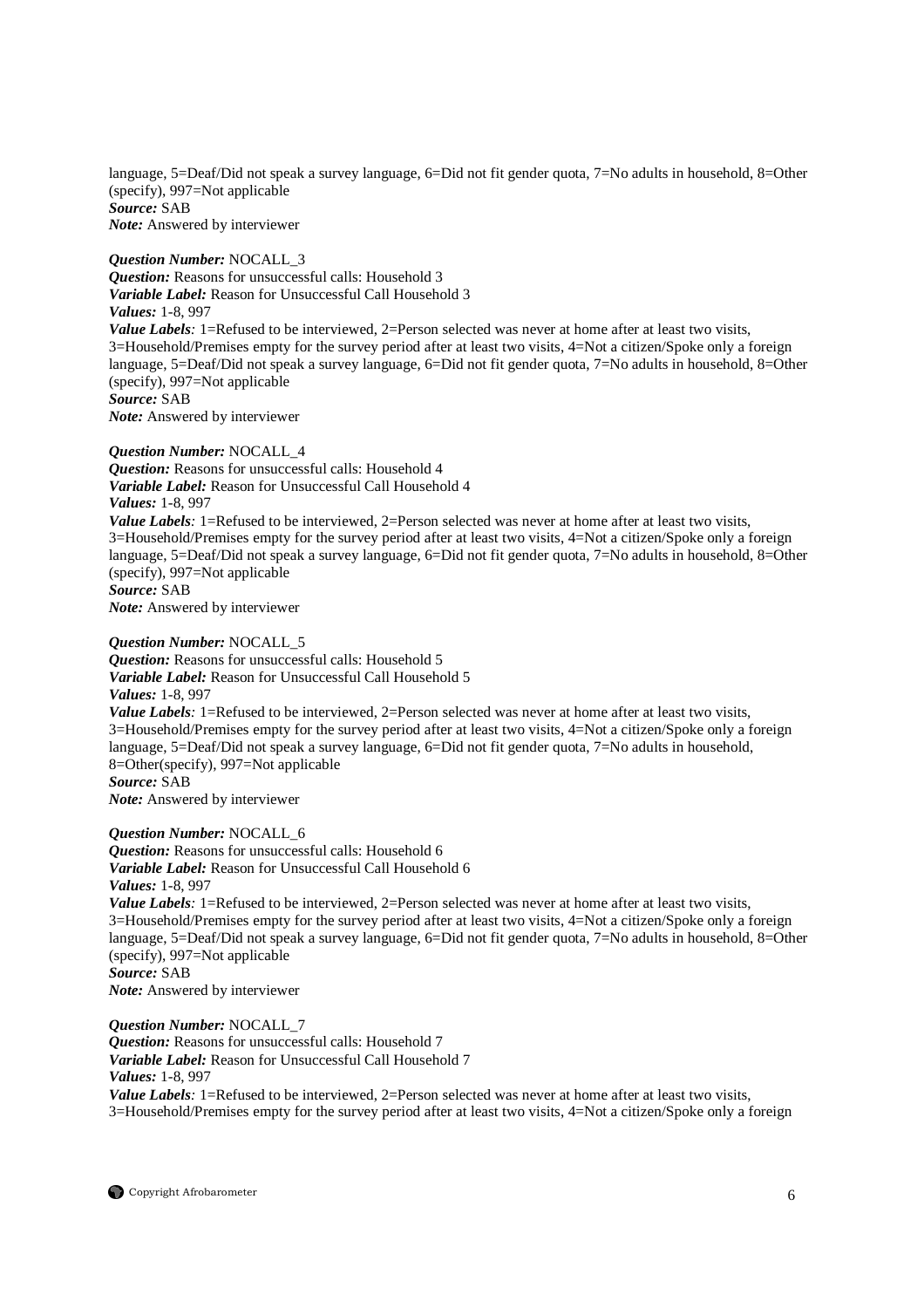language, 5=Deaf/Did not speak a survey language, 6=Did not fit gender quota, 7=No adults in household, 8=Other (specify), 997=Not applicable
***Source:*** SAB
***Note:*** Answered by interviewer

***Question Number:*** NOCALL_3
***Question:*** Reasons for unsuccessful calls: Household 3
***Variable Label:*** Reason for Unsuccessful Call Household 3
***Values:*** 1-8, 997
***Value Labels**:* 1=Refused to be interviewed, 2=Person selected was never at home after at least two visits, 3=Household/Premises empty for the survey period after at least two visits, 4=Not a citizen/Spoke only a foreign language, 5=Deaf/Did not speak a survey language, 6=Did not fit gender quota, 7=No adults in household, 8=Other (specify), 997=Not applicable
***Source:*** SAB
***Note:*** Answered by interviewer

***Question Number:*** NOCALL_4
***Question:*** Reasons for unsuccessful calls: Household 4
***Variable Label:*** Reason for Unsuccessful Call Household 4
***Values:*** 1-8, 997
***Value Labels**:* 1=Refused to be interviewed, 2=Person selected was never at home after at least two visits, 3=Household/Premises empty for the survey period after at least two visits, 4=Not a citizen/Spoke only a foreign language, 5=Deaf/Did not speak a survey language, 6=Did not fit gender quota, 7=No adults in household, 8=Other (specify), 997=Not applicable
***Source:*** SAB
***Note:*** Answered by interviewer

***Question Number:*** NOCALL_5
***Question:*** Reasons for unsuccessful calls: Household 5
***Variable Label:*** Reason for Unsuccessful Call Household 5
***Values:*** 1-8, 997
***Value Labels**:* 1=Refused to be interviewed, 2=Person selected was never at home after at least two visits, 3=Household/Premises empty for the survey period after at least two visits, 4=Not a citizen/Spoke only a foreign language, 5=Deaf/Did not speak a survey language, 6=Did not fit gender quota, 7=No adults in household, 8=Other(specify), 997=Not applicable
***Source:*** SAB
***Note:*** Answered by interviewer

***Question Number:*** NOCALL_6
***Question:*** Reasons for unsuccessful calls: Household 6
***Variable Label:*** Reason for Unsuccessful Call Household 6
***Values:*** 1-8, 997
***Value Labels**:* 1=Refused to be interviewed, 2=Person selected was never at home after at least two visits, 3=Household/Premises empty for the survey period after at least two visits, 4=Not a citizen/Spoke only a foreign language, 5=Deaf/Did not speak a survey language, 6=Did not fit gender quota, 7=No adults in household, 8=Other (specify), 997=Not applicable
***Source:*** SAB
***Note:*** Answered by interviewer

***Question Number:*** NOCALL_7
***Question:*** Reasons for unsuccessful calls: Household 7
***Variable Label:*** Reason for Unsuccessful Call Household 7
***Values:*** 1-8, 997
***Value Labels**:* 1=Refused to be interviewed, 2=Person selected was never at home after at least two visits, 3=Household/Premises empty for the survey period after at least two visits, 4=Not a citizen/Spoke only a foreign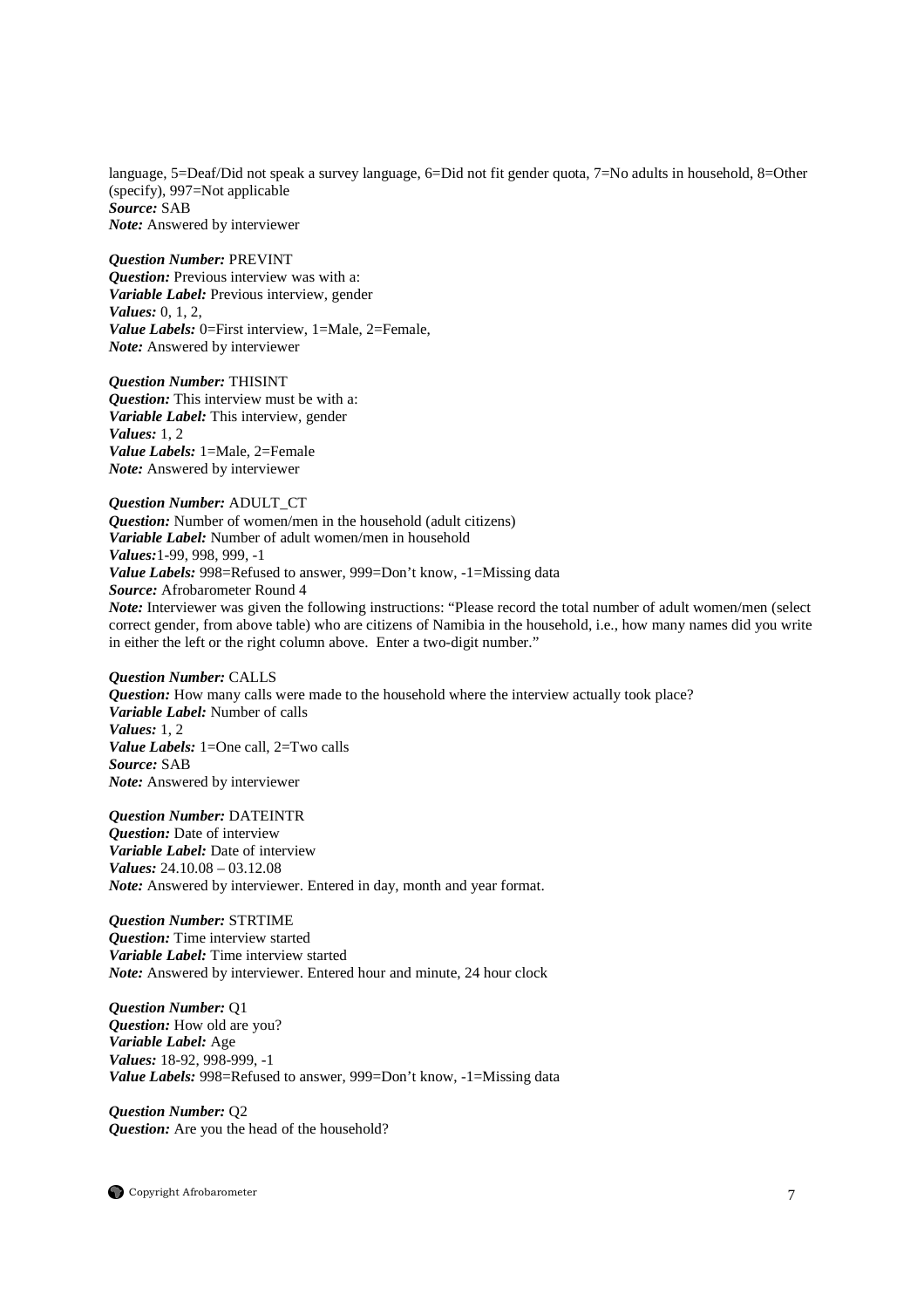language, 5=Deaf/Did not speak a survey language, 6=Did not fit gender quota, 7=No adults in household, 8=Other (specify), 997=Not applicable
***Source:*** SAB
***Note:*** Answered by interviewer

***Question Number:*** PREVINT
***Question:*** Previous interview was with a:
***Variable Label:*** Previous interview, gender
***Values:*** 0, 1, 2,
***Value Labels:*** 0=First interview, 1=Male, 2=Female,
***Note:*** Answered by interviewer

***Question Number:*** THISINT
***Question:*** This interview must be with a:
***Variable Label:*** This interview, gender
***Values:*** 1, 2
***Value Labels:*** 1=Male, 2=Female
***Note:*** Answered by interviewer

***Question Number:*** ADULT_CT
***Question:*** Number of women/men in the household (adult citizens)
***Variable Label:*** Number of adult women/men in household
***Values:***1-99, 998, 999, -1
***Value Labels:*** 998=Refused to answer, 999=Don't know, -1=Missing data
***Source:*** Afrobarometer Round 4
***Note:*** Interviewer was given the following instructions: "Please record the total number of adult women/men (select correct gender, from above table) who are citizens of Namibia in the household, i.e., how many names did you write in either the left or the right column above. Enter a two-digit number."

***Question Number:*** CALLS
***Question:*** How many calls were made to the household where the interview actually took place?
***Variable Label:*** Number of calls
***Values:*** 1, 2
***Value Labels:*** 1=One call, 2=Two calls
***Source:*** SAB
***Note:*** Answered by interviewer

***Question Number:*** DATEINTR
***Question:*** Date of interview
***Variable Label:*** Date of interview
***Values:*** 24.10.08 – 03.12.08
***Note:*** Answered by interviewer. Entered in day, month and year format.

***Question Number:*** STRTIME
***Question:*** Time interview started
***Variable Label:*** Time interview started
***Note:*** Answered by interviewer. Entered hour and minute, 24 hour clock

***Question Number:*** Q1
***Question:*** How old are you?
***Variable Label:*** Age
***Values:*** 18-92, 998-999, -1
***Value Labels:*** 998=Refused to answer, 999=Don't know, -1=Missing data

***Question Number:*** Q2
***Question:*** Are you the head of the household?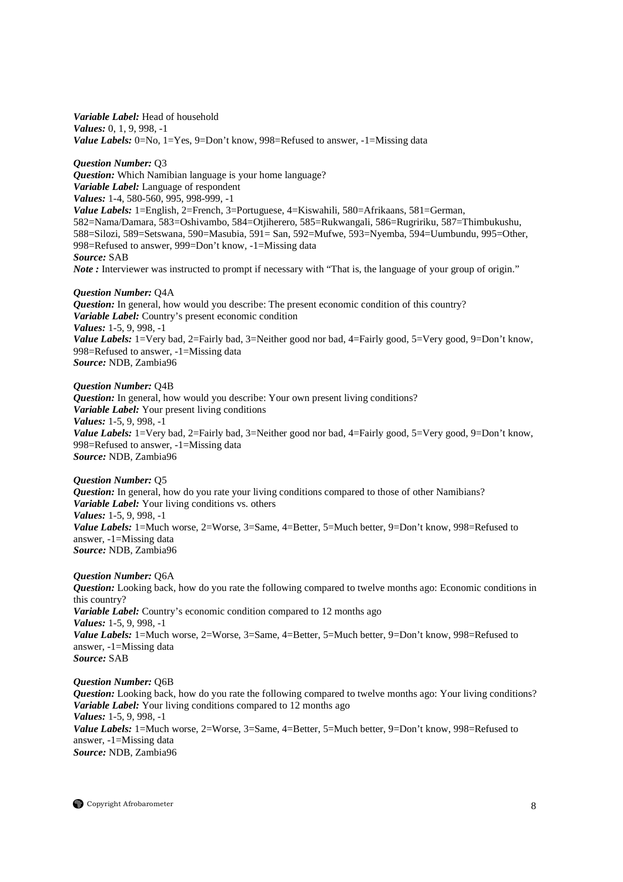***Variable Label:*** Head of household
***Values:*** 0, 1, 9, 998, -1
***Value Labels:*** 0=No, 1=Yes, 9=Don't know, 998=Refused to answer, -1=Missing data

***Question Number:*** Q3
***Question:*** Which Namibian language is your home language?
***Variable Label:*** Language of respondent
***Values:*** 1-4, 580-560, 995, 998-999, -1
***Value Labels:*** 1=English, 2=French, 3=Portuguese, 4=Kiswahili, 580=Afrikaans, 581=German, 582=Nama/Damara, 583=Oshivambo, 584=Otjiherero, 585=Rukwangali, 586=Rugririku, 587=Thimbukushu, 588=Silozi, 589=Setswana, 590=Masubia, 591= San, 592=Mufwe, 593=Nyemba, 594=Uumbundu, 995=Other, 998=Refused to answer, 999=Don't know, -1= Missing data
***Source:*** SAB
***Note :*** Interviewer was instructed to prompt if necessary with "That is, the language of your group of origin."

***Question Number:*** Q4A
***Question:*** In general, how would you describe: The present economic condition of this country?
***Variable Label:*** Country's present economic condition
***Values:*** 1-5, 9, 998, -1
***Value Labels:*** 1=Very bad, 2=Fairly bad, 3=Neither good nor bad, 4=Fairly good, 5=Very good, 9=Don't know, 998=Refused to answer, -1=Missing data
***Source:*** NDB, Zambia96

***Question Number:*** Q4B
***Question:*** In general, how would you describe: Your own present living conditions?
***Variable Label:*** Your present living conditions
***Values:*** 1-5, 9, 998, -1
***Value Labels:*** 1=Very bad, 2=Fairly bad, 3=Neither good nor bad, 4=Fairly good, 5=Very good, 9=Don't know, 998=Refused to answer, -1=Missing data
***Source:*** NDB, Zambia96

***Question Number:*** Q5
***Question:*** In general, how do you rate your living conditions compared to those of other Namibians?
***Variable Label:*** Your living conditions vs. others
***Values:*** 1-5, 9, 998, -1
***Value Labels:*** 1=Much worse, 2=Worse, 3=Same, 4=Better, 5=Much better, 9=Don't know, 998=Refused to answer, -1=Missing data
***Source:*** NDB, Zambia96

***Question Number:*** Q6A
***Question:*** Looking back, how do you rate the following compared to twelve months ago: Economic conditions in this country?
***Variable Label:*** Country's economic condition compared to 12 months ago
***Values:*** 1-5, 9, 998, -1
***Value Labels:*** 1=Much worse, 2=Worse, 3=Same, 4=Better, 5=Much better, 9=Don't know, 998=Refused to answer, -1=Missing data
***Source:*** SAB

***Question Number:*** Q6B
***Question:*** Looking back, how do you rate the following compared to twelve months ago: Your living conditions?
***Variable Label:*** Your living conditions compared to 12 months ago
***Values:*** 1-5, 9, 998, -1
***Value Labels:*** 1=Much worse, 2=Worse, 3=Same, 4=Better, 5=Much better, 9=Don't know, 998=Refused to answer, -1=Missing data
***Source:*** NDB, Zambia96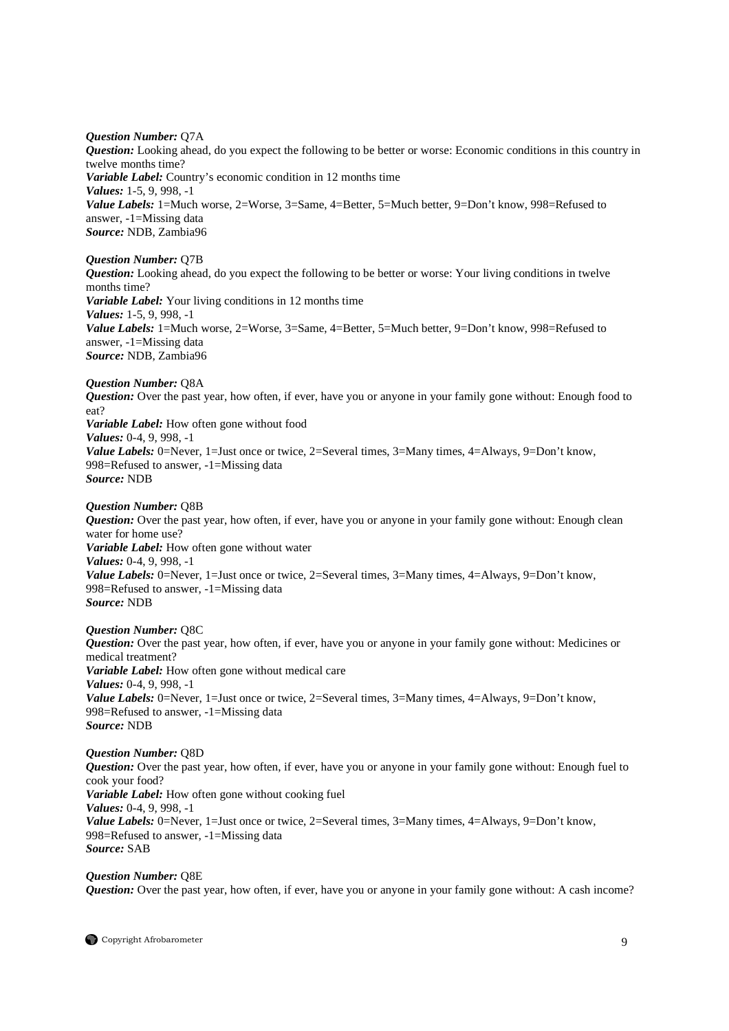***Question Number:*** Q7A
***Question:*** Looking ahead, do you expect the following to be better or worse: Economic conditions in this country in twelve months time?
***Variable Label:*** Country's economic condition in 12 months time
***Values:*** 1-5, 9, 998, -1
***Value Labels:*** 1=Much worse, 2=Worse, 3=Same, 4=Better, 5=Much better, 9=Don't know, 998=Refused to answer, -1=Missing data
***Source:*** NDB, Zambia96

***Question Number:*** Q7B
***Question:*** Looking ahead, do you expect the following to be better or worse: Your living conditions in twelve months time?
***Variable Label:*** Your living conditions in 12 months time
***Values:*** 1-5, 9, 998, -1
***Value Labels:*** 1=Much worse, 2=Worse, 3=Same, 4=Better, 5=Much better, 9=Don't know, 998=Refused to answer, -1=Missing data
***Source:*** NDB, Zambia96

***Question Number:*** Q8A
***Question:*** Over the past year, how often, if ever, have you or anyone in your family gone without: Enough food to eat?
***Variable Label:*** How often gone without food
***Values:*** 0-4, 9, 998, -1
***Value Labels:*** 0=Never, 1=Just once or twice, 2=Several times, 3=Many times, 4=Always, 9=Don't know, 998=Refused to answer, -1=Missing data
***Source:*** NDB

***Question Number:*** Q8B
***Question:*** Over the past year, how often, if ever, have you or anyone in your family gone without: Enough clean water for home use?
***Variable Label:*** How often gone without water
***Values:*** 0-4, 9, 998, -1
***Value Labels:*** 0=Never, 1=Just once or twice, 2=Several times, 3=Many times, 4=Always, 9=Don't know, 998=Refused to answer, -1=Missing data
***Source:*** NDB

***Question Number:*** Q8C
***Question:*** Over the past year, how often, if ever, have you or anyone in your family gone without: Medicines or medical treatment?
***Variable Label:*** How often gone without medical care
***Values:*** 0-4, 9, 998, -1
***Value Labels:*** 0=Never, 1=Just once or twice, 2=Several times, 3=Many times, 4=Always, 9=Don't know, 998=Refused to answer, -1=Missing data
***Source:*** NDB

***Question Number:*** Q8D
***Question:*** Over the past year, how often, if ever, have you or anyone in your family gone without: Enough fuel to cook your food?
***Variable Label:*** How often gone without cooking fuel
***Values:*** 0-4, 9, 998, -1
***Value Labels:*** 0=Never, 1=Just once or twice, 2=Several times, 3=Many times, 4=Always, 9=Don't know, 998=Refused to answer, -1=Missing data
***Source:*** SAB

***Question Number:*** Q8E
***Question:*** Over the past year, how often, if ever, have you or anyone in your family gone without: A cash income?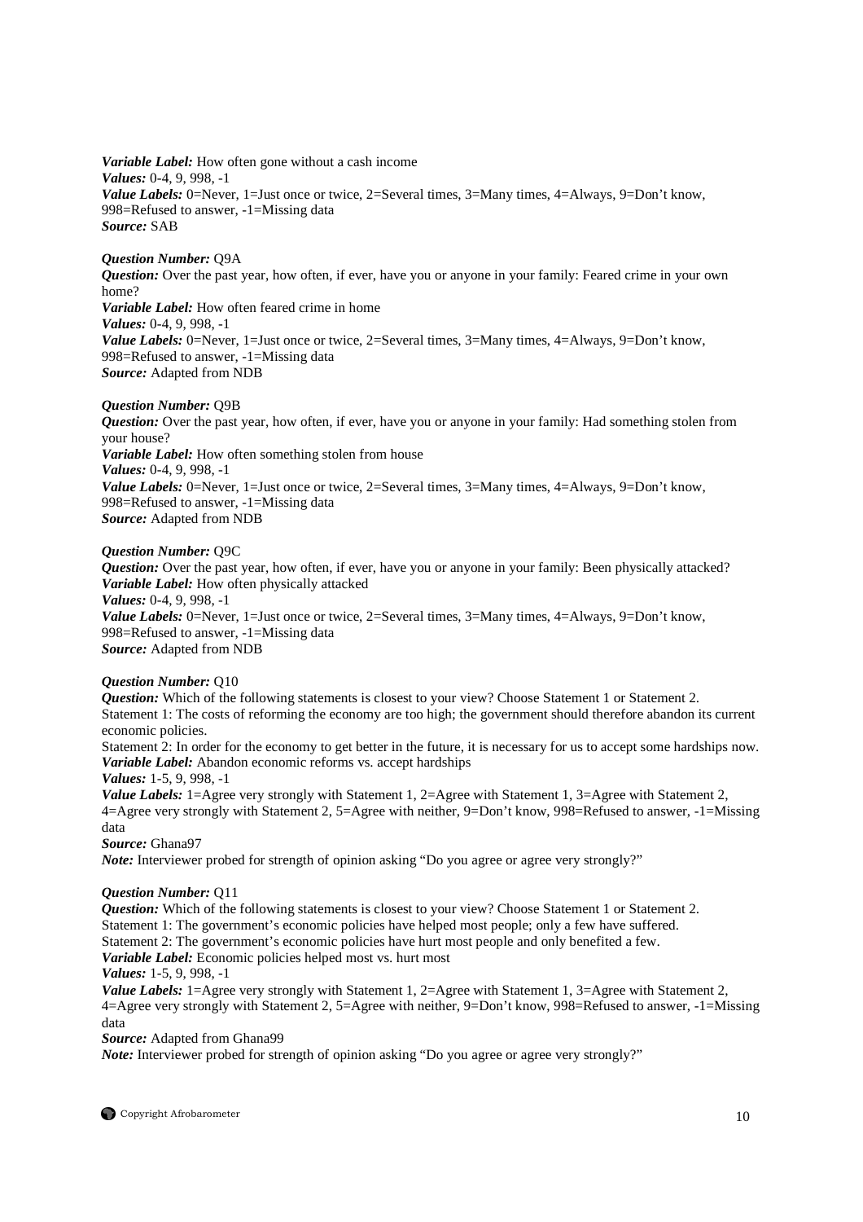***Variable Label:*** How often gone without a cash income
***Values:*** 0-4, 9, 998, -1
***Value Labels:*** 0=Never, 1=Just once or twice, 2=Several times, 3=Many times, 4=Always, 9=Don't know, 998=Refused to answer, -1=Missing data
***Source:*** SAB

***Question Number:*** Q9A
***Question:*** Over the past year, how often, if ever, have you or anyone in your family: Feared crime in your own home?
***Variable Label:*** How often feared crime in home
***Values:*** 0-4, 9, 998, -1
***Value Labels:*** 0=Never, 1=Just once or twice, 2=Several times, 3=Many times, 4=Always, 9=Don't know, 998=Refused to answer, -1=Missing data
***Source:*** Adapted from NDB

***Question Number:*** Q9B
***Question:*** Over the past year, how often, if ever, have you or anyone in your family: Had something stolen from your house?
***Variable Label:*** How often something stolen from house
***Values:*** 0-4, 9, 998, -1
***Value Labels:*** 0=Never, 1=Just once or twice, 2=Several times, 3=Many times, 4=Always, 9=Don't know, 998=Refused to answer, -1=Missing data
***Source:*** Adapted from NDB

***Question Number:*** Q9C
***Question:*** Over the past year, how often, if ever, have you or anyone in your family: Been physically attacked?
***Variable Label:*** How often physically attacked
***Values:*** 0-4, 9, 998, -1
***Value Labels:*** 0=Never, 1=Just once or twice, 2=Several times, 3=Many times, 4=Always, 9=Don't know, 998=Refused to answer, -1=Missing data
***Source:*** Adapted from NDB

***Question Number:*** Q10
***Question:*** Which of the following statements is closest to your view? Choose Statement 1 or Statement 2.
Statement 1: The costs of reforming the economy are too high; the government should therefore abandon its current economic policies.
Statement 2: In order for the economy to get better in the future, it is necessary for us to accept some hardships now.
***Variable Label:*** Abandon economic reforms vs. accept hardships
***Values:*** 1-5, 9, 998, -1
***Value Labels:*** 1=Agree very strongly with Statement 1, 2=Agree with Statement 1, 3=Agree with Statement 2, 4=Agree very strongly with Statement 2, 5=Agree with neither, 9=Don't know, 998=Refused to answer, -1=Missing data
***Source:*** Ghana97
***Note:*** Interviewer probed for strength of opinion asking "Do you agree or agree very strongly?"

***Question Number:*** Q11
***Question:*** Which of the following statements is closest to your view? Choose Statement 1 or Statement 2.
Statement 1: The government's economic policies have helped most people; only a few have suffered.
Statement 2: The government's economic policies have hurt most people and only benefited a few.
***Variable Label:*** Economic policies helped most vs. hurt most
***Values:*** 1-5, 9, 998, -1
***Value Labels:*** 1=Agree very strongly with Statement 1, 2=Agree with Statement 1, 3=Agree with Statement 2, 4=Agree very strongly with Statement 2, 5=Agree with neither, 9=Don't know, 998=Refused to answer, -1=Missing data
***Source:*** Adapted from Ghana99
***Note:*** Interviewer probed for strength of opinion asking "Do you agree or agree very strongly?"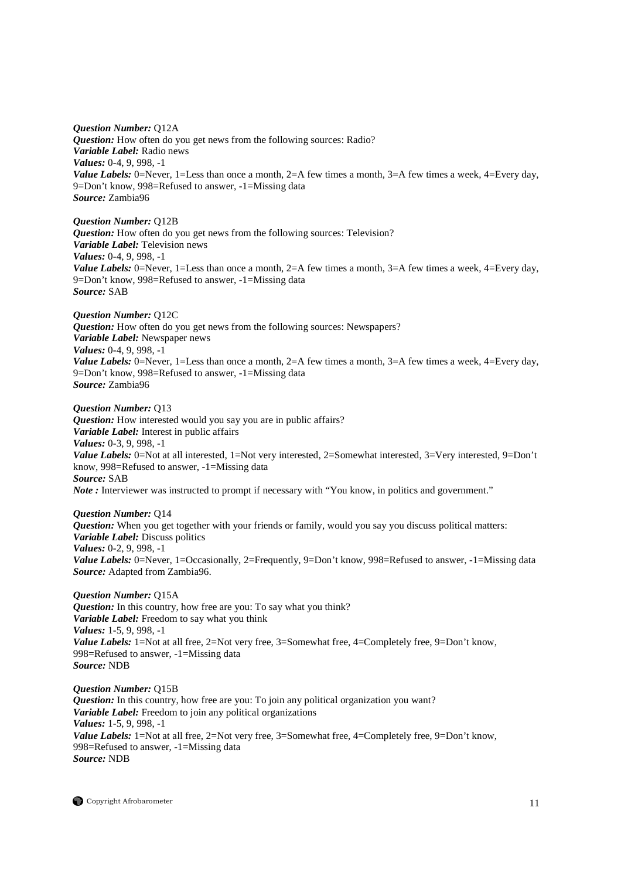***Question Number:*** Q12A
***Question:*** How often do you get news from the following sources: Radio?
***Variable Label:*** Radio news
***Values:*** 0-4, 9, 998, -1
***Value Labels:*** 0=Never, 1=Less than once a month, 2=A few times a month, 3=A few times a week, 4=Every day, 9=Don't know, 998=Refused to answer, -1=Missing data
***Source:*** Zambia96

***Question Number:*** Q12B
***Question:*** How often do you get news from the following sources: Television?
***Variable Label:*** Television news
***Values:*** 0-4, 9, 998, -1
***Value Labels:*** 0=Never, 1=Less than once a month, 2=A few times a month, 3=A few times a week, 4=Every day, 9=Don't know, 998=Refused to answer, -1=Missing data
***Source:*** SAB

***Question Number:*** Q12C
***Question:*** How often do you get news from the following sources: Newspapers?
***Variable Label:*** Newspaper news
***Values:*** 0-4, 9, 998, -1
***Value Labels:*** 0=Never, 1=Less than once a month, 2=A few times a month, 3=A few times a week, 4=Every day, 9=Don't know, 998=Refused to answer, -1=Missing data
***Source:*** Zambia96

***Question Number:*** Q13
***Question:*** How interested would you say you are in public affairs?
***Variable Label:*** Interest in public affairs
***Values:*** 0-3, 9, 998, -1
***Value Labels:*** 0=Not at all interested, 1=Not very interested, 2=Somewhat interested, 3=Very interested, 9=Don't know, 998=Refused to answer, -1=Missing data
***Source:*** SAB
***Note :*** Interviewer was instructed to prompt if necessary with "You know, in politics and government."

***Question Number:*** Q14
***Question:*** When you get together with your friends or family, would you say you discuss political matters:
***Variable Label:*** Discuss politics
***Values:*** 0-2, 9, 998, -1
***Value Labels:*** 0=Never, 1=Occasionally, 2=Frequently, 9=Don't know, 998=Refused to answer, -1=Missing data
***Source:*** Adapted from Zambia96.

***Question Number:*** Q15A
***Question:*** In this country, how free are you: To say what you think?
***Variable Label:*** Freedom to say what you think
***Values:*** 1-5, 9, 998, -1
***Value Labels:*** 1=Not at all free, 2=Not very free, 3=Somewhat free, 4=Completely free, 9=Don't know, 998=Refused to answer, -1=Missing data
***Source:*** NDB

***Question Number:*** Q15B
***Question:*** In this country, how free are you: To join any political organization you want?
***Variable Label:*** Freedom to join any political organizations
***Values:*** 1-5, 9, 998, -1
***Value Labels:*** 1=Not at all free, 2=Not very free, 3=Somewhat free, 4=Completely free, 9=Don't know, 998=Refused to answer, -1=Missing data
***Source:*** NDB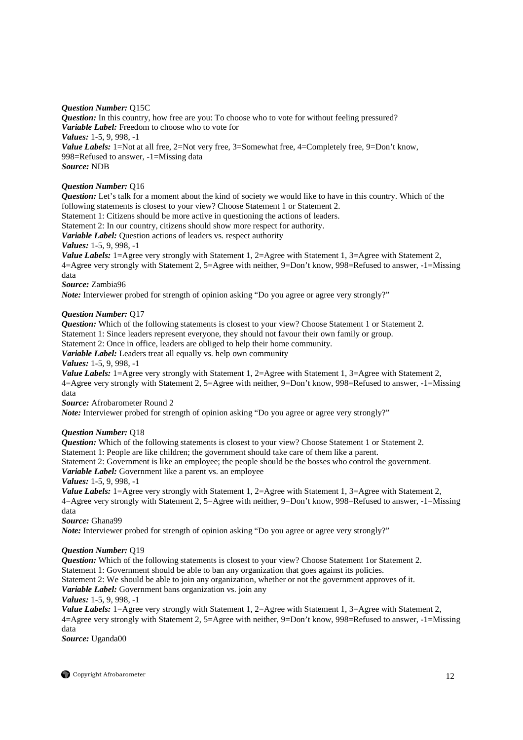***Question Number:*** Q15C
***Question:*** In this country, how free are you: To choose who to vote for without feeling pressured?
***Variable Label:*** Freedom to choose who to vote for
***Values:*** 1-5, 9, 998, -1
***Value Labels:*** 1=Not at all free, 2=Not very free, 3=Somewhat free, 4=Completely free, 9=Don't know, 998=Refused to answer, -1=Missing data
***Source:*** NDB

***Question Number:*** Q16
***Question:*** Let's talk for a moment about the kind of society we would like to have in this country. Which of the following statements is closest to your view? Choose Statement 1 or Statement 2.
Statement 1: Citizens should be more active in questioning the actions of leaders.
Statement 2: In our country, citizens should show more respect for authority.
***Variable Label:*** Question actions of leaders vs. respect authority
***Values:*** 1-5, 9, 998, -1
***Value Labels:*** 1=Agree very strongly with Statement 1, 2=Agree with Statement 1, 3=Agree with Statement 2, 4=Agree very strongly with Statement 2, 5=Agree with neither, 9=Don't know, 998=Refused to answer, -1=Missing data
***Source:*** Zambia96
***Note:*** Interviewer probed for strength of opinion asking "Do you agree or agree very strongly?"

***Question Number:*** Q17
***Question:*** Which of the following statements is closest to your view? Choose Statement 1 or Statement 2.
Statement 1: Since leaders represent everyone, they should not favour their own family or group.
Statement 2: Once in office, leaders are obliged to help their home community.
***Variable Label:*** Leaders treat all equally vs. help own community
***Values:*** 1-5, 9, 998, -1
***Value Labels:*** 1=Agree very strongly with Statement 1, 2=Agree with Statement 1, 3=Agree with Statement 2, 4=Agree very strongly with Statement 2, 5=Agree with neither, 9=Don't know, 998=Refused to answer, -1=Missing data
***Source:*** Afrobarometer Round 2
***Note:*** Interviewer probed for strength of opinion asking "Do you agree or agree very strongly?"

***Question Number:*** Q18
***Question:*** Which of the following statements is closest to your view? Choose Statement 1 or Statement 2.
Statement 1: People are like children; the government should take care of them like a parent.
Statement 2: Government is like an employee; the people should be the bosses who control the government.
***Variable Label:*** Government like a parent vs. an employee
***Values:*** 1-5, 9, 998, -1
***Value Labels:*** 1=Agree very strongly with Statement 1, 2=Agree with Statement 1, 3=Agree with Statement 2, 4=Agree very strongly with Statement 2, 5=Agree with neither, 9=Don't know, 998=Refused to answer, -1=Missing data
***Source:*** Ghana99
***Note:*** Interviewer probed for strength of opinion asking "Do you agree or agree very strongly?"

***Question Number:*** Q19
***Question:*** Which of the following statements is closest to your view? Choose Statement 1or Statement 2.
Statement 1: Government should be able to ban any organization that goes against its policies.
Statement 2: We should be able to join any organization, whether or not the government approves of it.
***Variable Label:*** Government bans organization vs. join any
***Values:*** 1-5, 9, 998, -1
***Value Labels:*** 1=Agree very strongly with Statement 1, 2=Agree with Statement 1, 3=Agree with Statement 2, 4=Agree very strongly with Statement 2, 5=Agree with neither, 9=Don't know, 998=Refused to answer, -1=Missing data
***Source:*** Uganda00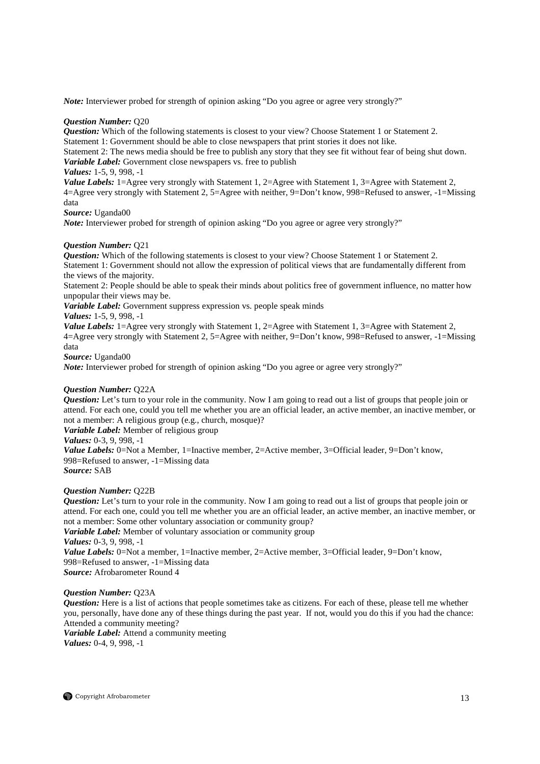*Note:* Interviewer probed for strength of opinion asking "Do you agree or agree very strongly?"

*Question Number:* Q20
*Question:* Which of the following statements is closest to your view? Choose Statement 1 or Statement 2.
Statement 1: Government should be able to close newspapers that print stories it does not like.
Statement 2: The news media should be free to publish any story that they see fit without fear of being shut down.
*Variable Label:* Government close newspapers vs. free to publish
*Values:* 1-5, 9, 998, -1
*Value Labels:* 1=Agree very strongly with Statement 1, 2=Agree with Statement 1, 3=Agree with Statement 2, 4=Agree very strongly with Statement 2, 5=Agree with neither, 9=Don't know, 998=Refused to answer, -1=Missing data
*Source:* Uganda00
*Note:* Interviewer probed for strength of opinion asking "Do you agree or agree very strongly?"

*Question Number:* Q21
*Question:* Which of the following statements is closest to your view? Choose Statement 1 or Statement 2.
Statement 1: Government should not allow the expression of political views that are fundamentally different from the views of the majority.
Statement 2: People should be able to speak their minds about politics free of government influence, no matter how unpopular their views may be.
*Variable Label:* Government suppress expression vs. people speak minds
*Values:* 1-5, 9, 998, -1
*Value Labels:* 1=Agree very strongly with Statement 1, 2=Agree with Statement 1, 3=Agree with Statement 2, 4=Agree very strongly with Statement 2, 5=Agree with neither, 9=Don't know, 998=Refused to answer, -1=Missing data
*Source:* Uganda00
*Note:* Interviewer probed for strength of opinion asking "Do you agree or agree very strongly?"

*Question Number:* Q22A
*Question:* Let's turn to your role in the community. Now I am going to read out a list of groups that people join or attend. For each one, could you tell me whether you are an official leader, an active member, an inactive member, or not a member: A religious group (e.g., church, mosque)?
*Variable Label:* Member of religious group
*Values:* 0-3, 9, 998, -1
*Value Labels:* 0=Not a Member, 1=Inactive member, 2=Active member, 3=Official leader, 9=Don't know, 998=Refused to answer, -1=Missing data
*Source:* SAB

*Question Number:* Q22B
*Question:* Let's turn to your role in the community. Now I am going to read out a list of groups that people join or attend. For each one, could you tell me whether you are an official leader, an active member, an inactive member, or not a member: Some other voluntary association or community group?
*Variable Label:* Member of voluntary association or community group
*Values:* 0-3, 9, 998, -1
*Value Labels:* 0=Not a member, 1=Inactive member, 2=Active member, 3=Official leader, 9=Don't know, 998=Refused to answer, -1=Missing data
*Source:* Afrobarometer Round 4

*Question Number:* Q23A
*Question:* Here is a list of actions that people sometimes take as citizens. For each of these, please tell me whether you, personally, have done any of these things during the past year. If not, would you do this if you had the chance: Attended a community meeting?
*Variable Label:* Attend a community meeting
*Values:* 0-4, 9, 998, -1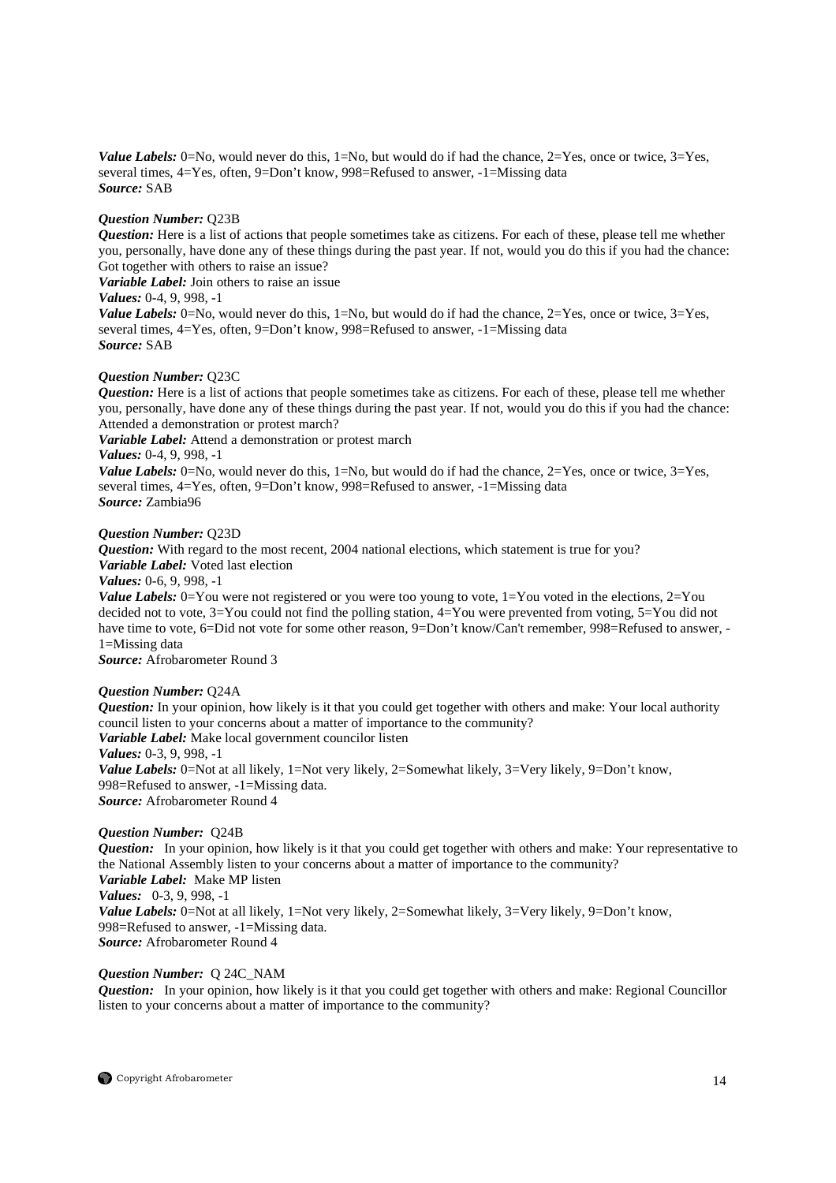***Value Labels:*** 0=No, would never do this, 1=No, but would do if had the chance, 2=Yes, once or twice, 3=Yes, several times, 4=Yes, often, 9=Don't know, 998=Refused to answer, -1=Missing data
***Source:*** SAB

***Question Number:*** Q23B
***Question:*** Here is a list of actions that people sometimes take as citizens. For each of these, please tell me whether you, personally, have done any of these things during the past year. If not, would you do this if you had the chance: Got together with others to raise an issue?
***Variable Label:*** Join others to raise an issue
***Values:*** 0-4, 9, 998, -1
***Value Labels:*** 0=No, would never do this, 1=No, but would do if had the chance, 2=Yes, once or twice, 3=Yes, several times, 4=Yes, often, 9=Don't know, 998=Refused to answer, -1=Missing data
***Source:*** SAB

***Question Number:*** Q23C
***Question:*** Here is a list of actions that people sometimes take as citizens. For each of these, please tell me whether you, personally, have done any of these things during the past year. If not, would you do this if you had the chance: Attended a demonstration or protest march?
***Variable Label:*** Attend a demonstration or protest march
***Values:*** 0-4, 9, 998, -1
***Value Labels:*** 0=No, would never do this, 1=No, but would do if had the chance, 2=Yes, once or twice, 3=Yes, several times, 4=Yes, often, 9=Don't know, 998=Refused to answer, -1=Missing data
***Source:*** Zambia96

***Question Number:*** Q23D
***Question:*** With regard to the most recent, 2004 national elections, which statement is true for you?
***Variable Label:*** Voted last election
***Values:*** 0-6, 9, 998, -1
***Value Labels:*** 0=You were not registered or you were too young to vote, 1=You voted in the elections, 2=You decided not to vote, 3=You could not find the polling station, 4=You were prevented from voting, 5=You did not have time to vote, 6=Did not vote for some other reason, 9=Don't know/Can't remember, 998=Refused to answer, -1=Missing data
***Source:*** Afrobarometer Round 3

***Question Number:*** Q24A
***Question:*** In your opinion, how likely is it that you could get together with others and make: Your local authority council listen to your concerns about a matter of importance to the community?
***Variable Label:*** Make local government councilor listen
***Values:*** 0-3, 9, 998, -1
***Value Labels:*** 0=Not at all likely, 1=Not very likely, 2=Somewhat likely, 3=Very likely, 9=Don't know, 998=Refused to answer, -1=Missing data.
***Source:*** Afrobarometer Round 4

***Question Number:*** Q24B
***Question:*** In your opinion, how likely is it that you could get together with others and make: Your representative to the National Assembly listen to your concerns about a matter of importance to the community?
***Variable Label:*** Make MP listen
***Values:*** 0-3, 9, 998, -1
***Value Labels:*** 0=Not at all likely, 1=Not very likely, 2=Somewhat likely, 3=Very likely, 9=Don't know, 998=Refused to answer, -1=Missing data.
***Source:*** Afrobarometer Round 4

***Question Number:*** Q 24C_NAM
***Question:*** In your opinion, how likely is it that you could get together with others and make: Regional Councillor listen to your concerns about a matter of importance to the community?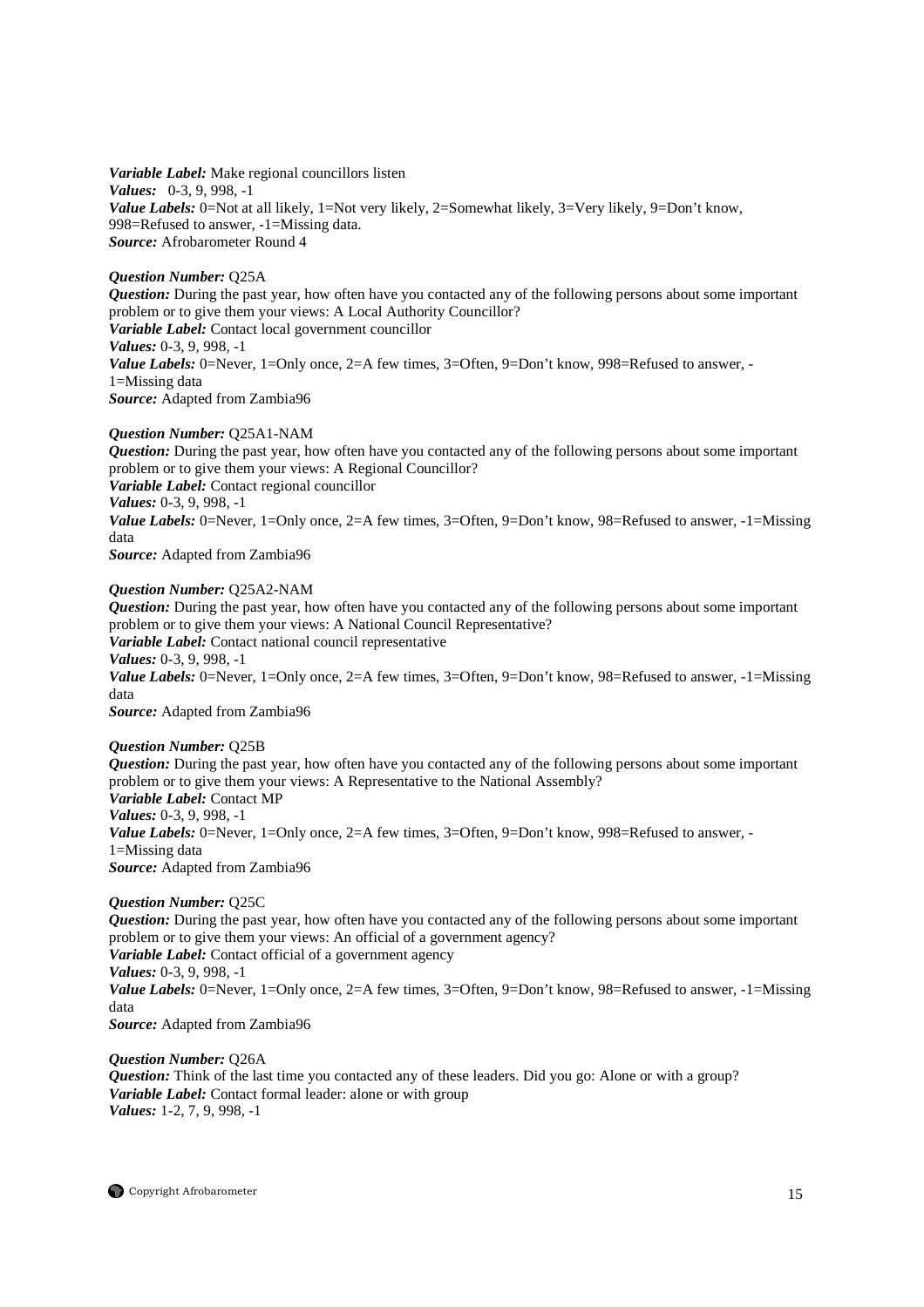*Variable Label:* Make regional councillors listen
*Values:* 0-3, 9, 998, -1
*Value Labels:* 0=Not at all likely, 1=Not very likely, 2=Somewhat likely, 3=Very likely, 9=Don't know, 998=Refused to answer, -1=Missing data.
*Source:* Afrobarometer Round 4

*Question Number:* Q25A
*Question:* During the past year, how often have you contacted any of the following persons about some important problem or to give them your views: A Local Authority Councillor?
*Variable Label:* Contact local government councillor
*Values:* 0-3, 9, 998, -1
*Value Labels:* 0=Never, 1=Only once, 2=A few times, 3=Often, 9=Don't know, 998=Refused to answer, -1=Missing data
*Source:* Adapted from Zambia96

*Question Number:* Q25A1-NAM
*Question:* During the past year, how often have you contacted any of the following persons about some important problem or to give them your views: A Regional Councillor?
*Variable Label:* Contact regional councillor
*Values:* 0-3, 9, 998, -1
*Value Labels:* 0=Never, 1=Only once, 2=A few times, 3=Often, 9=Don't know, 98=Refused to answer, -1=Missing data
*Source:* Adapted from Zambia96

*Question Number:* Q25A2-NAM
*Question:* During the past year, how often have you contacted any of the following persons about some important problem or to give them your views: A National Council Representative?
*Variable Label:* Contact national council representative
*Values:* 0-3, 9, 998, -1
*Value Labels:* 0=Never, 1=Only once, 2=A few times, 3=Often, 9=Don't know, 98=Refused to answer, -1=Missing data
*Source:* Adapted from Zambia96

*Question Number:* Q25B
*Question:* During the past year, how often have you contacted any of the following persons about some important problem or to give them your views: A Representative to the National Assembly?
*Variable Label:* Contact MP
*Values:* 0-3, 9, 998, -1
*Value Labels:* 0=Never, 1=Only once, 2=A few times, 3=Often, 9=Don't know, 998=Refused to answer, -1=Missing data
*Source:* Adapted from Zambia96

*Question Number:* Q25C
*Question:* During the past year, how often have you contacted any of the following persons about some important problem or to give them your views: An official of a government agency?
*Variable Label:* Contact official of a government agency
*Values:* 0-3, 9, 998, -1
*Value Labels:* 0=Never, 1=Only once, 2=A few times, 3=Often, 9=Don't know, 98=Refused to answer, -1=Missing data
*Source:* Adapted from Zambia96

*Question Number:* Q26A
*Question:* Think of the last time you contacted any of these leaders. Did you go: Alone or with a group?
*Variable Label:* Contact formal leader: alone or with group
*Values:* 1-2, 7, 9, 998, -1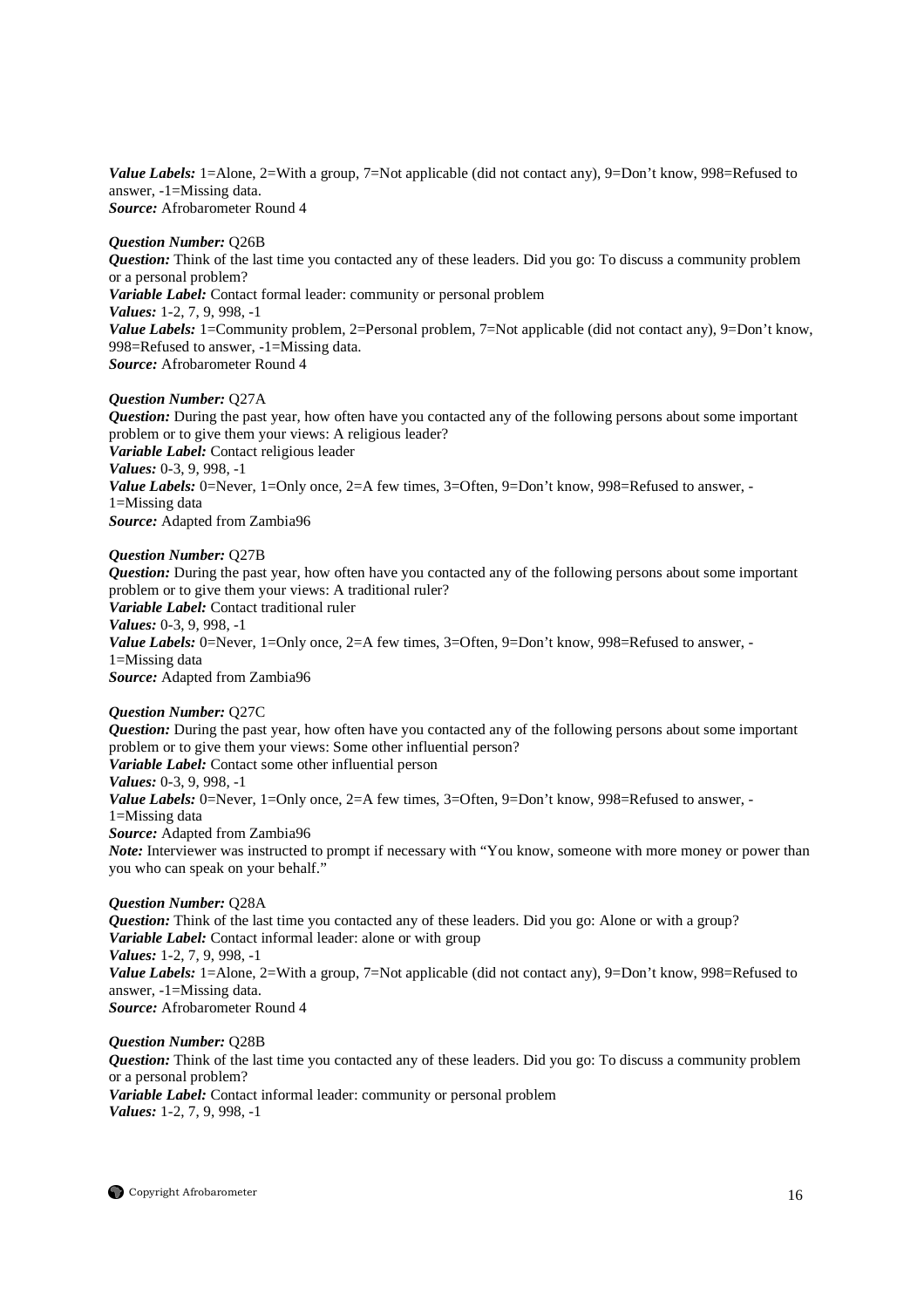***Value Labels:*** 1=Alone, 2=With a group, 7=Not applicable (did not contact any), 9=Don't know, 998=Refused to answer, -1=Missing data.
***Source:*** Afrobarometer Round 4

***Question Number:*** Q26B
***Question:*** Think of the last time you contacted any of these leaders. Did you go: To discuss a community problem or a personal problem?
***Variable Label:*** Contact formal leader: community or personal problem
***Values:*** 1-2, 7, 9, 998, -1
***Value Labels:*** 1=Community problem, 2=Personal problem, 7=Not applicable (did not contact any), 9=Don't know, 998=Refused to answer, -1=Missing data.
***Source:*** Afrobarometer Round 4

***Question Number:*** Q27A
***Question:*** During the past year, how often have you contacted any of the following persons about some important problem or to give them your views: A religious leader?
***Variable Label:*** Contact religious leader
***Values:*** 0-3, 9, 998, -1
***Value Labels:*** 0=Never, 1=Only once, 2=A few times, 3=Often, 9=Don't know, 998=Refused to answer, -1=Missing data
***Source:*** Adapted from Zambia96

***Question Number:*** Q27B
***Question:*** During the past year, how often have you contacted any of the following persons about some important problem or to give them your views: A traditional ruler?
***Variable Label:*** Contact traditional ruler
***Values:*** 0-3, 9, 998, -1
***Value Labels:*** 0=Never, 1=Only once, 2=A few times, 3=Often, 9=Don't know, 998=Refused to answer, -1=Missing data
***Source:*** Adapted from Zambia96

***Question Number:*** Q27C
***Question:*** During the past year, how often have you contacted any of the following persons about some important problem or to give them your views: Some other influential person?
***Variable Label:*** Contact some other influential person
***Values:*** 0-3, 9, 998, -1
***Value Labels:*** 0=Never, 1=Only once, 2=A few times, 3=Often, 9=Don't know, 998=Refused to answer, -1=Missing data
***Source:*** Adapted from Zambia96
***Note:*** Interviewer was instructed to prompt if necessary with "You know, someone with more money or power than you who can speak on your behalf."

***Question Number:*** Q28A
***Question:*** Think of the last time you contacted any of these leaders. Did you go: Alone or with a group?
***Variable Label:*** Contact informal leader: alone or with group
***Values:*** 1-2, 7, 9, 998, -1
***Value Labels:*** 1=Alone, 2=With a group, 7=Not applicable (did not contact any), 9=Don't know, 998=Refused to answer, -1=Missing data.
***Source:*** Afrobarometer Round 4

***Question Number:*** Q28B
***Question:*** Think of the last time you contacted any of these leaders. Did you go: To discuss a community problem or a personal problem?
***Variable Label:*** Contact informal leader: community or personal problem
***Values:*** 1-2, 7, 9, 998, -1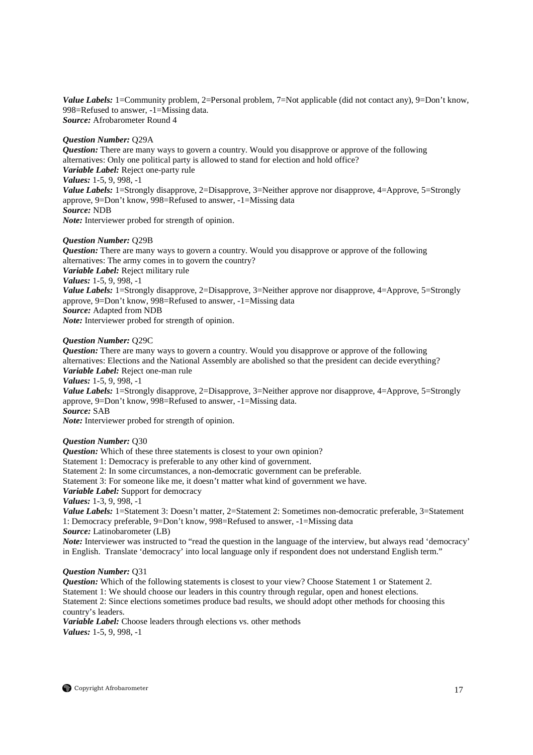***Value Labels:*** 1=Community problem, 2=Personal problem, 7=Not applicable (did not contact any), 9=Don't know, 998=Refused to answer, -1=Missing data.
***Source:*** Afrobarometer Round 4

***Question Number:*** Q29A
***Question:*** There are many ways to govern a country. Would you disapprove or approve of the following alternatives: Only one political party is allowed to stand for election and hold office?
***Variable Label:*** Reject one-party rule
***Values:*** 1-5, 9, 998, -1
***Value Labels:*** 1=Strongly disapprove, 2=Disapprove, 3=Neither approve nor disapprove, 4=Approve, 5=Strongly approve, 9=Don't know, 998=Refused to answer, -1=Missing data
***Source:*** NDB
***Note:*** Interviewer probed for strength of opinion.

***Question Number:*** Q29B
***Question:*** There are many ways to govern a country. Would you disapprove or approve of the following alternatives: The army comes in to govern the country?
***Variable Label:*** Reject military rule
***Values:*** 1-5, 9, 998, -1
***Value Labels:*** 1=Strongly disapprove, 2=Disapprove, 3=Neither approve nor disapprove, 4=Approve, 5=Strongly approve, 9=Don't know, 998=Refused to answer, -1=Missing data
***Source:*** Adapted from NDB
***Note:*** Interviewer probed for strength of opinion.

***Question Number:*** Q29C
***Question:*** There are many ways to govern a country. Would you disapprove or approve of the following alternatives: Elections and the National Assembly are abolished so that the president can decide everything?
***Variable Label:*** Reject one-man rule
***Values:*** 1-5, 9, 998, -1
***Value Labels:*** 1=Strongly disapprove, 2=Disapprove, 3=Neither approve nor disapprove, 4=Approve, 5=Strongly approve, 9=Don't know, 998=Refused to answer, -1=Missing data.
***Source:*** SAB
***Note:*** Interviewer probed for strength of opinion.

***Question Number:*** Q30
***Question:*** Which of these three statements is closest to your own opinion?
Statement 1: Democracy is preferable to any other kind of government.
Statement 2: In some circumstances, a non-democratic government can be preferable.
Statement 3: For someone like me, it doesn't matter what kind of government we have.
***Variable Label:*** Support for democracy
***Values:*** 1-3, 9, 998, -1
***Value Labels:*** 1=Statement 3: Doesn't matter, 2=Statement 2: Sometimes non-democratic preferable, 3=Statement 1: Democracy preferable, 9=Don't know, 998=Refused to answer, -1=Missing data
***Source:*** Latinobarometer (LB)
***Note:*** Interviewer was instructed to "read the question in the language of the interview, but always read 'democracy' in English. Translate 'democracy' into local language only if respondent does not understand English term."

***Question Number:*** Q31
***Question:*** Which of the following statements is closest to your view? Choose Statement 1 or Statement 2.
Statement 1: We should choose our leaders in this country through regular, open and honest elections.
Statement 2: Since elections sometimes produce bad results, we should adopt other methods for choosing this country's leaders.
***Variable Label:*** Choose leaders through elections vs. other methods
***Values:*** 1-5, 9, 998, -1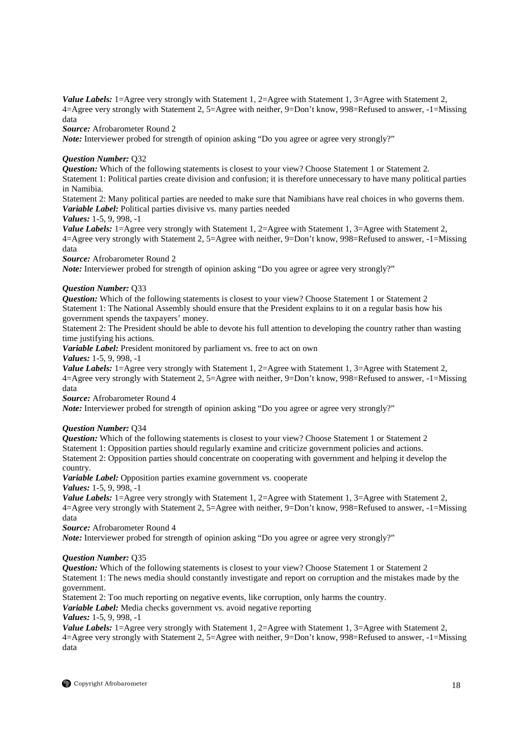***Value Labels:*** 1=Agree very strongly with Statement 1, 2=Agree with Statement 1, 3=Agree with Statement 2, 4=Agree very strongly with Statement 2, 5=Agree with neither, 9=Don't know, 998=Refused to answer, -1=Missing data
***Source:*** Afrobarometer Round 2
***Note:*** Interviewer probed for strength of opinion asking "Do you agree or agree very strongly?"

***Question Number:*** Q32
***Question:*** Which of the following statements is closest to your view? Choose Statement 1 or Statement 2.
Statement 1: Political parties create division and confusion; it is therefore unnecessary to have many political parties in Namibia.
Statement 2: Many political parties are needed to make sure that Namibians have real choices in who governs them.
***Variable Label:*** Political parties divisive vs. many parties needed
***Values:*** 1-5, 9, 998, -1
***Value Labels:*** 1=Agree very strongly with Statement 1, 2=Agree with Statement 1, 3=Agree with Statement 2, 4=Agree very strongly with Statement 2, 5=Agree with neither, 9=Don't know, 998=Refused to answer, -1=Missing data
***Source:*** Afrobarometer Round 2
***Note:*** Interviewer probed for strength of opinion asking "Do you agree or agree very strongly?"

***Question Number:*** Q33
***Question:*** Which of the following statements is closest to your view? Choose Statement 1 or Statement 2
Statement 1: The National Assembly should ensure that the President explains to it on a regular basis how his government spends the taxpayers' money.
Statement 2: The President should be able to devote his full attention to developing the country rather than wasting time justifying his actions.
***Variable Label:*** President monitored by parliament vs. free to act on own
***Values:*** 1-5, 9, 998, -1
***Value Labels:*** 1=Agree very strongly with Statement 1, 2=Agree with Statement 1, 3=Agree with Statement 2, 4=Agree very strongly with Statement 2, 5=Agree with neither, 9=Don't know, 998=Refused to answer, -1=Missing data
***Source:*** Afrobarometer Round 4
***Note:*** Interviewer probed for strength of opinion asking "Do you agree or agree very strongly?"

***Question Number:*** Q34
***Question:*** Which of the following statements is closest to your view? Choose Statement 1 or Statement 2
Statement 1: Opposition parties should regularly examine and criticize government policies and actions.
Statement 2: Opposition parties should concentrate on cooperating with government and helping it develop the country.
***Variable Label:*** Opposition parties examine government vs. cooperate
***Values:*** 1-5, 9, 998, -1
***Value Labels:*** 1=Agree very strongly with Statement 1, 2=Agree with Statement 1, 3=Agree with Statement 2, 4=Agree very strongly with Statement 2, 5=Agree with neither, 9=Don't know, 998=Refused to answer, -1=Missing data
***Source:*** Afrobarometer Round 4
***Note:*** Interviewer probed for strength of opinion asking "Do you agree or agree very strongly?"

***Question Number:*** Q35
***Question:*** Which of the following statements is closest to your view? Choose Statement 1 or Statement 2
Statement 1: The news media should constantly investigate and report on corruption and the mistakes made by the government.
Statement 2: Too much reporting on negative events, like corruption, only harms the country.
***Variable Label:*** Media checks government vs. avoid negative reporting
***Values:*** 1-5, 9, 998, -1
***Value Labels:*** 1=Agree very strongly with Statement 1, 2=Agree with Statement 1, 3=Agree with Statement 2, 4=Agree very strongly with Statement 2, 5=Agree with neither, 9=Don't know, 998=Refused to answer, -1=Missing data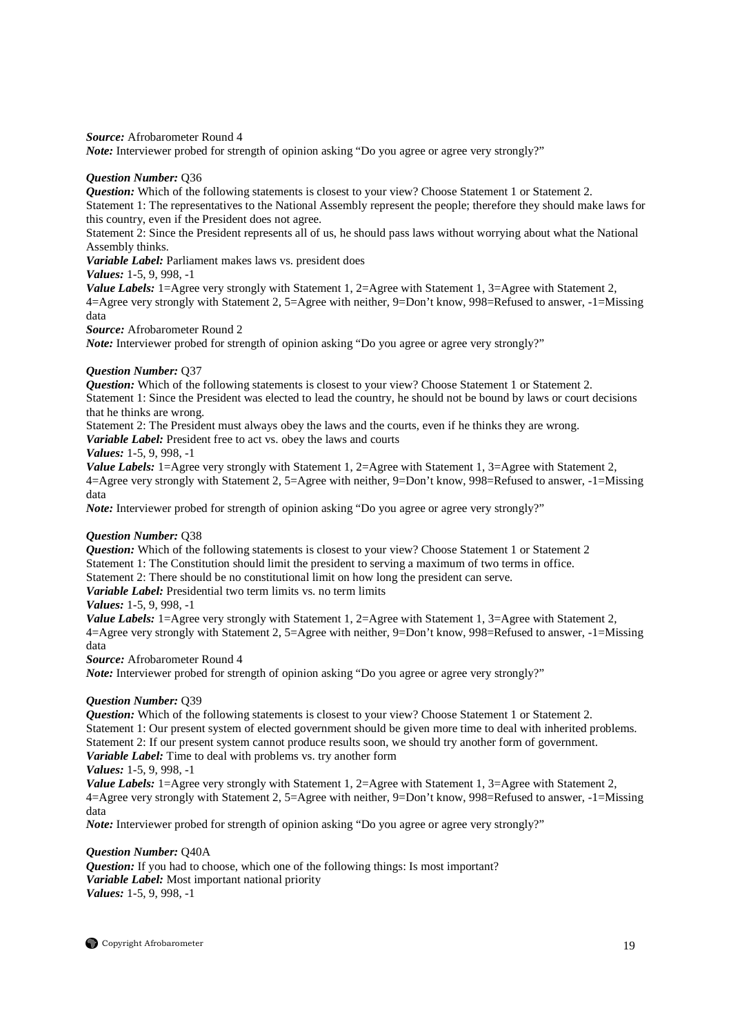***Source:*** Afrobarometer Round 4
***Note:*** Interviewer probed for strength of opinion asking "Do you agree or agree very strongly?"

***Question Number:*** Q36
***Question:*** Which of the following statements is closest to your view? Choose Statement 1 or Statement 2.
Statement 1: The representatives to the National Assembly represent the people; therefore they should make laws for this country, even if the President does not agree.
Statement 2: Since the President represents all of us, he should pass laws without worrying about what the National Assembly thinks.
***Variable Label:*** Parliament makes laws vs. president does
***Values:*** 1-5, 9, 998, -1
***Value Labels:*** 1=Agree very strongly with Statement 1, 2=Agree with Statement 1, 3=Agree with Statement 2, 4=Agree very strongly with Statement 2, 5=Agree with neither, 9=Don't know, 998=Refused to answer, -1=Missing data
***Source:*** Afrobarometer Round 2
***Note:*** Interviewer probed for strength of opinion asking "Do you agree or agree very strongly?"

***Question Number:*** Q37
***Question:*** Which of the following statements is closest to your view? Choose Statement 1 or Statement 2.
Statement 1: Since the President was elected to lead the country, he should not be bound by laws or court decisions that he thinks are wrong.
Statement 2: The President must always obey the laws and the courts, even if he thinks they are wrong.
***Variable Label:*** President free to act vs. obey the laws and courts
***Values:*** 1-5, 9, 998, -1
***Value Labels:*** 1=Agree very strongly with Statement 1, 2=Agree with Statement 1, 3=Agree with Statement 2, 4=Agree very strongly with Statement 2, 5=Agree with neither, 9=Don't know, 998=Refused to answer, -1=Missing data
***Note:*** Interviewer probed for strength of opinion asking "Do you agree or agree very strongly?"

***Question Number:*** Q38
***Question:*** Which of the following statements is closest to your view? Choose Statement 1 or Statement 2
Statement 1: The Constitution should limit the president to serving a maximum of two terms in office.
Statement 2: There should be no constitutional limit on how long the president can serve.
***Variable Label:*** Presidential two term limits vs. no term limits
***Values:*** 1-5, 9, 998, -1
***Value Labels:*** 1=Agree very strongly with Statement 1, 2=Agree with Statement 1, 3=Agree with Statement 2, 4=Agree very strongly with Statement 2, 5=Agree with neither, 9=Don't know, 998=Refused to answer, -1=Missing data
***Source:*** Afrobarometer Round 4
***Note:*** Interviewer probed for strength of opinion asking "Do you agree or agree very strongly?"

***Question Number:*** Q39
***Question:*** Which of the following statements is closest to your view? Choose Statement 1 or Statement 2.
Statement 1: Our present system of elected government should be given more time to deal with inherited problems.
Statement 2: If our present system cannot produce results soon, we should try another form of government.
***Variable Label:*** Time to deal with problems vs. try another form
***Values:*** 1-5, 9, 998, -1
***Value Labels:*** 1=Agree very strongly with Statement 1, 2=Agree with Statement 1, 3=Agree with Statement 2, 4=Agree very strongly with Statement 2, 5=Agree with neither, 9=Don't know, 998=Refused to answer, -1=Missing data
***Note:*** Interviewer probed for strength of opinion asking "Do you agree or agree very strongly?"

***Question Number:*** Q40A
***Question:*** If you had to choose, which one of the following things: Is most important?
***Variable Label:*** Most important national priority
***Values:*** 1-5, 9, 998, -1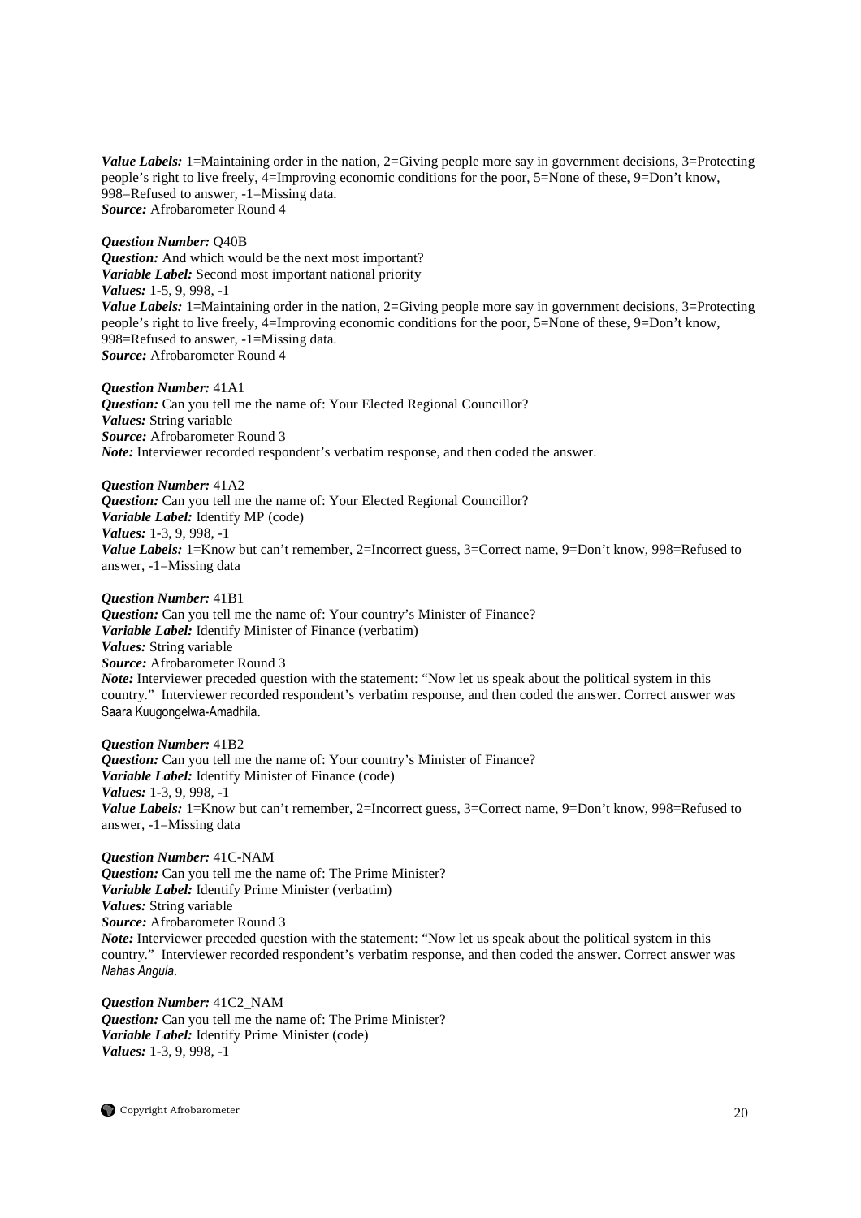***Value Labels:*** 1=Maintaining order in the nation, 2=Giving people more say in government decisions, 3=Protecting people's right to live freely, 4=Improving economic conditions for the poor, 5=None of these, 9=Don't know, 998=Refused to answer, -1=Missing data.
***Source:*** Afrobarometer Round 4

***Question Number:*** Q40B
***Question:*** And which would be the next most important?
***Variable Label:*** Second most important national priority
***Values:*** 1-5, 9, 998, -1
***Value Labels:*** 1=Maintaining order in the nation, 2=Giving people more say in government decisions, 3=Protecting people's right to live freely, 4=Improving economic conditions for the poor, 5=None of these, 9=Don't know, 998=Refused to answer, -1=Missing data.
***Source:*** Afrobarometer Round 4

***Question Number:*** 41A1
***Question:*** Can you tell me the name of: Your Elected Regional Councillor?
***Values:*** String variable
***Source:*** Afrobarometer Round 3
***Note:*** Interviewer recorded respondent's verbatim response, and then coded the answer.

***Question Number:*** 41A2
***Question:*** Can you tell me the name of: Your Elected Regional Councillor?
***Variable Label:*** Identify MP (code)
***Values:*** 1-3, 9, 998, -1
***Value Labels:*** 1=Know but can't remember, 2=Incorrect guess, 3=Correct name, 9=Don't know, 998=Refused to answer, -1=Missing data

***Question Number:*** 41B1
***Question:*** Can you tell me the name of: Your country's Minister of Finance?
***Variable Label:*** Identify Minister of Finance (verbatim)
***Values:*** String variable
***Source:*** Afrobarometer Round 3
***Note:*** Interviewer preceded question with the statement: "Now let us speak about the political system in this country." Interviewer recorded respondent's verbatim response, and then coded the answer. Correct answer was Saara Kuugongelwa-Amadhila.

***Question Number:*** 41B2
***Question:*** Can you tell me the name of: Your country's Minister of Finance?
***Variable Label:*** Identify Minister of Finance (code)
***Values:*** 1-3, 9, 998, -1
***Value Labels:*** 1=Know but can't remember, 2=Incorrect guess, 3=Correct name, 9=Don't know, 998=Refused to answer, -1=Missing data

***Question Number:*** 41C-NAM
***Question:*** Can you tell me the name of: The Prime Minister?
***Variable Label:*** Identify Prime Minister (verbatim)
***Values:*** String variable
***Source:*** Afrobarometer Round 3
***Note:*** Interviewer preceded question with the statement: "Now let us speak about the political system in this country." Interviewer recorded respondent's verbatim response, and then coded the answer. Correct answer was *Nahas Angula*.

***Question Number:*** 41C2_NAM
***Question:*** Can you tell me the name of: The Prime Minister?
***Variable Label:*** Identify Prime Minister (code)
***Values:*** 1-3, 9, 998, -1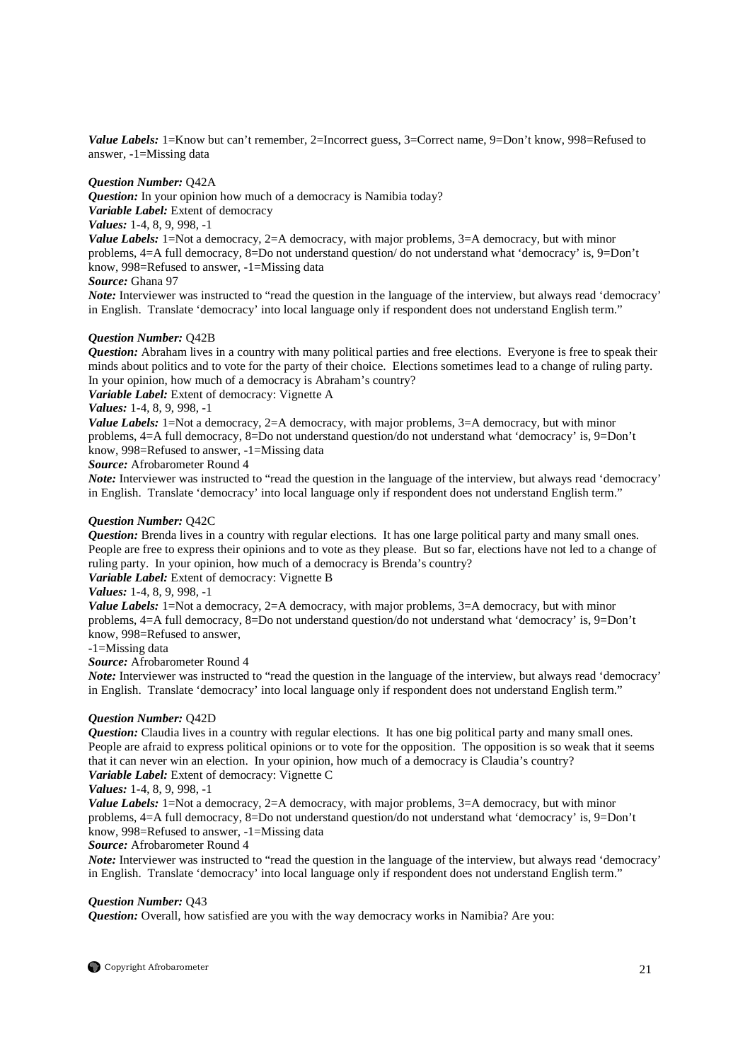***Value Labels:*** 1=Know but can't remember, 2=Incorrect guess, 3=Correct name, 9=Don't know, 998=Refused to answer, -1=Missing data

***Question Number:*** Q42A
***Question:*** In your opinion how much of a democracy is Namibia today?
***Variable Label:*** Extent of democracy
***Values:*** 1-4, 8, 9, 998, -1
***Value Labels:*** 1=Not a democracy, 2=A democracy, with major problems, 3=A democracy, but with minor problems, 4=A full democracy, 8=Do not understand question/ do not understand what 'democracy' is, 9=Don't know, 998=Refused to answer, -1=Missing data
***Source:*** Ghana 97
***Note:*** Interviewer was instructed to "read the question in the language of the interview, but always read 'democracy' in English. Translate 'democracy' into local language only if respondent does not understand English term."

***Question Number:*** Q42B
***Question:*** Abraham lives in a country with many political parties and free elections. Everyone is free to speak their minds about politics and to vote for the party of their choice. Elections sometimes lead to a change of ruling party. In your opinion, how much of a democracy is Abraham's country?
***Variable Label:*** Extent of democracy: Vignette A
***Values:*** 1-4, 8, 9, 998, -1
***Value Labels:*** 1=Not a democracy, 2=A democracy, with major problems, 3=A democracy, but with minor problems, 4=A full democracy, 8=Do not understand question/do not understand what 'democracy' is, 9=Don't know, 998=Refused to answer, -1=Missing data
***Source:*** Afrobarometer Round 4
***Note:*** Interviewer was instructed to "read the question in the language of the interview, but always read 'democracy' in English. Translate 'democracy' into local language only if respondent does not understand English term."

***Question Number:*** Q42C
***Question:*** Brenda lives in a country with regular elections. It has one large political party and many small ones. People are free to express their opinions and to vote as they please. But so far, elections have not led to a change of ruling party. In your opinion, how much of a democracy is Brenda's country?
***Variable Label:*** Extent of democracy: Vignette B
***Values:*** 1-4, 8, 9, 998, -1
***Value Labels:*** 1=Not a democracy, 2=A democracy, with major problems, 3=A democracy, but with minor problems, 4=A full democracy, 8=Do not understand question/do not understand what 'democracy' is, 9=Don't know, 998=Refused to answer,
-1=Missing data
***Source:*** Afrobarometer Round 4
***Note:*** Interviewer was instructed to "read the question in the language of the interview, but always read 'democracy' in English. Translate 'democracy' into local language only if respondent does not understand English term."

***Question Number:*** Q42D
***Question:*** Claudia lives in a country with regular elections. It has one big political party and many small ones. People are afraid to express political opinions or to vote for the opposition. The opposition is so weak that it seems that it can never win an election. In your opinion, how much of a democracy is Claudia's country?
***Variable Label:*** Extent of democracy: Vignette C
***Values:*** 1-4, 8, 9, 998, -1
***Value Labels:*** 1=Not a democracy, 2=A democracy, with major problems, 3=A democracy, but with minor problems, 4=A full democracy, 8=Do not understand question/do not understand what 'democracy' is, 9=Don't know, 998=Refused to answer, -1=Missing data
***Source:*** Afrobarometer Round 4
***Note:*** Interviewer was instructed to "read the question in the language of the interview, but always read 'democracy' in English. Translate 'democracy' into local language only if respondent does not understand English term."

***Question Number:*** Q43
***Question:*** Overall, how satisfied are you with the way democracy works in Namibia? Are you: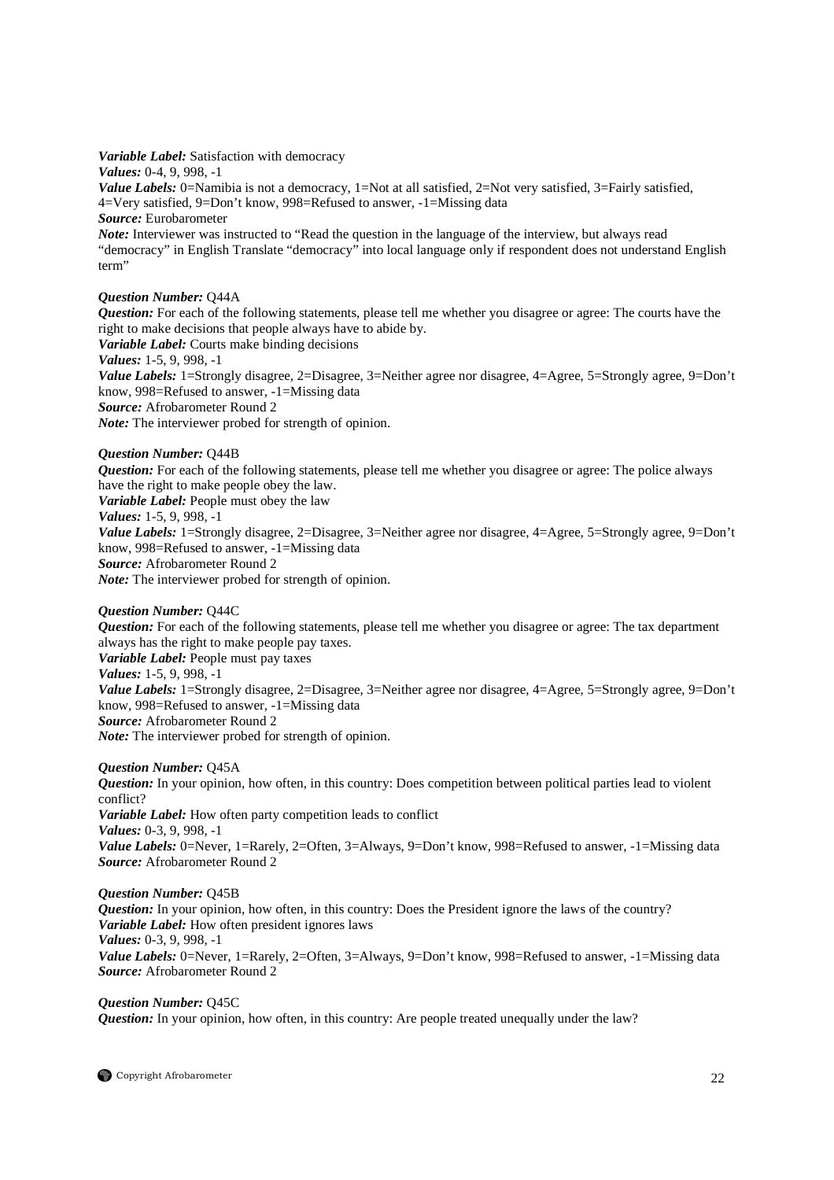***Variable Label:*** Satisfaction with democracy
***Values:*** 0-4, 9, 998, -1
***Value Labels:*** 0=Namibia is not a democracy, 1=Not at all satisfied, 2=Not very satisfied, 3=Fairly satisfied, 4=Very satisfied, 9=Don't know, 998=Refused to answer, -1=Missing data
***Source:*** Eurobarometer
***Note:*** Interviewer was instructed to "Read the question in the language of the interview, but always read "democracy" in English Translate "democracy" into local language only if respondent does not understand English term"

***Question Number:*** Q44A
***Question:*** For each of the following statements, please tell me whether you disagree or agree: The courts have the right to make decisions that people always have to abide by.
***Variable Label:*** Courts make binding decisions
***Values:*** 1-5, 9, 998, -1
***Value Labels:*** 1=Strongly disagree, 2=Disagree, 3=Neither agree nor disagree, 4=Agree, 5=Strongly agree, 9=Don't know, 998=Refused to answer, -1=Missing data
***Source:*** Afrobarometer Round 2
***Note:*** The interviewer probed for strength of opinion.

***Question Number:*** Q44B
***Question:*** For each of the following statements, please tell me whether you disagree or agree: The police always have the right to make people obey the law.
***Variable Label:*** People must obey the law
***Values:*** 1-5, 9, 998, -1
***Value Labels:*** 1=Strongly disagree, 2=Disagree, 3=Neither agree nor disagree, 4=Agree, 5=Strongly agree, 9=Don't know, 998=Refused to answer, -1=Missing data
***Source:*** Afrobarometer Round 2
***Note:*** The interviewer probed for strength of opinion.

***Question Number:*** Q44C
***Question:*** For each of the following statements, please tell me whether you disagree or agree: The tax department always has the right to make people pay taxes.
***Variable Label:*** People must pay taxes
***Values:*** 1-5, 9, 998, -1
***Value Labels:*** 1=Strongly disagree, 2=Disagree, 3=Neither agree nor disagree, 4=Agree, 5=Strongly agree, 9=Don't know, 998=Refused to answer, -1=Missing data
***Source:*** Afrobarometer Round 2
***Note:*** The interviewer probed for strength of opinion.

***Question Number:*** Q45A
***Question:*** In your opinion, how often, in this country: Does competition between political parties lead to violent conflict?
***Variable Label:*** How often party competition leads to conflict
***Values:*** 0-3, 9, 998, -1
***Value Labels:*** 0=Never, 1=Rarely, 2=Often, 3=Always, 9=Don't know, 998=Refused to answer, -1=Missing data
***Source:*** Afrobarometer Round 2

***Question Number:*** Q45B
***Question:*** In your opinion, how often, in this country: Does the President ignore the laws of the country?
***Variable Label:*** How often president ignores laws
***Values:*** 0-3, 9, 998, -1
***Value Labels:*** 0=Never, 1=Rarely, 2=Often, 3=Always, 9=Don't know, 998=Refused to answer, -1=Missing data
***Source:*** Afrobarometer Round 2

***Question Number:*** Q45C
***Question:*** In your opinion, how often, in this country: Are people treated unequally under the law?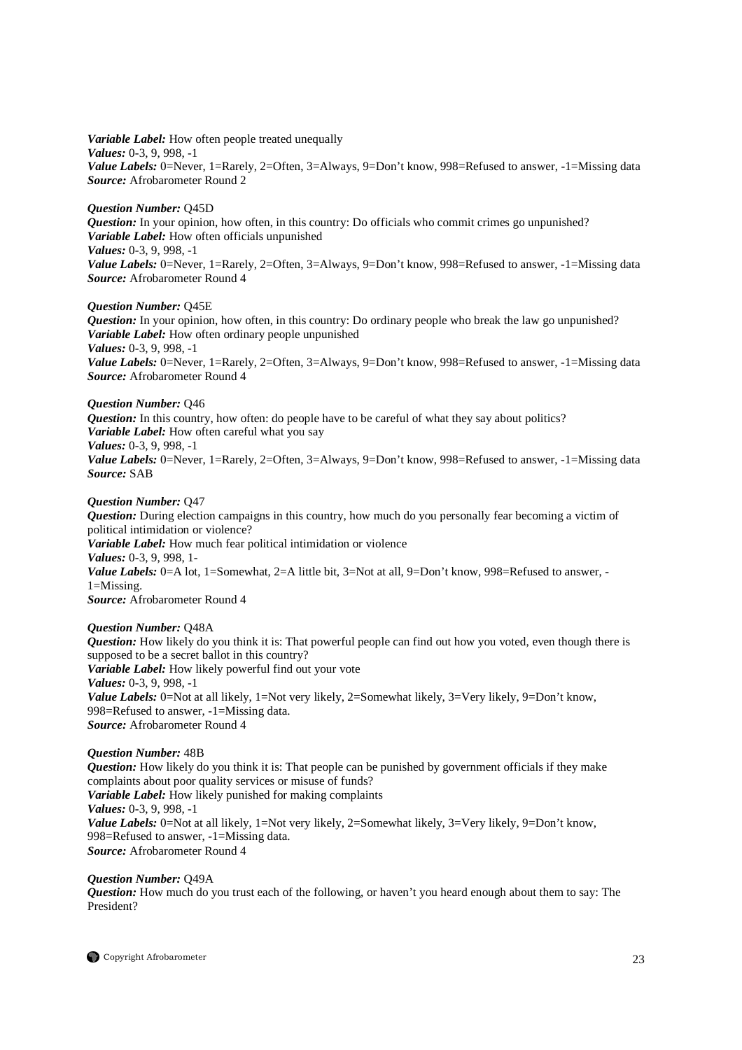***Variable Label:*** How often people treated unequally
***Values:*** 0-3, 9, 998, -1
***Value Labels:*** 0=Never, 1=Rarely, 2=Often, 3=Always, 9=Don't know, 998=Refused to answer, -1=Missing data
***Source:*** Afrobarometer Round 2

***Question Number:*** Q45D
***Question:*** In your opinion, how often, in this country: Do officials who commit crimes go unpunished?
***Variable Label:*** How often officials unpunished
***Values:*** 0-3, 9, 998, -1
***Value Labels:*** 0=Never, 1=Rarely, 2=Often, 3=Always, 9=Don't know, 998=Refused to answer, -1=Missing data
***Source:*** Afrobarometer Round 4

***Question Number:*** Q45E
***Question:*** In your opinion, how often, in this country: Do ordinary people who break the law go unpunished?
***Variable Label:*** How often ordinary people unpunished
***Values:*** 0-3, 9, 998, -1
***Value Labels:*** 0=Never, 1=Rarely, 2=Often, 3=Always, 9=Don't know, 998=Refused to answer, -1=Missing data
***Source:*** Afrobarometer Round 4

***Question Number:*** Q46
***Question:*** In this country, how often: do people have to be careful of what they say about politics?
***Variable Label:*** How often careful what you say
***Values:*** 0-3, 9, 998, -1
***Value Labels:*** 0=Never, 1=Rarely, 2=Often, 3=Always, 9=Don't know, 998=Refused to answer, -1=Missing data
***Source:*** SAB

***Question Number:*** Q47
***Question:*** During election campaigns in this country, how much do you personally fear becoming a victim of political intimidation or violence?
***Variable Label:*** How much fear political intimidation or violence
***Values:*** 0-3, 9, 998, 1-
***Value Labels:*** 0=A lot, 1=Somewhat, 2=A little bit, 3=Not at all, 9=Don't know, 998=Refused to answer, -1=Missing.
***Source:*** Afrobarometer Round 4

***Question Number:*** Q48A
***Question:*** How likely do you think it is: That powerful people can find out how you voted, even though there is supposed to be a secret ballot in this country?
***Variable Label:*** How likely powerful find out your vote
***Values:*** 0-3, 9, 998, -1
***Value Labels:*** 0=Not at all likely, 1=Not very likely, 2=Somewhat likely, 3=Very likely, 9=Don't know, 998=Refused to answer, -1=Missing data.
***Source:*** Afrobarometer Round 4

***Question Number:*** 48B
***Question:*** How likely do you think it is: That people can be punished by government officials if they make complaints about poor quality services or misuse of funds?
***Variable Label:*** How likely punished for making complaints
***Values:*** 0-3, 9, 998, -1
***Value Labels:*** 0=Not at all likely, 1=Not very likely, 2=Somewhat likely, 3=Very likely, 9=Don't know, 998=Refused to answer, -1=Missing data.
***Source:*** Afrobarometer Round 4

***Question Number:*** Q49A
***Question:*** How much do you trust each of the following, or haven't you heard enough about them to say: The President?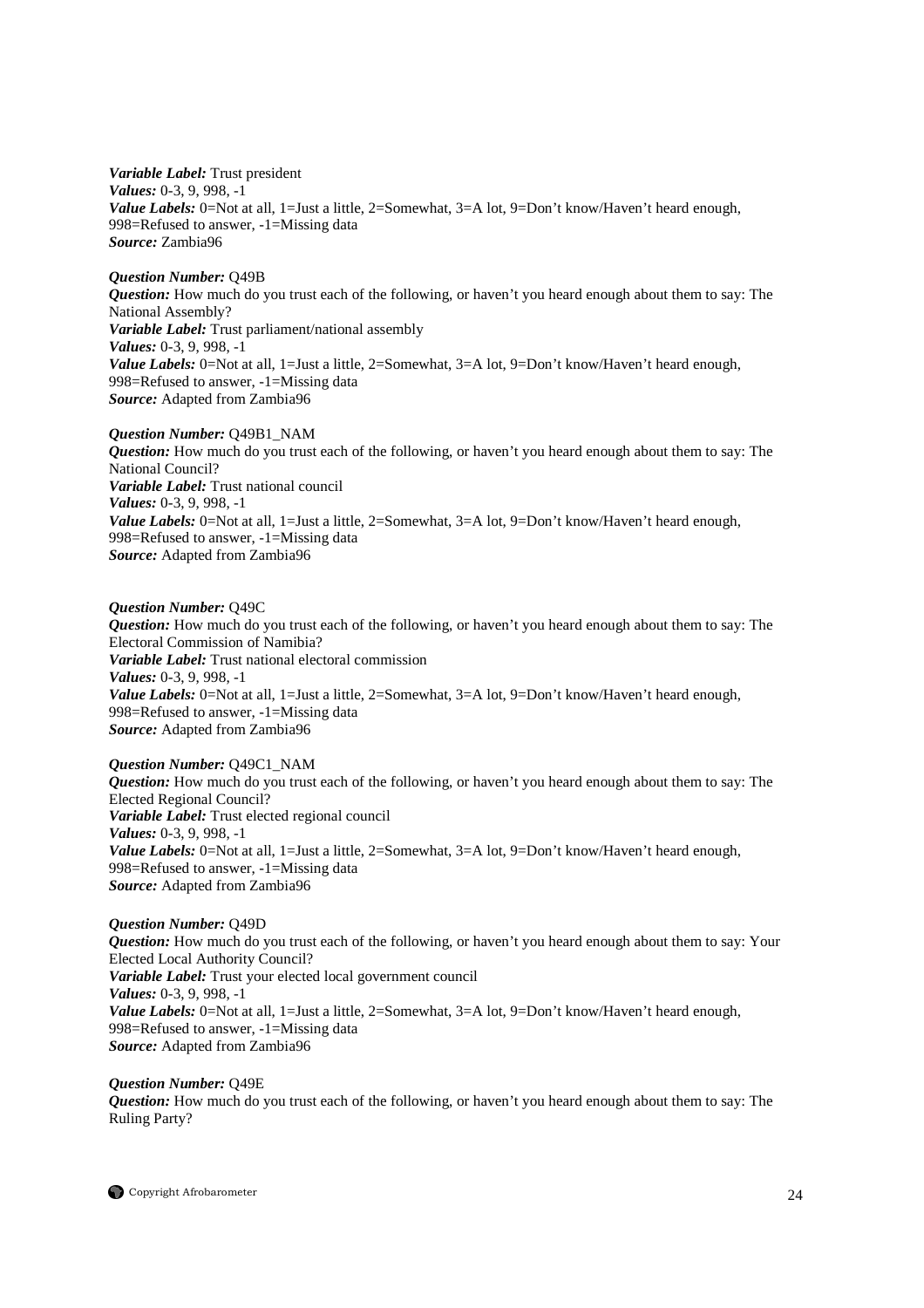*Variable Label:* Trust president
*Values:* 0-3, 9, 998, -1
*Value Labels:* 0=Not at all, 1=Just a little, 2=Somewhat, 3=A lot, 9=Don't know/Haven't heard enough, 998=Refused to answer, -1=Missing data
*Source:* Zambia96

*Question Number:* Q49B
*Question:* How much do you trust each of the following, or haven't you heard enough about them to say: The National Assembly?
*Variable Label:* Trust parliament/national assembly
*Values:* 0-3, 9, 998, -1
*Value Labels:* 0=Not at all, 1=Just a little, 2=Somewhat, 3=A lot, 9=Don't know/Haven't heard enough, 998=Refused to answer, -1=Missing data
*Source:* Adapted from Zambia96

*Question Number:* Q49B1_NAM
*Question:* How much do you trust each of the following, or haven't you heard enough about them to say: The National Council?
*Variable Label:* Trust national council
*Values:* 0-3, 9, 998, -1
*Value Labels:* 0=Not at all, 1=Just a little, 2=Somewhat, 3=A lot, 9=Don't know/Haven't heard enough, 998=Refused to answer, -1=Missing data
*Source:* Adapted from Zambia96

*Question Number:* Q49C
*Question:* How much do you trust each of the following, or haven't you heard enough about them to say: The Electoral Commission of Namibia?
*Variable Label:* Trust national electoral commission
*Values:* 0-3, 9, 998, -1
*Value Labels:* 0=Not at all, 1=Just a little, 2=Somewhat, 3=A lot, 9=Don't know/Haven't heard enough, 998=Refused to answer, -1=Missing data
*Source:* Adapted from Zambia96

*Question Number:* Q49C1_NAM
*Question:* How much do you trust each of the following, or haven't you heard enough about them to say: The Elected Regional Council?
*Variable Label:* Trust elected regional council
*Values:* 0-3, 9, 998, -1
*Value Labels:* 0=Not at all, 1=Just a little, 2=Somewhat, 3=A lot, 9=Don't know/Haven't heard enough, 998=Refused to answer, -1=Missing data
*Source:* Adapted from Zambia96

*Question Number:* Q49D
*Question:* How much do you trust each of the following, or haven't you heard enough about them to say: Your Elected Local Authority Council?
*Variable Label:* Trust your elected local government council
*Values:* 0-3, 9, 998, -1
*Value Labels:* 0=Not at all, 1=Just a little, 2=Somewhat, 3=A lot, 9=Don't know/Haven't heard enough, 998=Refused to answer, -1=Missing data
*Source:* Adapted from Zambia96

*Question Number:* Q49E
*Question:* How much do you trust each of the following, or haven't you heard enough about them to say: The Ruling Party?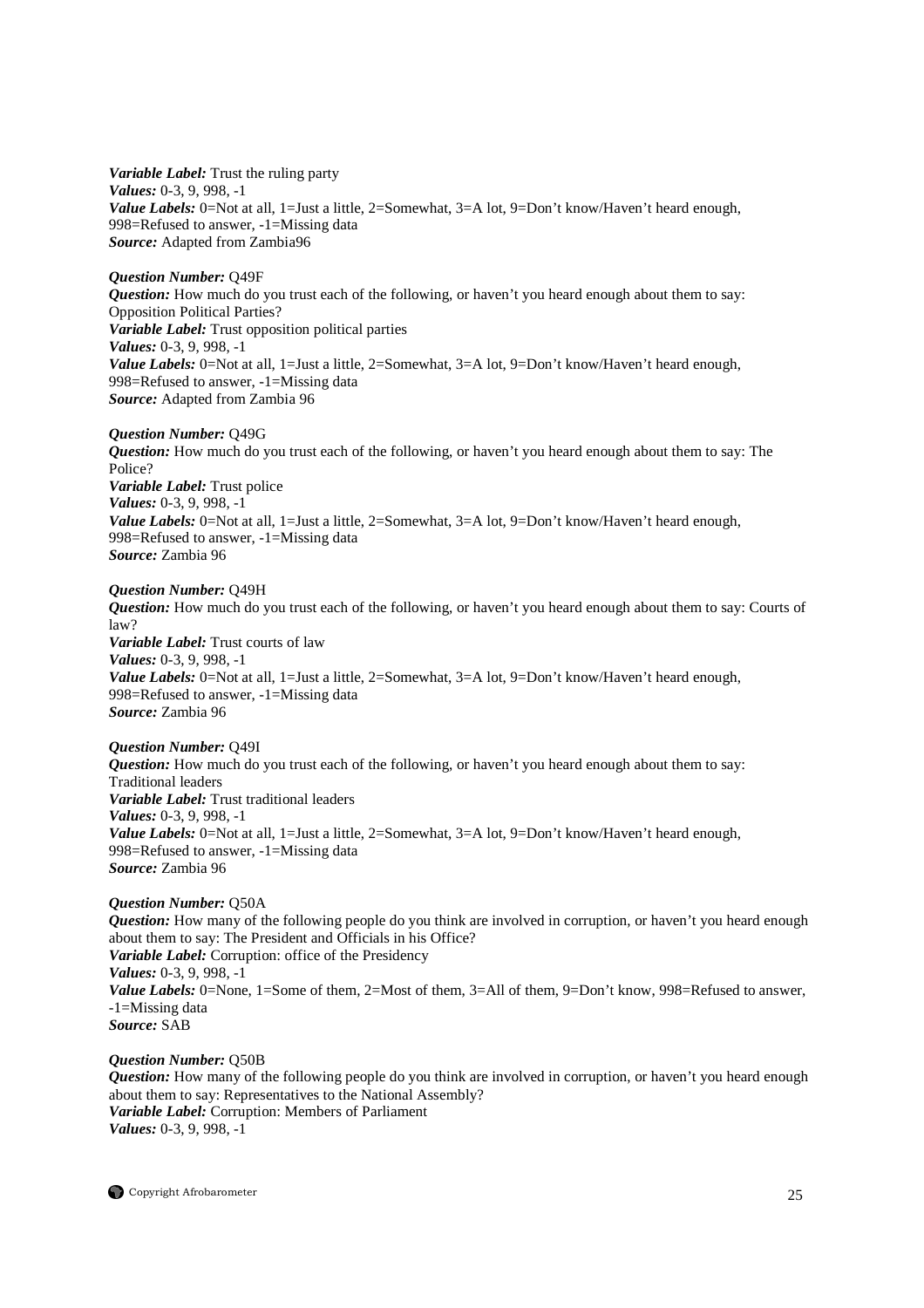***Variable Label:*** Trust the ruling party
***Values:*** 0-3, 9, 998, -1
***Value Labels:*** 0=Not at all, 1=Just a little, 2=Somewhat, 3=A lot, 9=Don't know/Haven't heard enough, 998=Refused to answer, -1=Missing data
***Source:*** Adapted from Zambia96

***Question Number:*** Q49F
***Question:*** How much do you trust each of the following, or haven't you heard enough about them to say: Opposition Political Parties?
***Variable Label:*** Trust opposition political parties
***Values:*** 0-3, 9, 998, -1
***Value Labels:*** 0=Not at all, 1=Just a little, 2=Somewhat, 3=A lot, 9=Don't know/Haven't heard enough, 998=Refused to answer, -1=Missing data
***Source:*** Adapted from Zambia 96

***Question Number:*** Q49G
***Question:*** How much do you trust each of the following, or haven't you heard enough about them to say: The Police?
***Variable Label:*** Trust police
***Values:*** 0-3, 9, 998, -1
***Value Labels:*** 0=Not at all, 1=Just a little, 2=Somewhat, 3=A lot, 9=Don't know/Haven't heard enough, 998=Refused to answer, -1=Missing data
***Source:*** Zambia 96

***Question Number:*** Q49H
***Question:*** How much do you trust each of the following, or haven't you heard enough about them to say: Courts of law?
***Variable Label:*** Trust courts of law
***Values:*** 0-3, 9, 998, -1
***Value Labels:*** 0=Not at all, 1=Just a little, 2=Somewhat, 3=A lot, 9=Don't know/Haven't heard enough, 998=Refused to answer, -1=Missing data
***Source:*** Zambia 96

***Question Number:*** Q49I
***Question:*** How much do you trust each of the following, or haven't you heard enough about them to say: Traditional leaders
***Variable Label:*** Trust traditional leaders
***Values:*** 0-3, 9, 998, -1
***Value Labels:*** 0=Not at all, 1=Just a little, 2=Somewhat, 3=A lot, 9=Don't know/Haven't heard enough, 998=Refused to answer, -1=Missing data
***Source:*** Zambia 96

***Question Number:*** Q50A
***Question:*** How many of the following people do you think are involved in corruption, or haven't you heard enough about them to say: The President and Officials in his Office?
***Variable Label:*** Corruption: office of the Presidency
***Values:*** 0-3, 9, 998, -1
***Value Labels:*** 0=None, 1=Some of them, 2=Most of them, 3=All of them, 9=Don't know, 998=Refused to answer, -1=Missing data
***Source:*** SAB

***Question Number:*** Q50B
***Question:*** How many of the following people do you think are involved in corruption, or haven't you heard enough about them to say: Representatives to the National Assembly?
***Variable Label:*** Corruption: Members of Parliament
***Values:*** 0-3, 9, 998, -1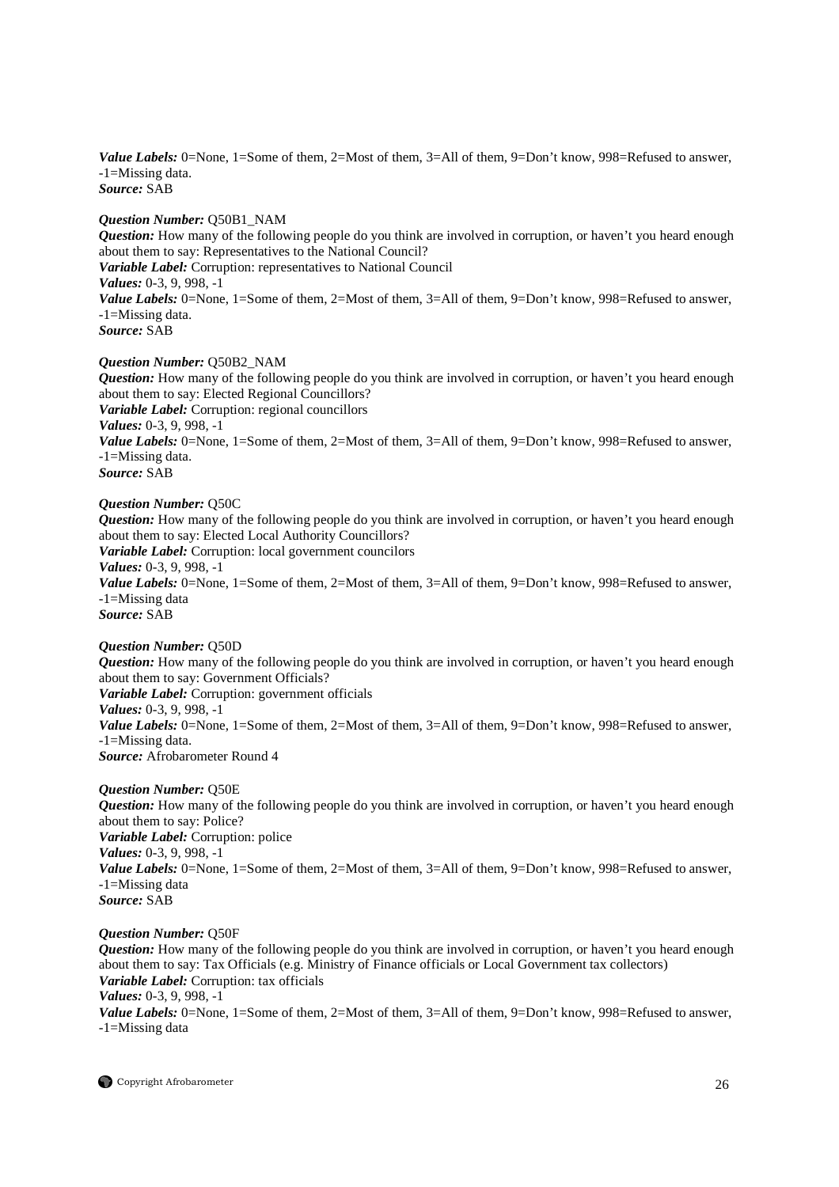*Value Labels:* 0=None, 1=Some of them, 2=Most of them, 3=All of them, 9=Don't know, 998=Refused to answer, -1=Missing data.
*Source:* SAB

*Question Number:* Q50B1_NAM
*Question:* How many of the following people do you think are involved in corruption, or haven't you heard enough about them to say: Representatives to the National Council?
*Variable Label:* Corruption: representatives to National Council
*Values:* 0-3, 9, 998, -1
*Value Labels:* 0=None, 1=Some of them, 2=Most of them, 3=All of them, 9=Don't know, 998=Refused to answer, -1=Missing data.
*Source:* SAB

*Question Number:* Q50B2_NAM
*Question:* How many of the following people do you think are involved in corruption, or haven't you heard enough about them to say: Elected Regional Councillors?
*Variable Label:* Corruption: regional councillors
*Values:* 0-3, 9, 998, -1
*Value Labels:* 0=None, 1=Some of them, 2=Most of them, 3=All of them, 9=Don't know, 998=Refused to answer, -1=Missing data.
*Source:* SAB

*Question Number:* Q50C
*Question:* How many of the following people do you think are involved in corruption, or haven't you heard enough about them to say: Elected Local Authority Councillors?
*Variable Label:* Corruption: local government councilors
*Values:* 0-3, 9, 998, -1
*Value Labels:* 0=None, 1=Some of them, 2=Most of them, 3=All of them, 9=Don't know, 998=Refused to answer, -1=Missing data
*Source:* SAB

*Question Number:* Q50D
*Question:* How many of the following people do you think are involved in corruption, or haven't you heard enough about them to say: Government Officials?
*Variable Label:* Corruption: government officials
*Values:* 0-3, 9, 998, -1
*Value Labels:* 0=None, 1=Some of them, 2=Most of them, 3=All of them, 9=Don't know, 998=Refused to answer, -1=Missing data.
*Source:* Afrobarometer Round 4

*Question Number:* Q50E
*Question:* How many of the following people do you think are involved in corruption, or haven't you heard enough about them to say: Police?
*Variable Label:* Corruption: police
*Values:* 0-3, 9, 998, -1
*Value Labels:* 0=None, 1=Some of them, 2=Most of them, 3=All of them, 9=Don't know, 998=Refused to answer, -1=Missing data
*Source:* SAB

*Question Number:* Q50F
*Question:* How many of the following people do you think are involved in corruption, or haven't you heard enough about them to say: Tax Officials (e.g. Ministry of Finance officials or Local Government tax collectors)
*Variable Label:* Corruption: tax officials
*Values:* 0-3, 9, 998, -1
*Value Labels:* 0=None, 1=Some of them, 2=Most of them, 3=All of them, 9=Don't know, 998=Refused to answer, -1=Missing data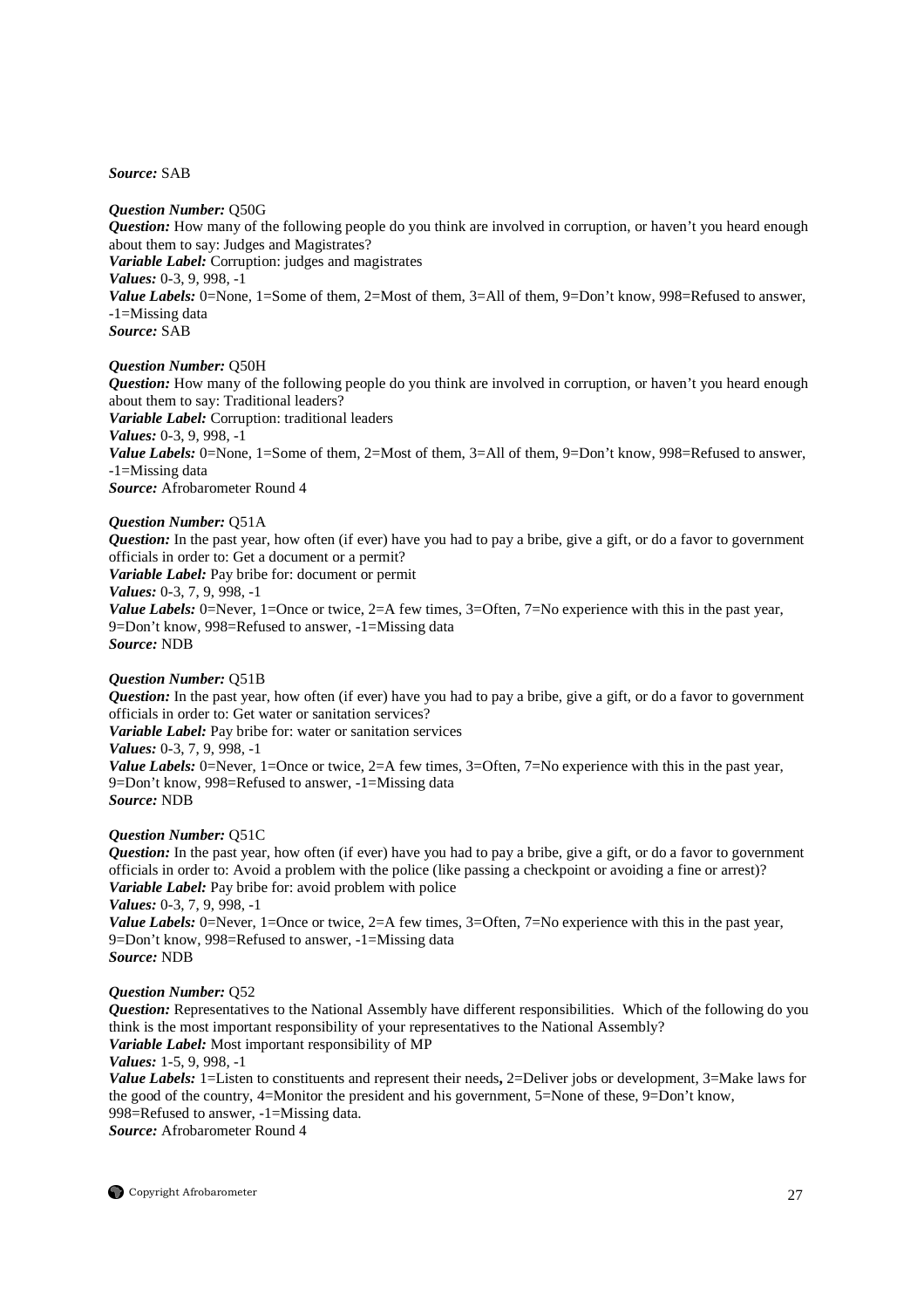*Source:* SAB

*Question Number:* Q50G
*Question:* How many of the following people do you think are involved in corruption, or haven't you heard enough about them to say: Judges and Magistrates?
*Variable Label:* Corruption: judges and magistrates
*Values:* 0-3, 9, 998, -1
*Value Labels:* 0=None, 1=Some of them, 2=Most of them, 3=All of them, 9=Don't know, 998=Refused to answer, -1=Missing data
*Source:* SAB

*Question Number:* Q50H
*Question:* How many of the following people do you think are involved in corruption, or haven't you heard enough about them to say: Traditional leaders?
*Variable Label:* Corruption: traditional leaders
*Values:* 0-3, 9, 998, -1
*Value Labels:* 0=None, 1=Some of them, 2=Most of them, 3=All of them, 9=Don't know, 998=Refused to answer, -1=Missing data
*Source:* Afrobarometer Round 4

*Question Number:* Q51A
*Question:* In the past year, how often (if ever) have you had to pay a bribe, give a gift, or do a favor to government officials in order to: Get a document or a permit?
*Variable Label:* Pay bribe for: document or permit
*Values:* 0-3, 7, 9, 998, -1
*Value Labels:* 0=Never, 1=Once or twice, 2=A few times, 3=Often, 7=No experience with this in the past year, 9=Don't know, 998=Refused to answer, -1=Missing data
*Source:* NDB

*Question Number:* Q51B
*Question:* In the past year, how often (if ever) have you had to pay a bribe, give a gift, or do a favor to government officials in order to: Get water or sanitation services?
*Variable Label:* Pay bribe for: water or sanitation services
*Values:* 0-3, 7, 9, 998, -1
*Value Labels:* 0=Never, 1=Once or twice, 2=A few times, 3=Often, 7=No experience with this in the past year, 9=Don't know, 998=Refused to answer, -1=Missing data
*Source:* NDB

*Question Number:* Q51C
*Question:* In the past year, how often (if ever) have you had to pay a bribe, give a gift, or do a favor to government officials in order to: Avoid a problem with the police (like passing a checkpoint or avoiding a fine or arrest)?
*Variable Label:* Pay bribe for: avoid problem with police
*Values:* 0-3, 7, 9, 998, -1
*Value Labels:* 0=Never, 1=Once or twice, 2=A few times, 3=Often, 7=No experience with this in the past year, 9=Don't know, 998=Refused to answer, -1=Missing data
*Source:* NDB

*Question Number:* Q52
*Question:* Representatives to the National Assembly have different responsibilities. Which of the following do you think is the most important responsibility of your representatives to the National Assembly?
*Variable Label:* Most important responsibility of MP
*Values:* 1-5, 9, 998, -1
*Value Labels:* 1=Listen to constituents and represent their needs**,** 2=Deliver jobs or development, 3=Make laws for the good of the country, 4=Monitor the president and his government, 5=None of these, 9=Don't know, 998=Refused to answer, -1=Missing data.
*Source:* Afrobarometer Round 4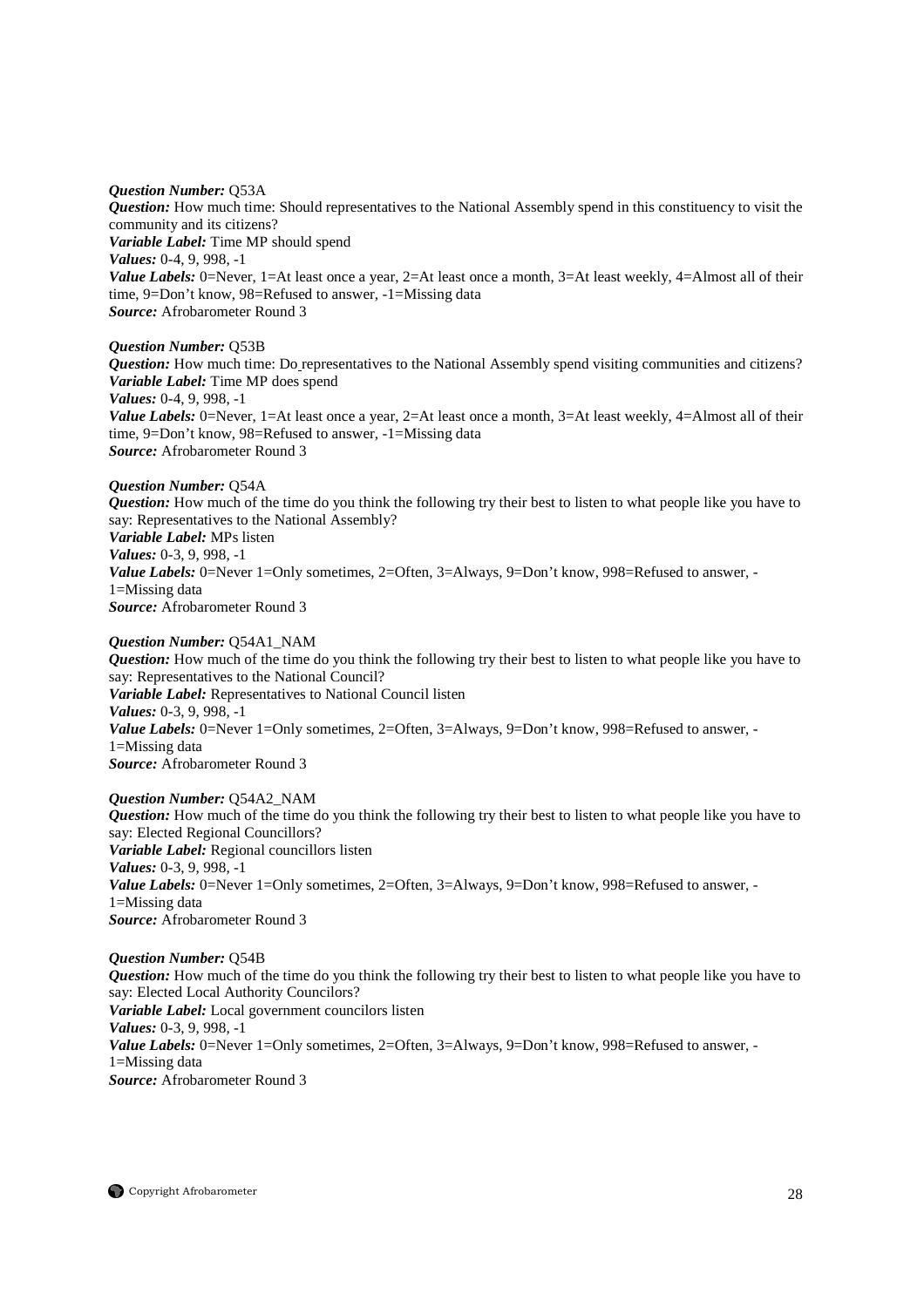***Question Number:*** Q53A
***Question:*** How much time: Should representatives to the National Assembly spend in this constituency to visit the community and its citizens?
***Variable Label:*** Time MP should spend
***Values:*** 0-4, 9, 998, -1
***Value Labels:*** 0=Never, 1=At least once a year, 2=At least once a month, 3=At least weekly, 4=Almost all of their time, 9=Don't know, 98=Refused to answer, -1=Missing data
***Source:*** Afrobarometer Round 3

***Question Number:*** Q53B
***Question:*** How much time: Do representatives to the National Assembly spend visiting communities and citizens?
***Variable Label:*** Time MP does spend
***Values:*** 0-4, 9, 998, -1
***Value Labels:*** 0=Never, 1=At least once a year, 2=At least once a month, 3=At least weekly, 4=Almost all of their time, 9=Don't know, 98=Refused to answer, -1=Missing data
***Source:*** Afrobarometer Round 3

***Question Number:*** Q54A
***Question:*** How much of the time do you think the following try their best to listen to what people like you have to say: Representatives to the National Assembly?
***Variable Label:*** MPs listen
***Values:*** 0-3, 9, 998, -1
***Value Labels:*** 0=Never 1=Only sometimes, 2=Often, 3=Always, 9=Don't know, 998=Refused to answer, -1=Missing data
***Source:*** Afrobarometer Round 3

***Question Number:*** Q54A1_NAM
***Question:*** How much of the time do you think the following try their best to listen to what people like you have to say: Representatives to the National Council?
***Variable Label:*** Representatives to National Council listen
***Values:*** 0-3, 9, 998, -1
***Value Labels:*** 0=Never 1=Only sometimes, 2=Often, 3=Always, 9=Don't know, 998=Refused to answer, -1=Missing data
***Source:*** Afrobarometer Round 3

***Question Number:*** Q54A2_NAM
***Question:*** How much of the time do you think the following try their best to listen to what people like you have to say: Elected Regional Councillors?
***Variable Label:*** Regional councillors listen
***Values:*** 0-3, 9, 998, -1
***Value Labels:*** 0=Never 1=Only sometimes, 2=Often, 3=Always, 9=Don't know, 998=Refused to answer, -1=Missing data
***Source:*** Afrobarometer Round 3

***Question Number:*** Q54B
***Question:*** How much of the time do you think the following try their best to listen to what people like you have to say: Elected Local Authority Councilors?
***Variable Label:*** Local government councilors listen
***Values:*** 0-3, 9, 998, -1
***Value Labels:*** 0=Never 1=Only sometimes, 2=Often, 3=Always, 9=Don't know, 998=Refused to answer, -1=Missing data
***Source:*** Afrobarometer Round 3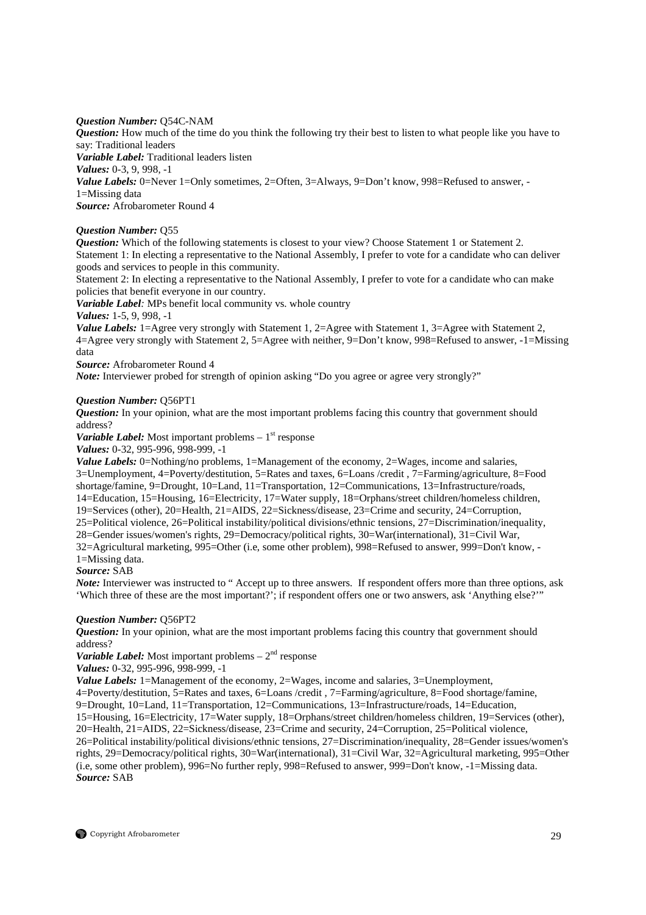***Question Number:*** Q54C-NAM
***Question:*** How much of the time do you think the following try their best to listen to what people like you have to say: Traditional leaders
***Variable Label:*** Traditional leaders listen
***Values:*** 0-3, 9, 998, -1
***Value Labels:*** 0=Never 1=Only sometimes, 2=Often, 3=Always, 9=Don't know, 998=Refused to answer, -1=Missing data
***Source:*** Afrobarometer Round 4

***Question Number:*** Q55
***Question:*** Which of the following statements is closest to your view? Choose Statement 1 or Statement 2.
Statement 1: In electing a representative to the National Assembly, I prefer to vote for a candidate who can deliver goods and services to people in this community.
Statement 2: In electing a representative to the National Assembly, I prefer to vote for a candidate who can make policies that benefit everyone in our country.
***Variable Label:*** MPs benefit local community vs. whole country
***Values:*** 1-5, 9, 998, -1
***Value Labels:*** 1=Agree very strongly with Statement 1, 2=Agree with Statement 1, 3=Agree with Statement 2, 4=Agree very strongly with Statement 2, 5=Agree with neither, 9=Don't know, 998=Refused to answer, -1=Missing data
***Source:*** Afrobarometer Round 4
***Note:*** Interviewer probed for strength of opinion asking "Do you agree or agree very strongly?"

***Question Number:*** Q56PT1
***Question:*** In your opinion, what are the most important problems facing this country that government should address?
***Variable Label:*** Most important problems – 1st response
***Values:*** 0-32, 995-996, 998-999, -1
***Value Labels:*** 0=Nothing/no problems, 1=Management of the economy, 2=Wages, income and salaries, 3=Unemployment, 4=Poverty/destitution, 5=Rates and taxes, 6=Loans /credit , 7=Farming/agriculture, 8=Food shortage/famine, 9=Drought, 10=Land, 11=Transportation, 12=Communications, 13=Infrastructure/roads, 14=Education, 15=Housing, 16=Electricity, 17=Water supply, 18=Orphans/street children/homeless children, 19=Services (other), 20=Health, 21=AIDS, 22=Sickness/disease, 23=Crime and security, 24=Corruption, 25=Political violence, 26=Political instability/political divisions/ethnic tensions, 27=Discrimination/inequality, 28=Gender issues/women's rights, 29=Democracy/political rights, 30=War(international), 31=Civil War, 32=Agricultural marketing, 995=Other (i.e, some other problem), 998=Refused to answer, 999=Don't know, -1=Missing data.
***Source:*** SAB
***Note:*** Interviewer was instructed to " Accept up to three answers. If respondent offers more than three options, ask 'Which three of these are the most important?'; if respondent offers one or two answers, ask 'Anything else?'"

***Question Number:*** Q56PT2
***Question:*** In your opinion, what are the most important problems facing this country that government should address?
***Variable Label:*** Most important problems – 2nd response
***Values:*** 0-32, 995-996, 998-999, -1
***Value Labels:*** 1=Management of the economy, 2=Wages, income and salaries, 3=Unemployment, 4=Poverty/destitution, 5=Rates and taxes, 6=Loans /credit , 7=Farming/agriculture, 8=Food shortage/famine, 9=Drought, 10=Land, 11=Transportation, 12=Communications, 13=Infrastructure/roads, 14=Education, 15=Housing, 16=Electricity, 17=Water supply, 18=Orphans/street children/homeless children, 19=Services (other), 20=Health, 21=AIDS, 22=Sickness/disease, 23=Crime and security, 24=Corruption, 25=Political violence, 26=Political instability/political divisions/ethnic tensions, 27=Discrimination/inequality, 28=Gender issues/women's rights, 29=Democracy/political rights, 30=War(international), 31=Civil War, 32=Agricultural marketing, 995=Other (i.e, some other problem), 996=No further reply, 998=Refused to answer, 999=Don't know, -1=Missing data.
***Source:*** SAB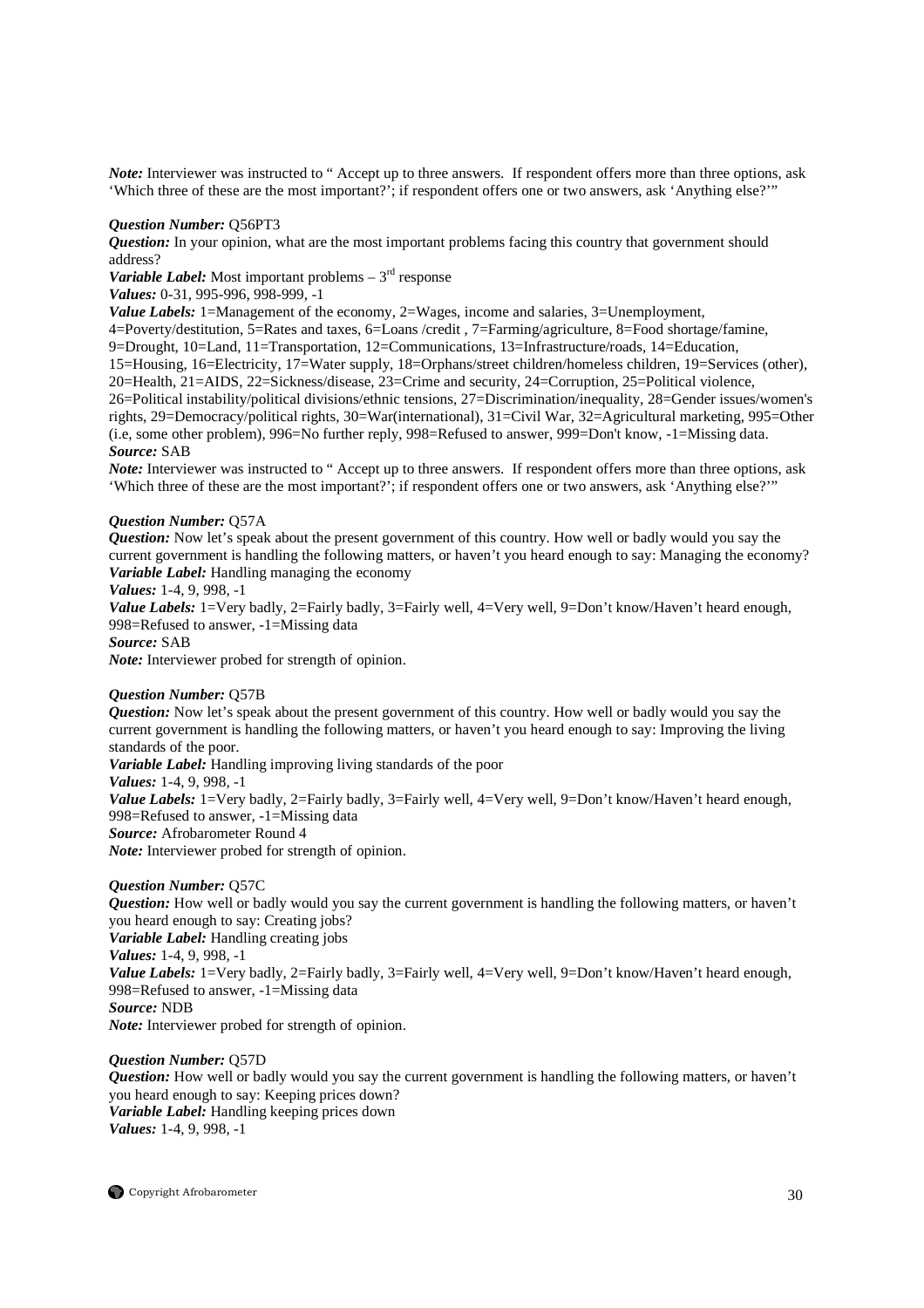*Note:* Interviewer was instructed to " Accept up to three answers. If respondent offers more than three options, ask 'Which three of these are the most important?'; if respondent offers one or two answers, ask 'Anything else?'"

*Question Number:* Q56PT3
*Question:* In your opinion, what are the most important problems facing this country that government should address?
*Variable Label:* Most important problems – 3rd response
*Values:* 0-31, 995-996, 998-999, -1
*Value Labels:* 1=Management of the economy, 2=Wages, income and salaries, 3=Unemployment, 4=Poverty/destitution, 5=Rates and taxes, 6=Loans /credit , 7=Farming/agriculture, 8=Food shortage/famine, 9=Drought, 10=Land, 11=Transportation, 12=Communications, 13=Infrastructure/roads, 14=Education, 15=Housing, 16=Electricity, 17=Water supply, 18=Orphans/street children/homeless children, 19=Services (other), 20=Health, 21=AIDS, 22=Sickness/disease, 23=Crime and security, 24=Corruption, 25=Political violence, 26=Political instability/political divisions/ethnic tensions, 27=Discrimination/inequality, 28=Gender issues/women's rights, 29=Democracy/political rights, 30=War(international), 31=Civil War, 32=Agricultural marketing, 995=Other (i.e, some other problem), 996=No further reply, 998=Refused to answer, 999=Don't know, -1=Missing data.
*Source:* SAB
*Note:* Interviewer was instructed to " Accept up to three answers. If respondent offers more than three options, ask 'Which three of these are the most important?'; if respondent offers one or two answers, ask 'Anything else?'"

*Question Number:* Q57A
*Question:* Now let's speak about the present government of this country. How well or badly would you say the current government is handling the following matters, or haven't you heard enough to say: Managing the economy?
*Variable Label:* Handling managing the economy
*Values:* 1-4, 9, 998, -1
*Value Labels:* 1=Very badly, 2=Fairly badly, 3=Fairly well, 4=Very well, 9=Don't know/Haven't heard enough, 998=Refused to answer, -1=Missing data
*Source:* SAB
*Note:* Interviewer probed for strength of opinion.

*Question Number:* Q57B
*Question:* Now let's speak about the present government of this country. How well or badly would you say the current government is handling the following matters, or haven't you heard enough to say: Improving the living standards of the poor.
*Variable Label:* Handling improving living standards of the poor
*Values:* 1-4, 9, 998, -1
*Value Labels:* 1=Very badly, 2=Fairly badly, 3=Fairly well, 4=Very well, 9=Don't know/Haven't heard enough, 998=Refused to answer, -1=Missing data
*Source:* Afrobarometer Round 4
*Note:* Interviewer probed for strength of opinion.

*Question Number:* Q57C
*Question:* How well or badly would you say the current government is handling the following matters, or haven't you heard enough to say: Creating jobs?
*Variable Label:* Handling creating jobs
*Values:* 1-4, 9, 998, -1
*Value Labels:* 1=Very badly, 2=Fairly badly, 3=Fairly well, 4=Very well, 9=Don't know/Haven't heard enough, 998=Refused to answer, -1=Missing data
*Source:* NDB
*Note:* Interviewer probed for strength of opinion.

*Question Number:* Q57D
*Question:* How well or badly would you say the current government is handling the following matters, or haven't you heard enough to say: Keeping prices down?
*Variable Label:* Handling keeping prices down
*Values:* 1-4, 9, 998, -1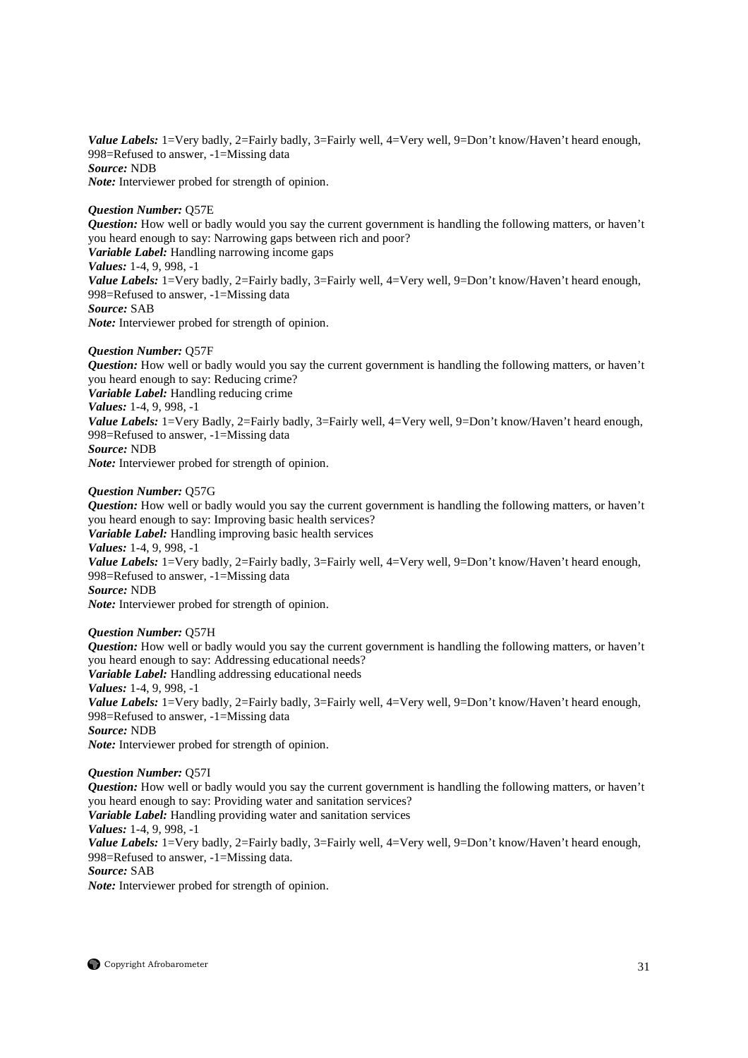*Value Labels:* 1=Very badly, 2=Fairly badly, 3=Fairly well, 4=Very well, 9=Don't know/Haven't heard enough, 998=Refused to answer, -1=Missing data
*Source:* NDB
*Note:* Interviewer probed for strength of opinion.

*Question Number:* Q57E
*Question:* How well or badly would you say the current government is handling the following matters, or haven't you heard enough to say: Narrowing gaps between rich and poor?
*Variable Label:* Handling narrowing income gaps
*Values:* 1-4, 9, 998, -1
*Value Labels:* 1=Very badly, 2=Fairly badly, 3=Fairly well, 4=Very well, 9=Don't know/Haven't heard enough, 998=Refused to answer, -1=Missing data
*Source:* SAB
*Note:* Interviewer probed for strength of opinion.

*Question Number:* Q57F
*Question:* How well or badly would you say the current government is handling the following matters, or haven't you heard enough to say: Reducing crime?
*Variable Label:* Handling reducing crime
*Values:* 1-4, 9, 998, -1
*Value Labels:* 1=Very Badly, 2=Fairly badly, 3=Fairly well, 4=Very well, 9=Don't know/Haven't heard enough, 998=Refused to answer, -1=Missing data
*Source:* NDB
*Note:* Interviewer probed for strength of opinion.

*Question Number:* Q57G
*Question:* How well or badly would you say the current government is handling the following matters, or haven't you heard enough to say: Improving basic health services?
*Variable Label:* Handling improving basic health services
*Values:* 1-4, 9, 998, -1
*Value Labels:* 1=Very badly, 2=Fairly badly, 3=Fairly well, 4=Very well, 9=Don't know/Haven't heard enough, 998=Refused to answer, -1=Missing data
*Source:* NDB
*Note:* Interviewer probed for strength of opinion.

*Question Number:* Q57H
*Question:* How well or badly would you say the current government is handling the following matters, or haven't you heard enough to say: Addressing educational needs?
*Variable Label:* Handling addressing educational needs
*Values:* 1-4, 9, 998, -1
*Value Labels:* 1=Very badly, 2=Fairly badly, 3=Fairly well, 4=Very well, 9=Don't know/Haven't heard enough, 998=Refused to answer, -1=Missing data
*Source:* NDB
*Note:* Interviewer probed for strength of opinion.

*Question Number:* Q57I
*Question:* How well or badly would you say the current government is handling the following matters, or haven't you heard enough to say: Providing water and sanitation services?
*Variable Label:* Handling providing water and sanitation services
*Values:* 1-4, 9, 998, -1
*Value Labels:* 1=Very badly, 2=Fairly badly, 3=Fairly well, 4=Very well, 9=Don't know/Haven't heard enough, 998=Refused to answer, -1=Missing data.
*Source:* SAB
*Note:* Interviewer probed for strength of opinion.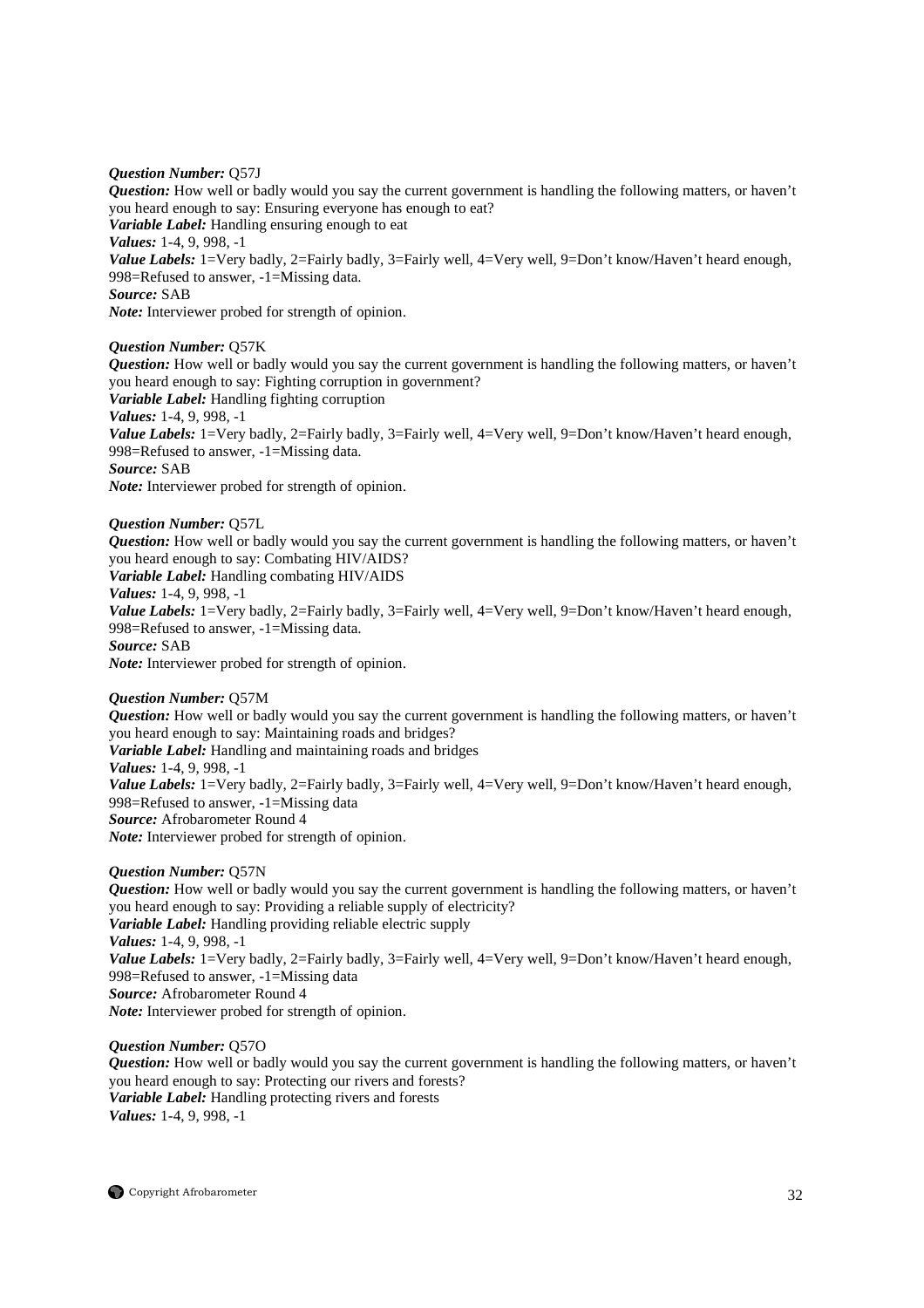***Question Number:*** Q57J
***Question:*** How well or badly would you say the current government is handling the following matters, or haven't you heard enough to say: Ensuring everyone has enough to eat?
***Variable Label:*** Handling ensuring enough to eat
***Values:*** 1-4, 9, 998, -1
***Value Labels:*** 1=Very badly, 2=Fairly badly, 3=Fairly well, 4=Very well, 9=Don't know/Haven't heard enough, 998=Refused to answer, -1=Missing data.
***Source:*** SAB
***Note:*** Interviewer probed for strength of opinion.

***Question Number:*** Q57K
***Question:*** How well or badly would you say the current government is handling the following matters, or haven't you heard enough to say: Fighting corruption in government?
***Variable Label:*** Handling fighting corruption
***Values:*** 1-4, 9, 998, -1
***Value Labels:*** 1=Very badly, 2=Fairly badly, 3=Fairly well, 4=Very well, 9=Don't know/Haven't heard enough, 998=Refused to answer, -1=Missing data.
***Source:*** SAB
***Note:*** Interviewer probed for strength of opinion.

***Question Number:*** Q57L
***Question:*** How well or badly would you say the current government is handling the following matters, or haven't you heard enough to say: Combating HIV/AIDS?
***Variable Label:*** Handling combating HIV/AIDS
***Values:*** 1-4, 9, 998, -1
***Value Labels:*** 1=Very badly, 2=Fairly badly, 3=Fairly well, 4=Very well, 9=Don't know/Haven't heard enough, 998=Refused to answer, -1=Missing data.
***Source:*** SAB
***Note:*** Interviewer probed for strength of opinion.

***Question Number:*** Q57M
***Question:*** How well or badly would you say the current government is handling the following matters, or haven't you heard enough to say: Maintaining roads and bridges?
***Variable Label:*** Handling and maintaining roads and bridges
***Values:*** 1-4, 9, 998, -1
***Value Labels:*** 1=Very badly, 2=Fairly badly, 3=Fairly well, 4=Very well, 9=Don't know/Haven't heard enough, 998=Refused to answer, -1=Missing data
***Source:*** Afrobarometer Round 4
***Note:*** Interviewer probed for strength of opinion.

***Question Number:*** Q57N
***Question:*** How well or badly would you say the current government is handling the following matters, or haven't you heard enough to say: Providing a reliable supply of electricity?
***Variable Label:*** Handling providing reliable electric supply
***Values:*** 1-4, 9, 998, -1
***Value Labels:*** 1=Very badly, 2=Fairly badly, 3=Fairly well, 4=Very well, 9=Don't know/Haven't heard enough, 998=Refused to answer, -1=Missing data
***Source:*** Afrobarometer Round 4
***Note:*** Interviewer probed for strength of opinion.

***Question Number:*** Q57O
***Question:*** How well or badly would you say the current government is handling the following matters, or haven't you heard enough to say: Protecting our rivers and forests?
***Variable Label:*** Handling protecting rivers and forests
***Values:*** 1-4, 9, 998, -1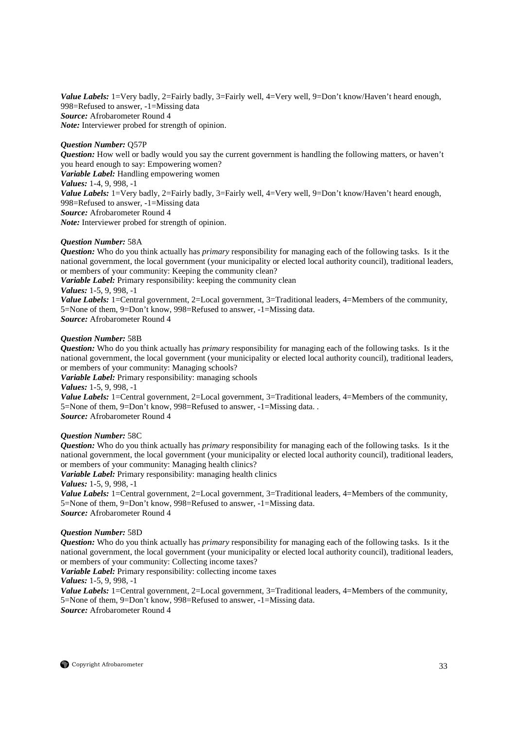***Value Labels:*** 1=Very badly, 2=Fairly badly, 3=Fairly well, 4=Very well, 9=Don't know/Haven't heard enough, 998=Refused to answer, -1=Missing data
***Source:*** Afrobarometer Round 4
***Note:*** Interviewer probed for strength of opinion.

***Question Number:*** Q57P
***Question:*** How well or badly would you say the current government is handling the following matters, or haven't you heard enough to say: Empowering women?
***Variable Label:*** Handling empowering women
***Values:*** 1-4, 9, 998, -1
***Value Labels:*** 1=Very badly, 2=Fairly badly, 3=Fairly well, 4=Very well, 9=Don't know/Haven't heard enough, 998=Refused to answer, -1=Missing data
***Source:*** Afrobarometer Round 4
***Note:*** Interviewer probed for strength of opinion.

***Question Number:*** 58A
***Question:*** Who do you think actually has *primary* responsibility for managing each of the following tasks. Is it the national government, the local government (your municipality or elected local authority council), traditional leaders, or members of your community: Keeping the community clean?
***Variable Label:*** Primary responsibility: keeping the community clean
***Values:*** 1-5, 9, 998, -1
***Value Labels:*** 1=Central government, 2=Local government, 3=Traditional leaders, 4=Members of the community, 5=None of them, 9=Don't know, 998=Refused to answer, -1=Missing data.
***Source:*** Afrobarometer Round 4

***Question Number:*** 58B
***Question:*** Who do you think actually has *primary* responsibility for managing each of the following tasks. Is it the national government, the local government (your municipality or elected local authority council), traditional leaders, or members of your community: Managing schools?
***Variable Label:*** Primary responsibility: managing schools
***Values:*** 1-5, 9, 998, -1
***Value Labels:*** 1=Central government, 2=Local government, 3=Traditional leaders, 4=Members of the community, 5=None of them, 9=Don't know, 998=Refused to answer, -1=Missing data. .
***Source:*** Afrobarometer Round 4

***Question Number:*** 58C
***Question:*** Who do you think actually has *primary* responsibility for managing each of the following tasks. Is it the national government, the local government (your municipality or elected local authority council), traditional leaders, or members of your community: Managing health clinics?
***Variable Label:*** Primary responsibility: managing health clinics
***Values:*** 1-5, 9, 998, -1
***Value Labels:*** 1=Central government, 2=Local government, 3=Traditional leaders, 4=Members of the community, 5=None of them, 9=Don't know, 998=Refused to answer, -1=Missing data.
***Source:*** Afrobarometer Round 4

***Question Number:*** 58D
***Question:*** Who do you think actually has *primary* responsibility for managing each of the following tasks. Is it the national government, the local government (your municipality or elected local authority council), traditional leaders, or members of your community: Collecting income taxes?
***Variable Label:*** Primary responsibility: collecting income taxes
***Values:*** 1-5, 9, 998, -1
***Value Labels:*** 1=Central government, 2=Local government, 3=Traditional leaders, 4=Members of the community, 5=None of them, 9=Don't know, 998=Refused to answer, -1=Missing data.
***Source:*** Afrobarometer Round 4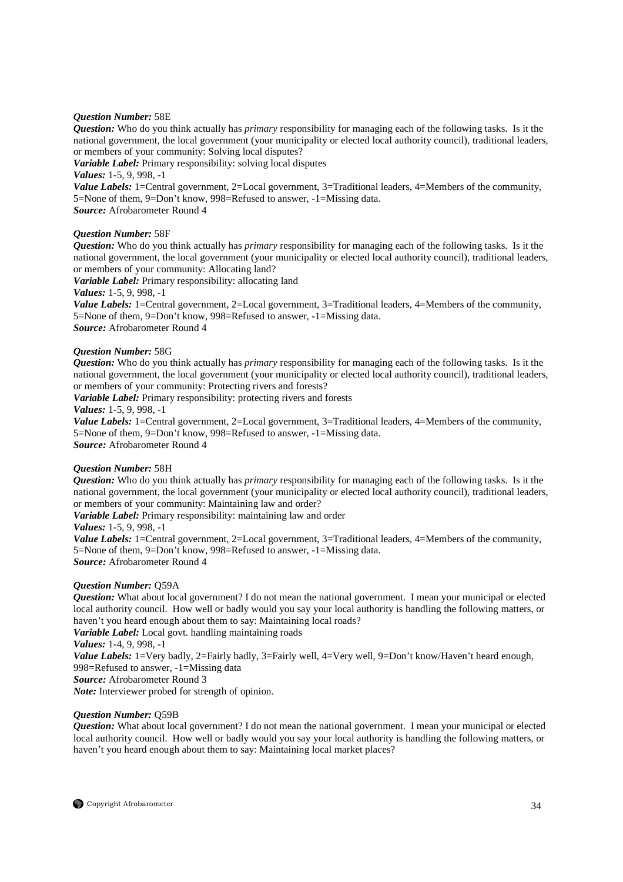***Question Number:*** 58E
***Question:*** Who do you think actually has *primary* responsibility for managing each of the following tasks. Is it the national government, the local government (your municipality or elected local authority council), traditional leaders, or members of your community: Solving local disputes?
***Variable Label:*** Primary responsibility: solving local disputes
***Values:*** 1-5, 9, 998, -1
***Value Labels:*** 1=Central government, 2=Local government, 3=Traditional leaders, 4=Members of the community, 5=None of them, 9=Don't know, 998=Refused to answer, -1=Missing data.
***Source:*** Afrobarometer Round 4

***Question Number:*** 58F
***Question:*** Who do you think actually has *primary* responsibility for managing each of the following tasks. Is it the national government, the local government (your municipality or elected local authority council), traditional leaders, or members of your community: Allocating land?
***Variable Label:*** Primary responsibility: allocating land
***Values:*** 1-5, 9, 998, -1
***Value Labels:*** 1=Central government, 2=Local government, 3=Traditional leaders, 4=Members of the community, 5=None of them, 9=Don't know, 998=Refused to answer, -1=Missing data.
***Source:*** Afrobarometer Round 4

***Question Number:*** 58G
***Question:*** Who do you think actually has *primary* responsibility for managing each of the following tasks. Is it the national government, the local government (your municipality or elected local authority council), traditional leaders, or members of your community: Protecting rivers and forests?
***Variable Label:*** Primary responsibility: protecting rivers and forests
***Values:*** 1-5, 9, 998, -1
***Value Labels:*** 1=Central government, 2=Local government, 3=Traditional leaders, 4=Members of the community, 5=None of them, 9=Don't know, 998=Refused to answer, -1=Missing data.
***Source:*** Afrobarometer Round 4

***Question Number:*** 58H
***Question:*** Who do you think actually has *primary* responsibility for managing each of the following tasks. Is it the national government, the local government (your municipality or elected local authority council), traditional leaders, or members of your community: Maintaining law and order?
***Variable Label:*** Primary responsibility: maintaining law and order
***Values:*** 1-5, 9, 998, -1
***Value Labels:*** 1=Central government, 2=Local government, 3=Traditional leaders, 4=Members of the community, 5=None of them, 9=Don't know, 998=Refused to answer, -1=Missing data.
***Source:*** Afrobarometer Round 4

***Question Number:*** Q59A
***Question:*** What about local government? I do not mean the national government. I mean your municipal or elected local authority council. How well or badly would you say your local authority is handling the following matters, or haven't you heard enough about them to say: Maintaining local roads?
***Variable Label:*** Local govt. handling maintaining roads
***Values:*** 1-4, 9, 998, -1
***Value Labels:*** 1=Very badly, 2=Fairly badly, 3=Fairly well, 4=Very well, 9=Don't know/Haven't heard enough, 998=Refused to answer, -1=Missing data
***Source:*** Afrobarometer Round 3
***Note:*** Interviewer probed for strength of opinion.

***Question Number:*** Q59B
***Question:*** What about local government? I do not mean the national government. I mean your municipal or elected local authority council. How well or badly would you say your local authority is handling the following matters, or haven't you heard enough about them to say: Maintaining local market places?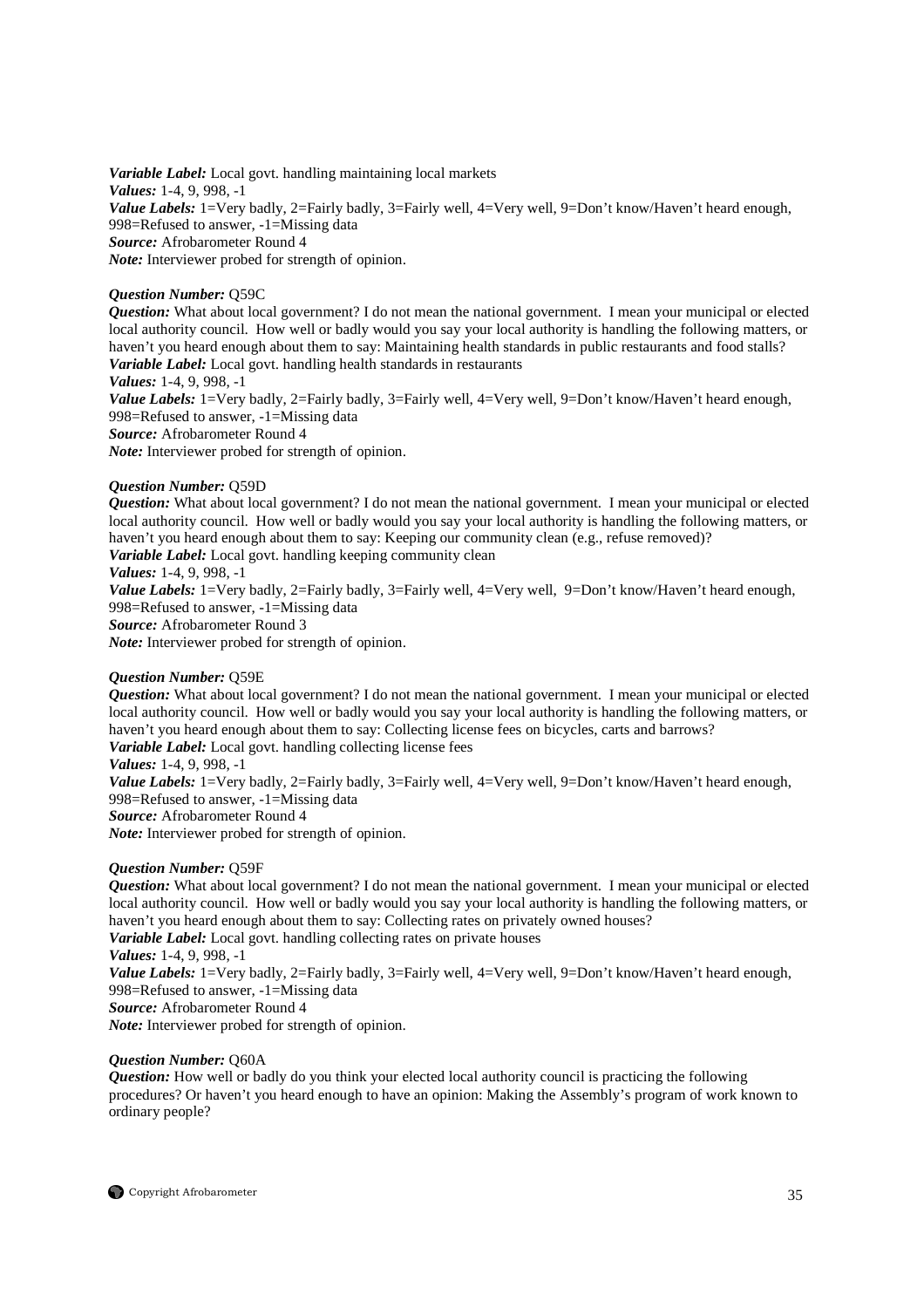***Variable Label:*** Local govt. handling maintaining local markets
***Values:*** 1-4, 9, 998, -1
***Value Labels:*** 1=Very badly, 2=Fairly badly, 3=Fairly well, 4=Very well, 9=Don't know/Haven't heard enough, 998=Refused to answer, -1=Missing data
***Source:*** Afrobarometer Round 4
***Note:*** Interviewer probed for strength of opinion.

***Question Number:*** Q59C
***Question:*** What about local government? I do not mean the national government. I mean your municipal or elected local authority council. How well or badly would you say your local authority is handling the following matters, or haven't you heard enough about them to say: Maintaining health standards in public restaurants and food stalls?
***Variable Label:*** Local govt. handling health standards in restaurants
***Values:*** 1-4, 9, 998, -1
***Value Labels:*** 1=Very badly, 2=Fairly badly, 3=Fairly well, 4=Very well, 9=Don't know/Haven't heard enough, 998=Refused to answer, -1=Missing data
***Source:*** Afrobarometer Round 4
***Note:*** Interviewer probed for strength of opinion.

***Question Number:*** Q59D
***Question:*** What about local government? I do not mean the national government. I mean your municipal or elected local authority council. How well or badly would you say your local authority is handling the following matters, or haven't you heard enough about them to say: Keeping our community clean (e.g., refuse removed)?
***Variable Label:*** Local govt. handling keeping community clean
***Values:*** 1-4, 9, 998, -1
***Value Labels:*** 1=Very badly, 2=Fairly badly, 3=Fairly well, 4=Very well, 9=Don't know/Haven't heard enough, 998=Refused to answer, -1=Missing data
***Source:*** Afrobarometer Round 3
***Note:*** Interviewer probed for strength of opinion.

***Question Number:*** Q59E
***Question:*** What about local government? I do not mean the national government. I mean your municipal or elected local authority council. How well or badly would you say your local authority is handling the following matters, or haven't you heard enough about them to say: Collecting license fees on bicycles, carts and barrows?
***Variable Label:*** Local govt. handling collecting license fees
***Values:*** 1-4, 9, 998, -1
***Value Labels:*** 1=Very badly, 2=Fairly badly, 3=Fairly well, 4=Very well, 9=Don't know/Haven't heard enough, 998=Refused to answer, -1=Missing data
***Source:*** Afrobarometer Round 4
***Note:*** Interviewer probed for strength of opinion.

***Question Number:*** Q59F
***Question:*** What about local government? I do not mean the national government. I mean your municipal or elected local authority council. How well or badly would you say your local authority is handling the following matters, or haven't you heard enough about them to say: Collecting rates on privately owned houses?
***Variable Label:*** Local govt. handling collecting rates on private houses
***Values:*** 1-4, 9, 998, -1
***Value Labels:*** 1=Very badly, 2=Fairly badly, 3=Fairly well, 4=Very well, 9=Don't know/Haven't heard enough, 998=Refused to answer, -1=Missing data
***Source:*** Afrobarometer Round 4
***Note:*** Interviewer probed for strength of opinion.

***Question Number:*** Q60A
***Question:*** How well or badly do you think your elected local authority council is practicing the following procedures? Or haven't you heard enough to have an opinion: Making the Assembly's program of work known to ordinary people?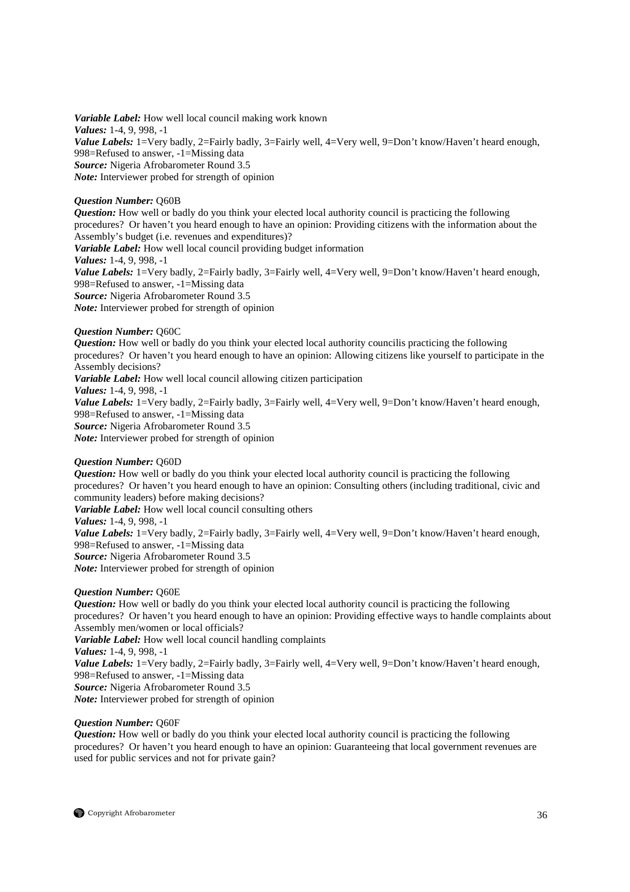***Variable Label:*** How well local council making work known
***Values:*** 1-4, 9, 998, -1
***Value Labels:*** 1=Very badly, 2=Fairly badly, 3=Fairly well, 4=Very well, 9=Don't know/Haven't heard enough, 998=Refused to answer, -1=Missing data
***Source:*** Nigeria Afrobarometer Round 3.5
***Note:*** Interviewer probed for strength of opinion

***Question Number:*** Q60B
***Question:*** How well or badly do you think your elected local authority council is practicing the following procedures? Or haven't you heard enough to have an opinion: Providing citizens with the information about the Assembly's budget (i.e. revenues and expenditures)?
***Variable Label:*** How well local council providing budget information
***Values:*** 1-4, 9, 998, -1
***Value Labels:*** 1=Very badly, 2=Fairly badly, 3=Fairly well, 4=Very well, 9=Don't know/Haven't heard enough, 998=Refused to answer, -1=Missing data
***Source:*** Nigeria Afrobarometer Round 3.5
***Note:*** Interviewer probed for strength of opinion

***Question Number:*** Q60C
***Question:*** How well or badly do you think your elected local authority councilis practicing the following procedures? Or haven't you heard enough to have an opinion: Allowing citizens like yourself to participate in the Assembly decisions?
***Variable Label:*** How well local council allowing citizen participation
***Values:*** 1-4, 9, 998, -1
***Value Labels:*** 1=Very badly, 2=Fairly badly, 3=Fairly well, 4=Very well, 9=Don't know/Haven't heard enough, 998=Refused to answer, -1=Missing data
***Source:*** Nigeria Afrobarometer Round 3.5
***Note:*** Interviewer probed for strength of opinion

***Question Number:*** Q60D
***Question:*** How well or badly do you think your elected local authority council is practicing the following procedures? Or haven't you heard enough to have an opinion: Consulting others (including traditional, civic and community leaders) before making decisions?
***Variable Label:*** How well local council consulting others
***Values:*** 1-4, 9, 998, -1
***Value Labels:*** 1=Very badly, 2=Fairly badly, 3=Fairly well, 4=Very well, 9=Don't know/Haven't heard enough, 998=Refused to answer, -1=Missing data
***Source:*** Nigeria Afrobarometer Round 3.5
***Note:*** Interviewer probed for strength of opinion

***Question Number:*** Q60E
***Question:*** How well or badly do you think your elected local authority council is practicing the following procedures? Or haven't you heard enough to have an opinion: Providing effective ways to handle complaints about Assembly men/women or local officials?
***Variable Label:*** How well local council handling complaints
***Values:*** 1-4, 9, 998, -1
***Value Labels:*** 1=Very badly, 2=Fairly badly, 3=Fairly well, 4=Very well, 9=Don't know/Haven't heard enough, 998=Refused to answer, -1=Missing data
***Source:*** Nigeria Afrobarometer Round 3.5
***Note:*** Interviewer probed for strength of opinion

***Question Number:*** Q60F
***Question:*** How well or badly do you think your elected local authority council is practicing the following procedures? Or haven't you heard enough to have an opinion: Guaranteeing that local government revenues are used for public services and not for private gain?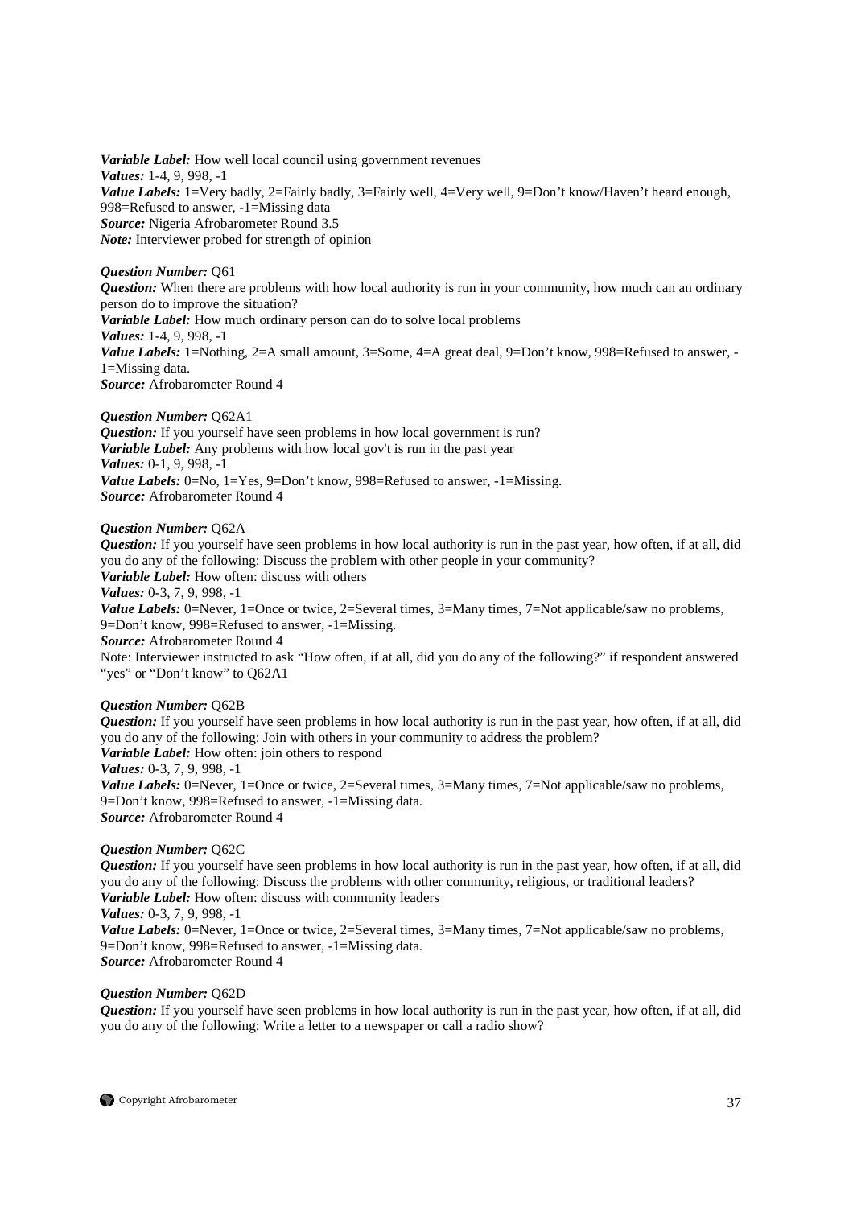***Variable Label:*** How well local council using government revenues
***Values:*** 1-4, 9, 998, -1
***Value Labels:*** 1=Very badly, 2=Fairly badly, 3=Fairly well, 4=Very well, 9=Don't know/Haven't heard enough, 998=Refused to answer, -1=Missing data
***Source:*** Nigeria Afrobarometer Round 3.5
***Note:*** Interviewer probed for strength of opinion

***Question Number:*** Q61
***Question:*** When there are problems with how local authority is run in your community, how much can an ordinary person do to improve the situation?
***Variable Label:*** How much ordinary person can do to solve local problems
***Values:*** 1-4, 9, 998, -1
***Value Labels:*** 1=Nothing, 2=A small amount, 3=Some, 4=A great deal, 9=Don't know, 998=Refused to answer, -1=Missing data.
***Source:*** Afrobarometer Round 4

***Question Number:*** Q62A1
***Question:*** If you yourself have seen problems in how local government is run?
***Variable Label:*** Any problems with how local gov't is run in the past year
***Values:*** 0-1, 9, 998, -1
***Value Labels:*** 0=No, 1=Yes, 9=Don't know, 998=Refused to answer, -1=Missing.
***Source:*** Afrobarometer Round 4

***Question Number:*** Q62A
***Question:*** If you yourself have seen problems in how local authority is run in the past year, how often, if at all, did you do any of the following: Discuss the problem with other people in your community?
***Variable Label:*** How often: discuss with others
***Values:*** 0-3, 7, 9, 998, -1
***Value Labels:*** 0=Never, 1=Once or twice, 2=Several times, 3=Many times, 7=Not applicable/saw no problems, 9=Don't know, 998=Refused to answer, -1=Missing.
***Source:*** Afrobarometer Round 4
Note: Interviewer instructed to ask "How often, if at all, did you do any of the following?" if respondent answered "yes" or "Don't know" to Q62A1

***Question Number:*** Q62B
***Question:*** If you yourself have seen problems in how local authority is run in the past year, how often, if at all, did you do any of the following: Join with others in your community to address the problem?
***Variable Label:*** How often: join others to respond
***Values:*** 0-3, 7, 9, 998, -1
***Value Labels:*** 0=Never, 1=Once or twice, 2=Several times, 3=Many times, 7=Not applicable/saw no problems, 9=Don't know, 998=Refused to answer, -1=Missing data.
***Source:*** Afrobarometer Round 4

***Question Number:*** Q62C
***Question:*** If you yourself have seen problems in how local authority is run in the past year, how often, if at all, did you do any of the following: Discuss the problems with other community, religious, or traditional leaders?
***Variable Label:*** How often: discuss with community leaders
***Values:*** 0-3, 7, 9, 998, -1
***Value Labels:*** 0=Never, 1=Once or twice, 2=Several times, 3=Many times, 7=Not applicable/saw no problems, 9=Don't know, 998=Refused to answer, -1=Missing data.
***Source:*** Afrobarometer Round 4

***Question Number:*** Q62D
***Question:*** If you yourself have seen problems in how local authority is run in the past year, how often, if at all, did you do any of the following: Write a letter to a newspaper or call a radio show?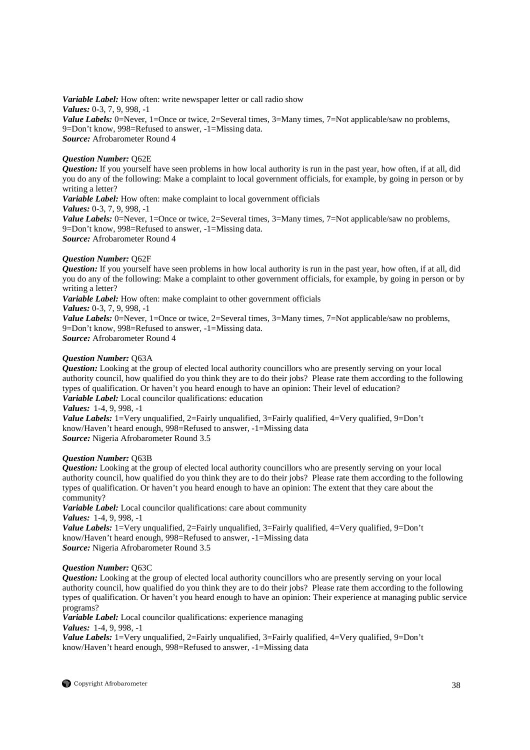*Variable Label:* How often: write newspaper letter or call radio show
*Values:* 0-3, 7, 9, 998, -1
*Value Labels:* 0=Never, 1=Once or twice, 2=Several times, 3=Many times, 7=Not applicable/saw no problems, 9=Don't know, 998=Refused to answer, -1=Missing data.
*Source:* Afrobarometer Round 4

*Question Number:* Q62E
*Question:* If you yourself have seen problems in how local authority is run in the past year, how often, if at all, did you do any of the following: Make a complaint to local government officials, for example, by going in person or by writing a letter?
*Variable Label:* How often: make complaint to local government officials
*Values:* 0-3, 7, 9, 998, -1
*Value Labels:* 0=Never, 1=Once or twice, 2=Several times, 3=Many times, 7=Not applicable/saw no problems, 9=Don't know, 998=Refused to answer, -1=Missing data.
*Source:* Afrobarometer Round 4

*Question Number:* Q62F
*Question:* If you yourself have seen problems in how local authority is run in the past year, how often, if at all, did you do any of the following: Make a complaint to other government officials, for example, by going in person or by writing a letter?
*Variable Label:* How often: make complaint to other government officials
*Values:* 0-3, 7, 9, 998, -1
*Value Labels:* 0=Never, 1=Once or twice, 2=Several times, 3=Many times, 7=Not applicable/saw no problems, 9=Don't know, 998=Refused to answer, -1=Missing data.
*Source:* Afrobarometer Round 4

*Question Number:* Q63A
*Question:* Looking at the group of elected local authority councillors who are presently serving on your local authority council, how qualified do you think they are to do their jobs? Please rate them according to the following types of qualification. Or haven't you heard enough to have an opinion: Their level of education?
*Variable Label:* Local councilor qualifications: education
*Values:* 1-4, 9, 998, -1
*Value Labels:* 1=Very unqualified, 2=Fairly unqualified, 3=Fairly qualified, 4=Very qualified, 9=Don't know/Haven't heard enough, 998=Refused to answer, -1=Missing data
*Source:* Nigeria Afrobarometer Round 3.5

*Question Number:* Q63B
*Question:* Looking at the group of elected local authority councillors who are presently serving on your local authority council, how qualified do you think they are to do their jobs? Please rate them according to the following types of qualification. Or haven't you heard enough to have an opinion: The extent that they care about the community?
*Variable Label:* Local councilor qualifications: care about community
*Values:* 1-4, 9, 998, -1
*Value Labels:* 1=Very unqualified, 2=Fairly unqualified, 3=Fairly qualified, 4=Very qualified, 9=Don't know/Haven't heard enough, 998=Refused to answer, -1=Missing data
*Source:* Nigeria Afrobarometer Round 3.5

*Question Number:* Q63C
*Question:* Looking at the group of elected local authority councillors who are presently serving on your local authority council, how qualified do you think they are to do their jobs? Please rate them according to the following types of qualification. Or haven't you heard enough to have an opinion: Their experience at managing public service programs?
*Variable Label:* Local councilor qualifications: experience managing
*Values:* 1-4, 9, 998, -1
*Value Labels:* 1=Very unqualified, 2=Fairly unqualified, 3=Fairly qualified, 4=Very qualified, 9=Don't know/Haven't heard enough, 998=Refused to answer, -1=Missing data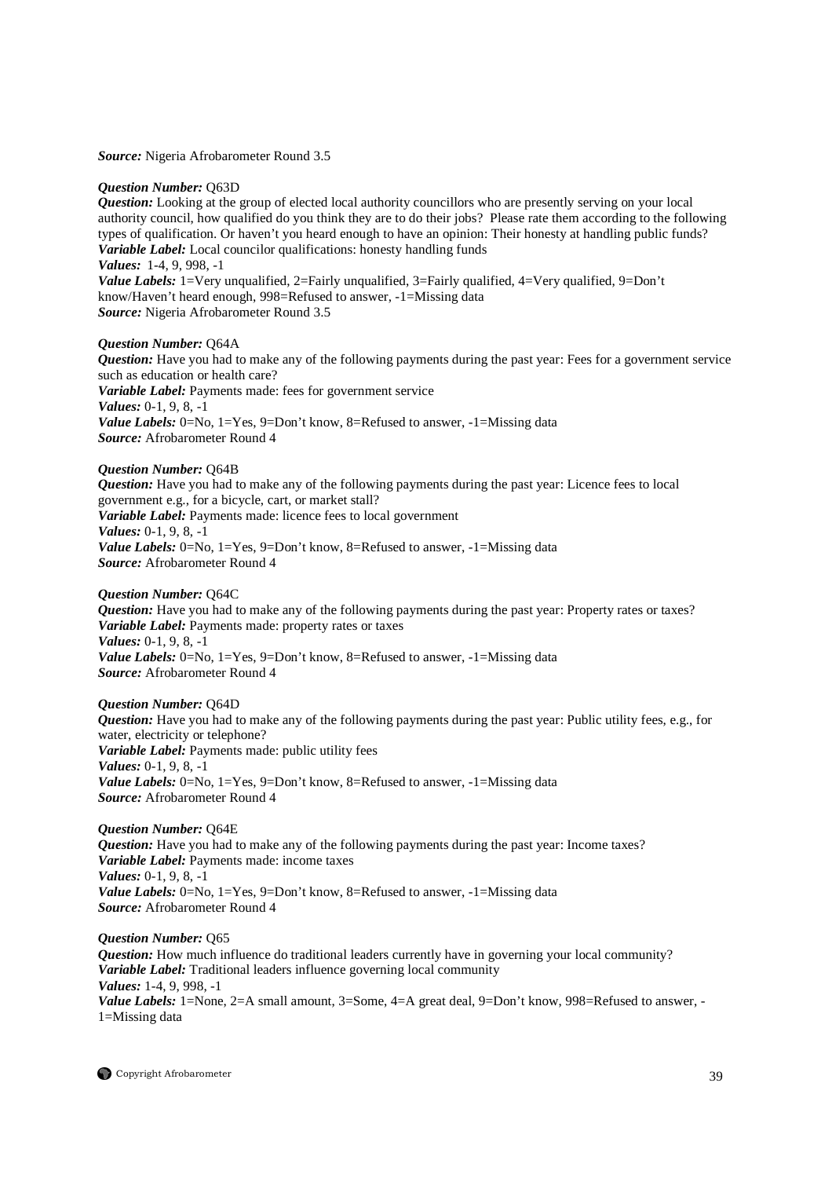***Source:*** Nigeria Afrobarometer Round 3.5

***Question Number:*** Q63D
***Question:*** Looking at the group of elected local authority councillors who are presently serving on your local authority council, how qualified do you think they are to do their jobs? Please rate them according to the following types of qualification. Or haven't you heard enough to have an opinion: Their honesty at handling public funds?
***Variable Label:*** Local councilor qualifications: honesty handling funds
***Values:*** 1-4, 9, 998, -1
***Value Labels:*** 1=Very unqualified, 2=Fairly unqualified, 3=Fairly qualified, 4=Very qualified, 9=Don't know/Haven't heard enough, 998=Refused to answer, -1=Missing data
***Source:*** Nigeria Afrobarometer Round 3.5

***Question Number:*** Q64A
***Question:*** Have you had to make any of the following payments during the past year: Fees for a government service such as education or health care?
***Variable Label:*** Payments made: fees for government service
***Values:*** 0-1, 9, 8, -1
***Value Labels:*** 0=No, 1=Yes, 9=Don't know, 8=Refused to answer, -1=Missing data
***Source:*** Afrobarometer Round 4

***Question Number:*** Q64B
***Question:*** Have you had to make any of the following payments during the past year: Licence fees to local government e.g., for a bicycle, cart, or market stall?
***Variable Label:*** Payments made: licence fees to local government
***Values:*** 0-1, 9, 8, -1
***Value Labels:*** 0=No, 1=Yes, 9=Don't know, 8=Refused to answer, -1=Missing data
***Source:*** Afrobarometer Round 4

***Question Number:*** Q64C
***Question:*** Have you had to make any of the following payments during the past year: Property rates or taxes?
***Variable Label:*** Payments made: property rates or taxes
***Values:*** 0-1, 9, 8, -1
***Value Labels:*** 0=No, 1=Yes, 9=Don't know, 8=Refused to answer, -1=Missing data
***Source:*** Afrobarometer Round 4

***Question Number:*** Q64D
***Question:*** Have you had to make any of the following payments during the past year: Public utility fees, e.g., for water, electricity or telephone?
***Variable Label:*** Payments made: public utility fees
***Values:*** 0-1, 9, 8, -1
***Value Labels:*** 0=No, 1=Yes, 9=Don't know, 8=Refused to answer, -1=Missing data
***Source:*** Afrobarometer Round 4

***Question Number:*** Q64E
***Question:*** Have you had to make any of the following payments during the past year: Income taxes?
***Variable Label:*** Payments made: income taxes
***Values:*** 0-1, 9, 8, -1
***Value Labels:*** 0=No, 1=Yes, 9=Don't know, 8=Refused to answer, -1=Missing data
***Source:*** Afrobarometer Round 4

***Question Number:*** Q65
***Question:*** How much influence do traditional leaders currently have in governing your local community?
***Variable Label:*** Traditional leaders influence governing local community
***Values:*** 1-4, 9, 998, -1
***Value Labels:*** 1=None, 2=A small amount, 3=Some, 4=A great deal, 9=Don't know, 998=Refused to answer, -1=Missing data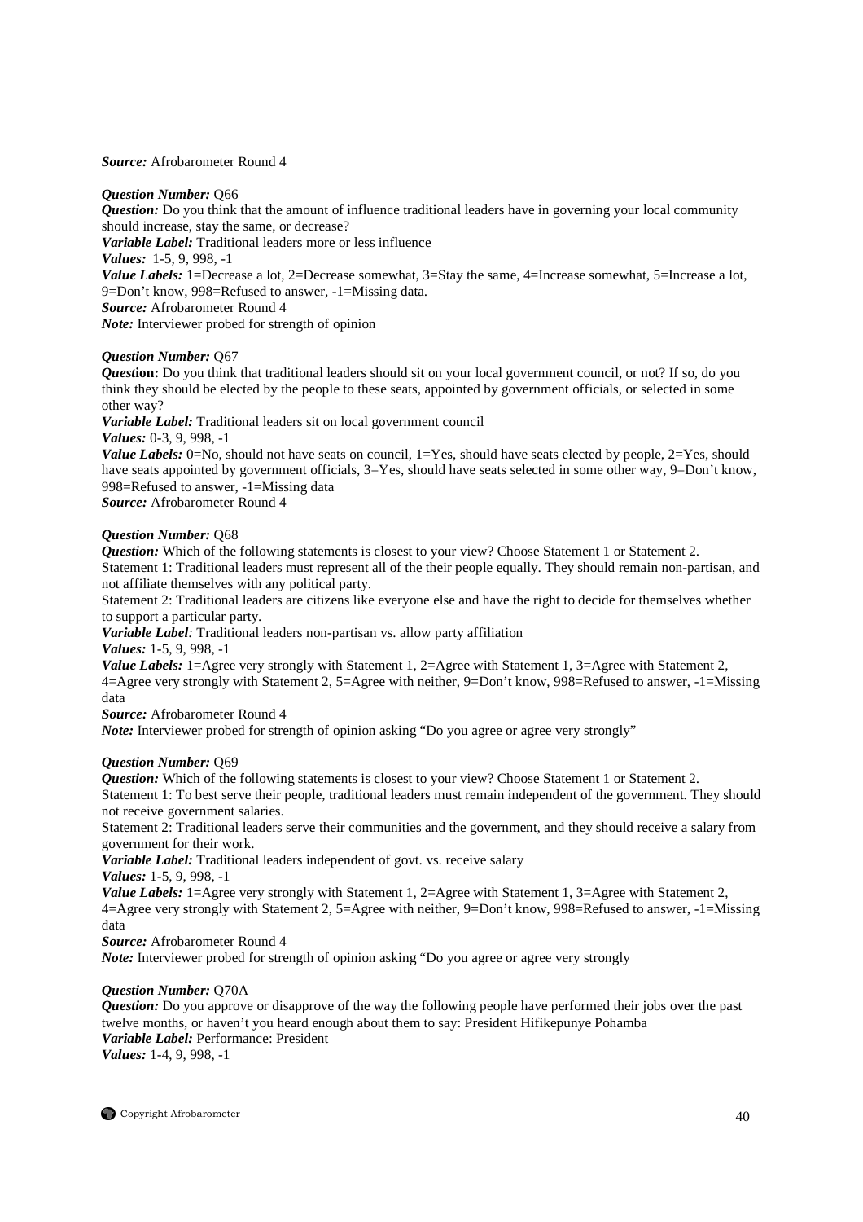***Source:*** Afrobarometer Round 4

***Question Number:*** Q66
***Question:*** Do you think that the amount of influence traditional leaders have in governing your local community should increase, stay the same, or decrease?
***Variable Label:*** Traditional leaders more or less influence
***Values:*** 1-5, 9, 998, -1
***Value Labels:*** 1=Decrease a lot, 2=Decrease somewhat, 3=Stay the same, 4=Increase somewhat, 5=Increase a lot, 9=Don't know, 998=Refused to answer, -1=Missing data.
***Source:*** Afrobarometer Round 4
***Note:*** Interviewer probed for strength of opinion

***Question Number:*** Q67
***Question:*** Do you think that traditional leaders should sit on your local government council, or not? If so, do you think they should be elected by the people to these seats, appointed by government officials, or selected in some other way?
***Variable Label:*** Traditional leaders sit on local government council
***Values:*** 0-3, 9, 998, -1
***Value Labels:*** 0=No, should not have seats on council, 1=Yes, should have seats elected by people, 2=Yes, should have seats appointed by government officials, 3=Yes, should have seats selected in some other way, 9=Don't know, 998=Refused to answer, -1=Missing data
***Source:*** Afrobarometer Round 4

***Question Number:*** Q68
***Question:*** Which of the following statements is closest to your view? Choose Statement 1 or Statement 2.
Statement 1: Traditional leaders must represent all of the their people equally. They should remain non-partisan, and not affiliate themselves with any political party.
Statement 2: Traditional leaders are citizens like everyone else and have the right to decide for themselves whether to support a particular party.
***Variable Label:*** Traditional leaders non-partisan vs. allow party affiliation
***Values:*** 1-5, 9, 998, -1
***Value Labels:*** 1=Agree very strongly with Statement 1, 2=Agree with Statement 1, 3=Agree with Statement 2, 4=Agree very strongly with Statement 2, 5=Agree with neither, 9=Don't know, 998=Refused to answer, -1=Missing data
***Source:*** Afrobarometer Round 4
***Note:*** Interviewer probed for strength of opinion asking "Do you agree or agree very strongly"

***Question Number:*** Q69
***Question:*** Which of the following statements is closest to your view? Choose Statement 1 or Statement 2.
Statement 1: To best serve their people, traditional leaders must remain independent of the government. They should not receive government salaries.
Statement 2: Traditional leaders serve their communities and the government, and they should receive a salary from government for their work.
***Variable Label:*** Traditional leaders independent of govt. vs. receive salary
***Values:*** 1-5, 9, 998, -1
***Value Labels:*** 1=Agree very strongly with Statement 1, 2=Agree with Statement 1, 3=Agree with Statement 2, 4=Agree very strongly with Statement 2, 5=Agree with neither, 9=Don't know, 998=Refused to answer, -1=Missing data
***Source:*** Afrobarometer Round 4
***Note:*** Interviewer probed for strength of opinion asking "Do you agree or agree very strongly

***Question Number:*** Q70A
***Question:*** Do you approve or disapprove of the way the following people have performed their jobs over the past twelve months, or haven't you heard enough about them to say: President Hifikepunye Pohamba
***Variable Label:*** Performance: President
***Values:*** 1-4, 9, 998, -1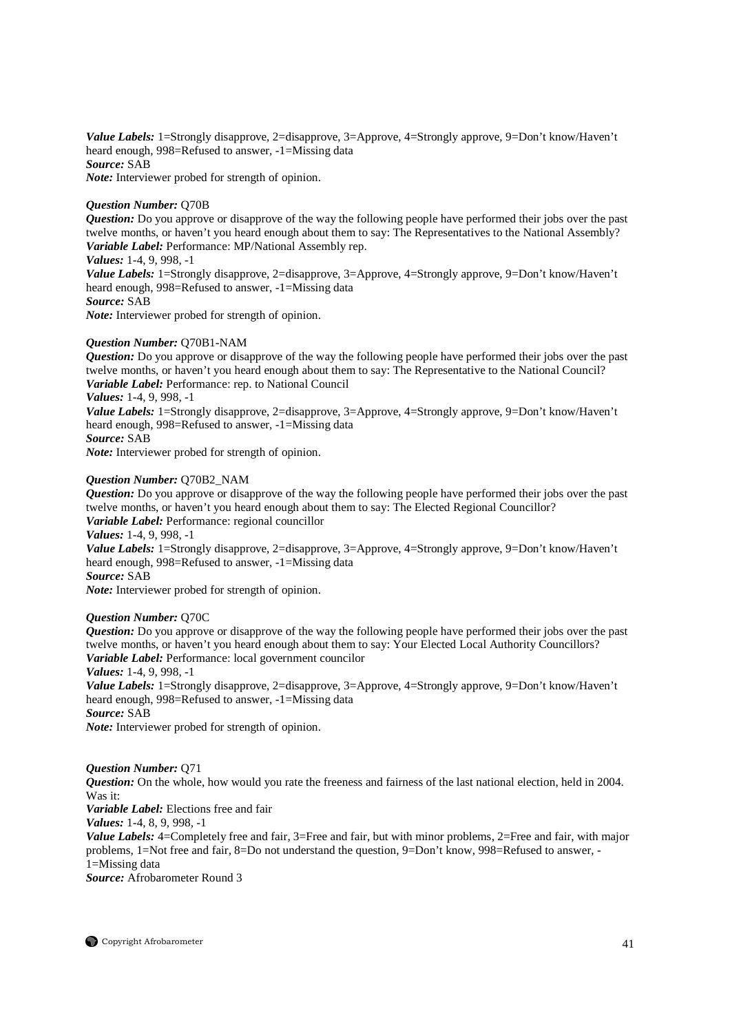*Value Labels:* 1=Strongly disapprove, 2=disapprove, 3=Approve, 4=Strongly approve, 9=Don't know/Haven't heard enough, 998=Refused to answer, -1=Missing data
*Source:* SAB
*Note:* Interviewer probed for strength of opinion.

*Question Number:* Q70B
*Question:* Do you approve or disapprove of the way the following people have performed their jobs over the past twelve months, or haven't you heard enough about them to say: The Representatives to the National Assembly?
*Variable Label:* Performance: MP/National Assembly rep.
*Values:* 1-4, 9, 998, -1
*Value Labels:* 1=Strongly disapprove, 2=disapprove, 3=Approve, 4=Strongly approve, 9=Don't know/Haven't heard enough, 998=Refused to answer, -1=Missing data
*Source:* SAB
*Note:* Interviewer probed for strength of opinion.

*Question Number:* Q70B1-NAM
*Question:* Do you approve or disapprove of the way the following people have performed their jobs over the past twelve months, or haven't you heard enough about them to say: The Representative to the National Council?
*Variable Label:* Performance: rep. to National Council
*Values:* 1-4, 9, 998, -1
*Value Labels:* 1=Strongly disapprove, 2=disapprove, 3=Approve, 4=Strongly approve, 9=Don't know/Haven't heard enough, 998=Refused to answer, -1=Missing data
*Source:* SAB
*Note:* Interviewer probed for strength of opinion.

*Question Number:* Q70B2_NAM
*Question:* Do you approve or disapprove of the way the following people have performed their jobs over the past twelve months, or haven't you heard enough about them to say: The Elected Regional Councillor?
*Variable Label:* Performance: regional councillor
*Values:* 1-4, 9, 998, -1
*Value Labels:* 1=Strongly disapprove, 2=disapprove, 3=Approve, 4=Strongly approve, 9=Don't know/Haven't heard enough, 998=Refused to answer, -1=Missing data
*Source:* SAB
*Note:* Interviewer probed for strength of opinion.

*Question Number:* Q70C
*Question:* Do you approve or disapprove of the way the following people have performed their jobs over the past twelve months, or haven't you heard enough about them to say: Your Elected Local Authority Councillors?
*Variable Label:* Performance: local government councilor
*Values:* 1-4, 9, 998, -1
*Value Labels:* 1=Strongly disapprove, 2=disapprove, 3=Approve, 4=Strongly approve, 9=Don't know/Haven't heard enough, 998=Refused to answer, -1=Missing data
*Source:* SAB
*Note:* Interviewer probed for strength of opinion.

*Question Number:* Q71
*Question:* On the whole, how would you rate the freeness and fairness of the last national election, held in 2004. Was it:
*Variable Label:* Elections free and fair
*Values:* 1-4, 8, 9, 998, -1
*Value Labels:* 4=Completely free and fair, 3=Free and fair, but with minor problems, 2=Free and fair, with major problems, 1=Not free and fair, 8=Do not understand the question, 9=Don't know, 998=Refused to answer, -1=Missing data
*Source:* Afrobarometer Round 3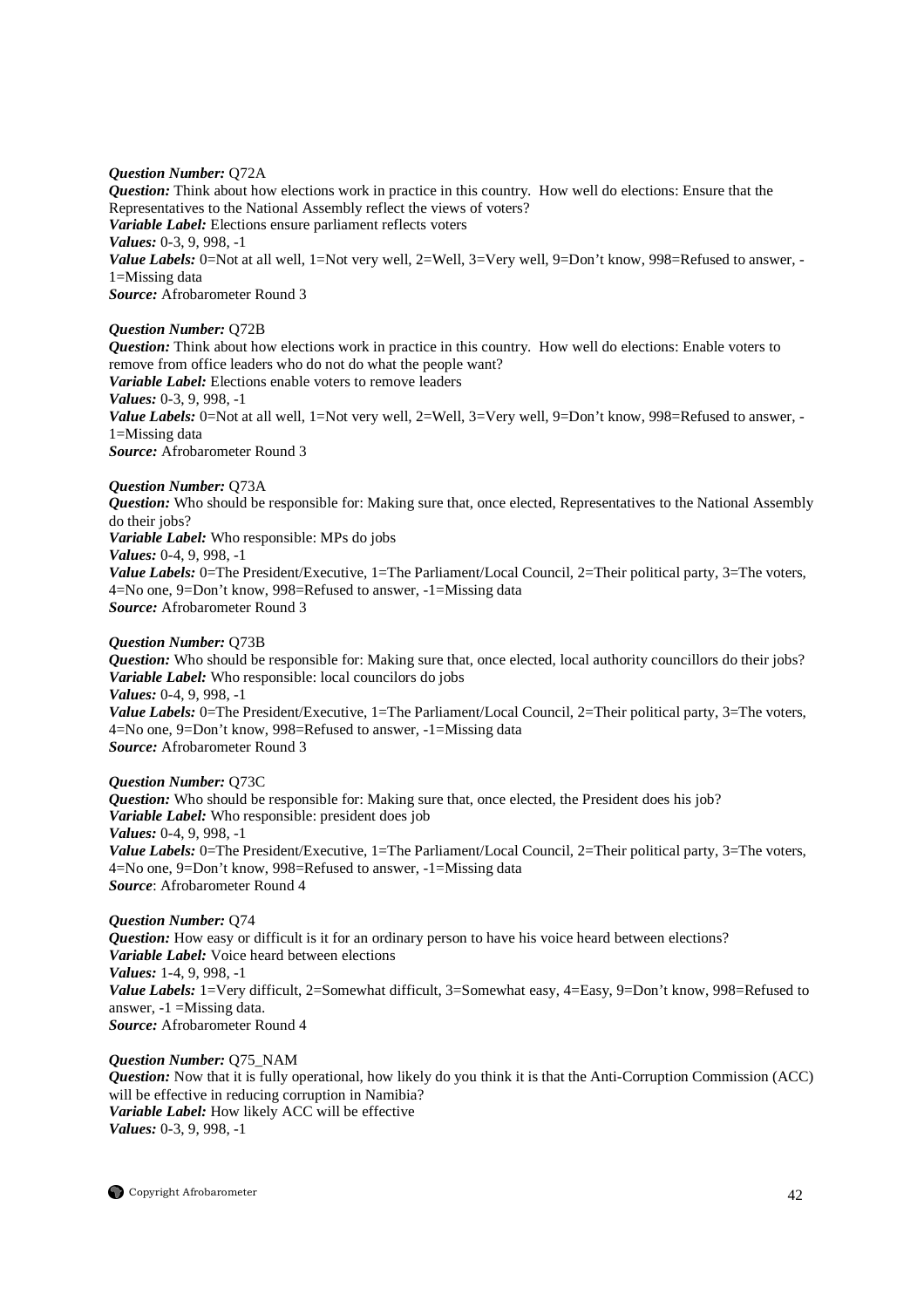***Question Number:*** Q72A
***Question:*** Think about how elections work in practice in this country. How well do elections: Ensure that the Representatives to the National Assembly reflect the views of voters?
***Variable Label:*** Elections ensure parliament reflects voters
***Values:*** 0-3, 9, 998, -1
***Value Labels:*** 0=Not at all well, 1=Not very well, 2=Well, 3=Very well, 9=Don't know, 998=Refused to answer, -1=Missing data
***Source:*** Afrobarometer Round 3

***Question Number:*** Q72B
***Question:*** Think about how elections work in practice in this country. How well do elections: Enable voters to remove from office leaders who do not do what the people want?
***Variable Label:*** Elections enable voters to remove leaders
***Values:*** 0-3, 9, 998, -1
***Value Labels:*** 0=Not at all well, 1=Not very well, 2=Well, 3=Very well, 9=Don't know, 998=Refused to answer, -1=Missing data
***Source:*** Afrobarometer Round 3

***Question Number:*** Q73A
***Question:*** Who should be responsible for: Making sure that, once elected, Representatives to the National Assembly do their jobs?
***Variable Label:*** Who responsible: MPs do jobs
***Values:*** 0-4, 9, 998, -1
***Value Labels:*** 0=The President/Executive, 1=The Parliament/Local Council, 2=Their political party, 3=The voters, 4=No one, 9=Don't know, 998=Refused to answer, -1=Missing data
***Source:*** Afrobarometer Round 3

***Question Number:*** Q73B
***Question:*** Who should be responsible for: Making sure that, once elected, local authority councillors do their jobs?
***Variable Label:*** Who responsible: local councilors do jobs
***Values:*** 0-4, 9, 998, -1
***Value Labels:*** 0=The President/Executive, 1=The Parliament/Local Council, 2=Their political party, 3=The voters, 4=No one, 9=Don't know, 998=Refused to answer, -1=Missing data
***Source:*** Afrobarometer Round 3

***Question Number:*** Q73C
***Question:*** Who should be responsible for: Making sure that, once elected, the President does his job?
***Variable Label:*** Who responsible: president does job
***Values:*** 0-4, 9, 998, -1
***Value Labels:*** 0=The President/Executive, 1=The Parliament/Local Council, 2=Their political party, 3=The voters, 4=No one, 9=Don't know, 998=Refused to answer, -1=Missing data
***Source***: Afrobarometer Round 4

***Question Number:*** Q74
***Question:*** How easy or difficult is it for an ordinary person to have his voice heard between elections?
***Variable Label:*** Voice heard between elections
***Values:*** 1-4, 9, 998, -1
***Value Labels:*** 1=Very difficult, 2=Somewhat difficult, 3=Somewhat easy, 4=Easy, 9=Don't know, 998=Refused to answer, -1 =Missing data.
***Source:*** Afrobarometer Round 4

***Question Number:*** Q75_NAM
***Question:*** Now that it is fully operational, how likely do you think it is that the Anti-Corruption Commission (ACC) will be effective in reducing corruption in Namibia?
***Variable Label:*** How likely ACC will be effective
***Values:*** 0-3, 9, 998, -1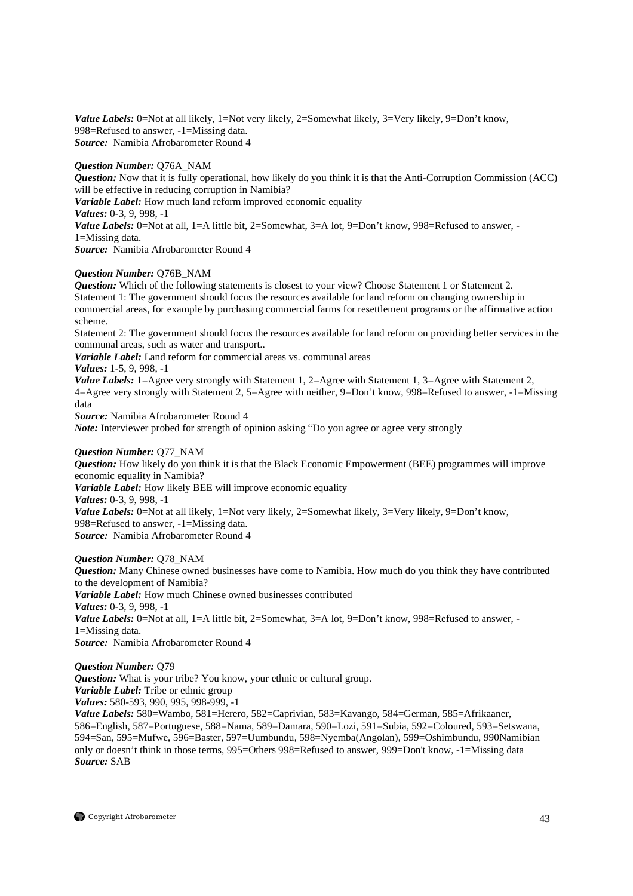*Value Labels:* 0=Not at all likely, 1=Not very likely, 2=Somewhat likely, 3=Very likely, 9=Don't know, 998=Refused to answer, -1=Missing data.
*Source:* Namibia Afrobarometer Round 4

*Question Number:* Q76A_NAM
*Question:* Now that it is fully operational, how likely do you think it is that the Anti-Corruption Commission (ACC) will be effective in reducing corruption in Namibia?
*Variable Label:* How much land reform improved economic equality
*Values:* 0-3, 9, 998, -1
*Value Labels:* 0=Not at all, 1=A little bit, 2=Somewhat, 3=A lot, 9=Don't know, 998=Refused to answer, -1=Missing data.
*Source:* Namibia Afrobarometer Round 4

*Question Number:* Q76B_NAM
*Question:* Which of the following statements is closest to your view? Choose Statement 1 or Statement 2.
Statement 1: The government should focus the resources available for land reform on changing ownership in commercial areas, for example by purchasing commercial farms for resettlement programs or the affirmative action scheme.
Statement 2: The government should focus the resources available for land reform on providing better services in the communal areas, such as water and transport..
*Variable Label:* Land reform for commercial areas vs. communal areas
*Values:* 1-5, 9, 998, -1
*Value Labels:* 1=Agree very strongly with Statement 1, 2=Agree with Statement 1, 3=Agree with Statement 2, 4=Agree very strongly with Statement 2, 5=Agree with neither, 9=Don't know, 998=Refused to answer, -1=Missing data
*Source:* Namibia Afrobarometer Round 4
*Note:* Interviewer probed for strength of opinion asking "Do you agree or agree very strongly

*Question Number:* Q77_NAM
*Question:* How likely do you think it is that the Black Economic Empowerment (BEE) programmes will improve economic equality in Namibia?
*Variable Label:* How likely BEE will improve economic equality
*Values:* 0-3, 9, 998, -1
*Value Labels:* 0=Not at all likely, 1=Not very likely, 2=Somewhat likely, 3=Very likely, 9=Don't know, 998=Refused to answer, -1=Missing data.
*Source:* Namibia Afrobarometer Round 4

*Question Number:* Q78_NAM
*Question:* Many Chinese owned businesses have come to Namibia. How much do you think they have contributed to the development of Namibia?
*Variable Label:* How much Chinese owned businesses contributed
*Values:* 0-3, 9, 998, -1
*Value Labels:* 0=Not at all, 1=A little bit, 2=Somewhat, 3=A lot, 9=Don't know, 998=Refused to answer, -1=Missing data.
*Source:* Namibia Afrobarometer Round 4

*Question Number:* Q79
*Question:* What is your tribe? You know, your ethnic or cultural group.
*Variable Label:* Tribe or ethnic group
*Values:* 580-593, 990, 995, 998-999, -1
*Value Labels:* 580=Wambo, 581=Herero, 582=Caprivian, 583=Kavango, 584=German, 585=Afrikaaner, 586=English, 587=Portuguese, 588=Nama, 589=Damara, 590=Lozi, 591=Subia, 592=Coloured, 593=Setswana, 594=San, 595=Mufwe, 596=Baster, 597=Uumbundu, 598=Nyemba(Angolan), 599=Oshimbundu, 990Namibian only or doesn't think in those terms, 995=Others 998=Refused to answer, 999=Don't know, -1=Missing data
*Source:* SAB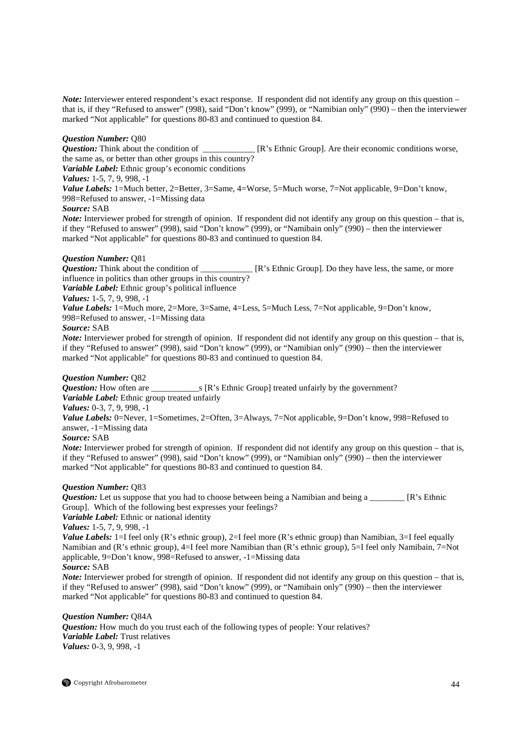*Note:* Interviewer entered respondent's exact response. If respondent did not identify any group on this question – that is, if they "Refused to answer" (998), said "Don't know" (999), or "Namibian only" (990) – then the interviewer marked "Not applicable" for questions 80-83 and continued to question 84.

***Question Number:*** Q80
***Question:*** Think about the condition of ____________ [R's Ethnic Group]. Are their economic conditions worse, the same as, or better than other groups in this country?
***Variable Label:*** Ethnic group's economic conditions
***Values:*** 1-5, 7, 9, 998, -1
***Value Labels:*** 1=Much better, 2=Better, 3=Same, 4=Worse, 5=Much worse, 7=Not applicable, 9=Don't know, 998=Refused to answer, -1=Missing data
***Source:*** SAB
***Note:*** Interviewer probed for strength of opinion. If respondent did not identify any group on this question – that is, if they "Refused to answer" (998), said "Don't know" (999), or "Namibain only" (990) – then the interviewer marked "Not applicable" for questions 80-83 and continued to question 84.

***Question Number:*** Q81
***Question:*** Think about the condition of ____________ [R's Ethnic Group]. Do they have less, the same, or more influence in politics than other groups in this country?
***Variable Label:*** Ethnic group's political influence
***Values:*** 1-5, 7, 9, 998, -1
***Value Labels:*** 1=Much more, 2=More, 3=Same, 4=Less, 5=Much Less, 7=Not applicable, 9=Don't know, 998=Refused to answer, -1=Missing data
***Source:*** SAB
***Note:*** Interviewer probed for strength of opinion. If respondent did not identify any group on this question – that is, if they "Refused to answer" (998), said "Don't know" (999), or "Namibian only" (990) – then the interviewer marked "Not applicable" for questions 80-83 and continued to question 84.

***Question Number:*** Q82
***Question:*** How often are ___________s [R's Ethnic Group] treated unfairly by the government?
***Variable Label:*** Ethnic group treated unfairly
***Values:*** 0-3, 7, 9, 998, -1
***Value Labels:*** 0=Never, 1=Sometimes, 2=Often, 3=Always, 7=Not applicable, 9=Don't know, 998=Refused to answer, -1=Missing data
***Source:*** SAB
***Note:*** Interviewer probed for strength of opinion. If respondent did not identify any group on this question – that is, if they "Refused to answer" (998), said "Don't know" (999), or "Namibian only" (990) – then the interviewer marked "Not applicable" for questions 80-83 and continued to question 84.

***Question Number:*** Q83
***Question:*** Let us suppose that you had to choose between being a Namibian and being a ________ [R's Ethnic Group]. Which of the following best expresses your feelings?
***Variable Label:*** Ethnic or national identity
***Values:*** 1-5, 7, 9, 998, -1
***Value Labels:*** 1=I feel only (R's ethnic group), 2=I feel more (R's ethnic group) than Namibian, 3=I feel equally Namibian and (R's ethnic group), 4=I feel more Namibian than (R's ethnic group), 5=I feel only Namibain, 7=Not applicable, 9=Don't know, 998=Refused to answer, -1=Missing data
***Source:*** SAB
***Note:*** Interviewer probed for strength of opinion. If respondent did not identify any group on this question – that is, if they "Refused to answer" (998), said "Don't know" (999), or "Namibain only" (990) – then the interviewer marked "Not applicable" for questions 80-83 and continued to question 84.

***Question Number:*** Q84A
***Question:*** How much do you trust each of the following types of people: Your relatives?
***Variable Label:*** Trust relatives
***Values:*** 0-3, 9, 998, -1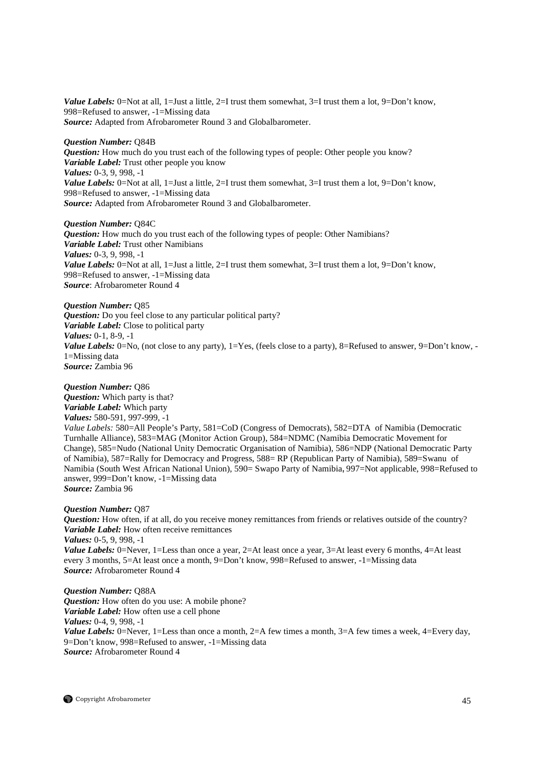***Value Labels:*** 0=Not at all, 1=Just a little, 2=I trust them somewhat, 3=I trust them a lot, 9=Don't know, 998=Refused to answer, -1=Missing data
***Source:*** Adapted from Afrobarometer Round 3 and Globalbarometer.

***Question Number:*** Q84B
***Question:*** How much do you trust each of the following types of people: Other people you know?
***Variable Label:*** Trust other people you know
***Values:*** 0-3, 9, 998, -1
***Value Labels:*** 0=Not at all, 1=Just a little, 2=I trust them somewhat, 3=I trust them a lot, 9=Don't know, 998=Refused to answer, -1=Missing data
***Source:*** Adapted from Afrobarometer Round 3 and Globalbarometer.

***Question Number:*** Q84C
***Question:*** How much do you trust each of the following types of people: Other Namibians?
***Variable Label:*** Trust other Namibians
***Values:*** 0-3, 9, 998, -1
***Value Labels:*** 0=Not at all, 1=Just a little, 2=I trust them somewhat, 3=I trust them a lot, 9=Don't know, 998=Refused to answer, -1=Missing data
***Source***: Afrobarometer Round 4

***Question Number:*** Q85
***Question:*** Do you feel close to any particular political party?
***Variable Label:*** Close to political party
***Values:*** 0-1, 8-9, -1
***Value Labels:*** 0=No, (not close to any party), 1=Yes, (feels close to a party), 8=Refused to answer, 9=Don't know, -1=Missing data
***Source:*** Zambia 96

***Question Number:*** Q86
***Question:*** Which party is that?
***Variable Label:*** Which party
***Values:*** 580-591, 997-999, -1
*Value Labels:* 580=All People's Party, 581=CoD (Congress of Democrats), 582=DTA of Namibia (Democratic Turnhalle Alliance), 583=MAG (Monitor Action Group), 584=NDMC (Namibia Democratic Movement for Change), 585=Nudo (National Unity Democratic Organisation of Namibia), 586=NDP (National Democratic Party of Namibia), 587=Rally for Democracy and Progress, 588= RP (Republican Party of Namibia), 589=Swanu of Namibia (South West African National Union), 590= Swapo Party of Namibia, 997=Not applicable, 998=Refused to answer, 999=Don't know, -1=Missing data
***Source:*** Zambia 96

***Question Number:*** Q87
***Question:*** How often, if at all, do you receive money remittances from friends or relatives outside of the country?
***Variable Label:*** How often receive remittances
***Values:*** 0-5, 9, 998, -1
***Value Labels:*** 0=Never, 1=Less than once a year, 2=At least once a year, 3=At least every 6 months, 4=At least every 3 months, 5=At least once a month, 9=Don't know, 998=Refused to answer, -1=Missing data
***Source:*** Afrobarometer Round 4

***Question Number:*** Q88A
***Question:*** How often do you use: A mobile phone?
***Variable Label:*** How often use a cell phone
***Values:*** 0-4, 9, 998, -1
***Value Labels:*** 0=Never, 1=Less than once a month, 2=A few times a month, 3=A few times a week, 4=Every day, 9=Don't know, 998=Refused to answer, -1=Missing data
***Source:*** Afrobarometer Round 4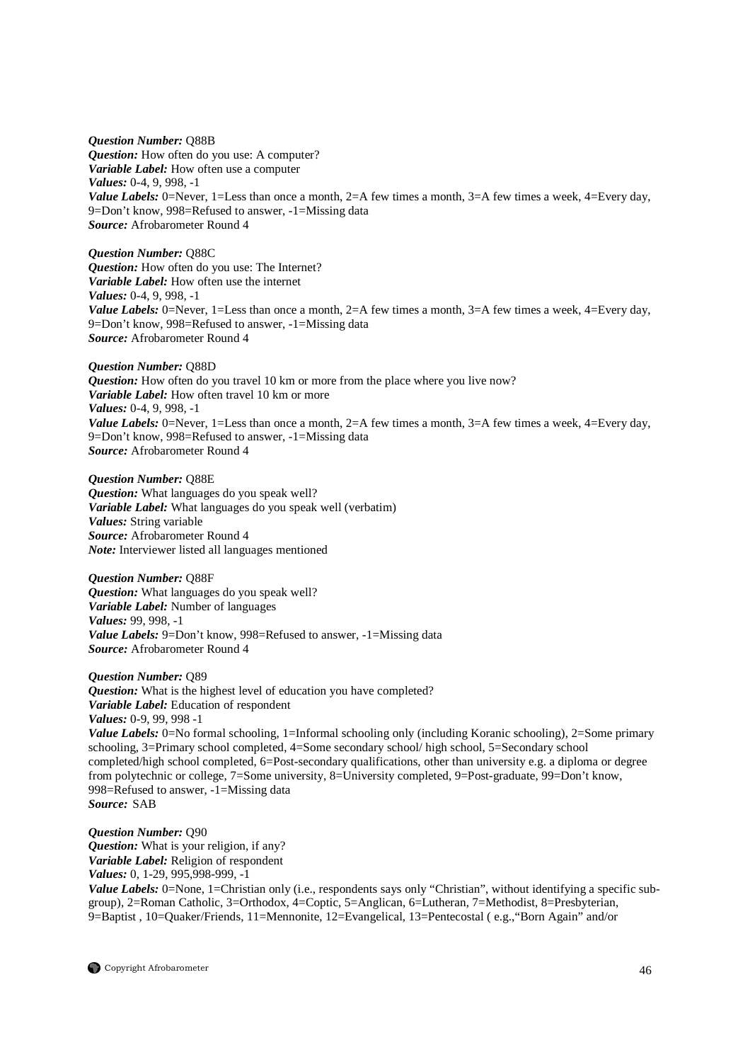***Question Number:*** Q88B
***Question:*** How often do you use: A computer?
***Variable Label:*** How often use a computer
***Values:*** 0-4, 9, 998, -1
***Value Labels:*** 0=Never, 1=Less than once a month, 2=A few times a month, 3=A few times a week, 4=Every day, 9=Don't know, 998=Refused to answer, -1=Missing data
***Source:*** Afrobarometer Round 4

***Question Number:*** Q88C
***Question:*** How often do you use: The Internet?
***Variable Label:*** How often use the internet
***Values:*** 0-4, 9, 998, -1
***Value Labels:*** 0=Never, 1=Less than once a month, 2=A few times a month, 3=A few times a week, 4=Every day, 9=Don't know, 998=Refused to answer, -1=Missing data
***Source:*** Afrobarometer Round 4

***Question Number:*** Q88D
***Question:*** How often do you travel 10 km or more from the place where you live now?
***Variable Label:*** How often travel 10 km or more
***Values:*** 0-4, 9, 998, -1
***Value Labels:*** 0=Never, 1=Less than once a month, 2=A few times a month, 3=A few times a week, 4=Every day, 9=Don't know, 998=Refused to answer, -1=Missing data
***Source:*** Afrobarometer Round 4

***Question Number:*** Q88E
***Question:*** What languages do you speak well?
***Variable Label:*** What languages do you speak well (verbatim)
***Values:*** String variable
***Source:*** Afrobarometer Round 4
***Note:*** Interviewer listed all languages mentioned

***Question Number:*** Q88F
***Question:*** What languages do you speak well?
***Variable Label:*** Number of languages
***Values:*** 99, 998, -1
***Value Labels:*** 9=Don't know, 998=Refused to answer, -1=Missing data
***Source:*** Afrobarometer Round 4

***Question Number:*** Q89
***Question:*** What is the highest level of education you have completed?
***Variable Label:*** Education of respondent
***Values:*** 0-9, 99, 998 -1
***Value Labels:*** 0=No formal schooling, 1=Informal schooling only (including Koranic schooling), 2=Some primary schooling, 3=Primary school completed, 4=Some secondary school/ high school, 5=Secondary school completed/high school completed, 6=Post-secondary qualifications, other than university e.g. a diploma or degree from polytechnic or college, 7=Some university, 8=University completed, 9=Post-graduate, 99=Don't know, 998=Refused to answer, -1=Missing data
***Source:*** SAB

***Question Number:*** Q90
***Question:*** What is your religion, if any?
***Variable Label:*** Religion of respondent
***Values:*** 0, 1-29, 995,998-999, -1
***Value Labels:*** 0=None, 1=Christian only (i.e., respondents says only "Christian", without identifying a specific sub-group), 2=Roman Catholic, 3=Orthodox, 4=Coptic, 5=Anglican, 6=Lutheran, 7=Methodist, 8=Presbyterian, 9=Baptist , 10=Quaker/Friends, 11=Mennonite, 12=Evangelical, 13=Pentecostal ( e.g.,"Born Again" and/or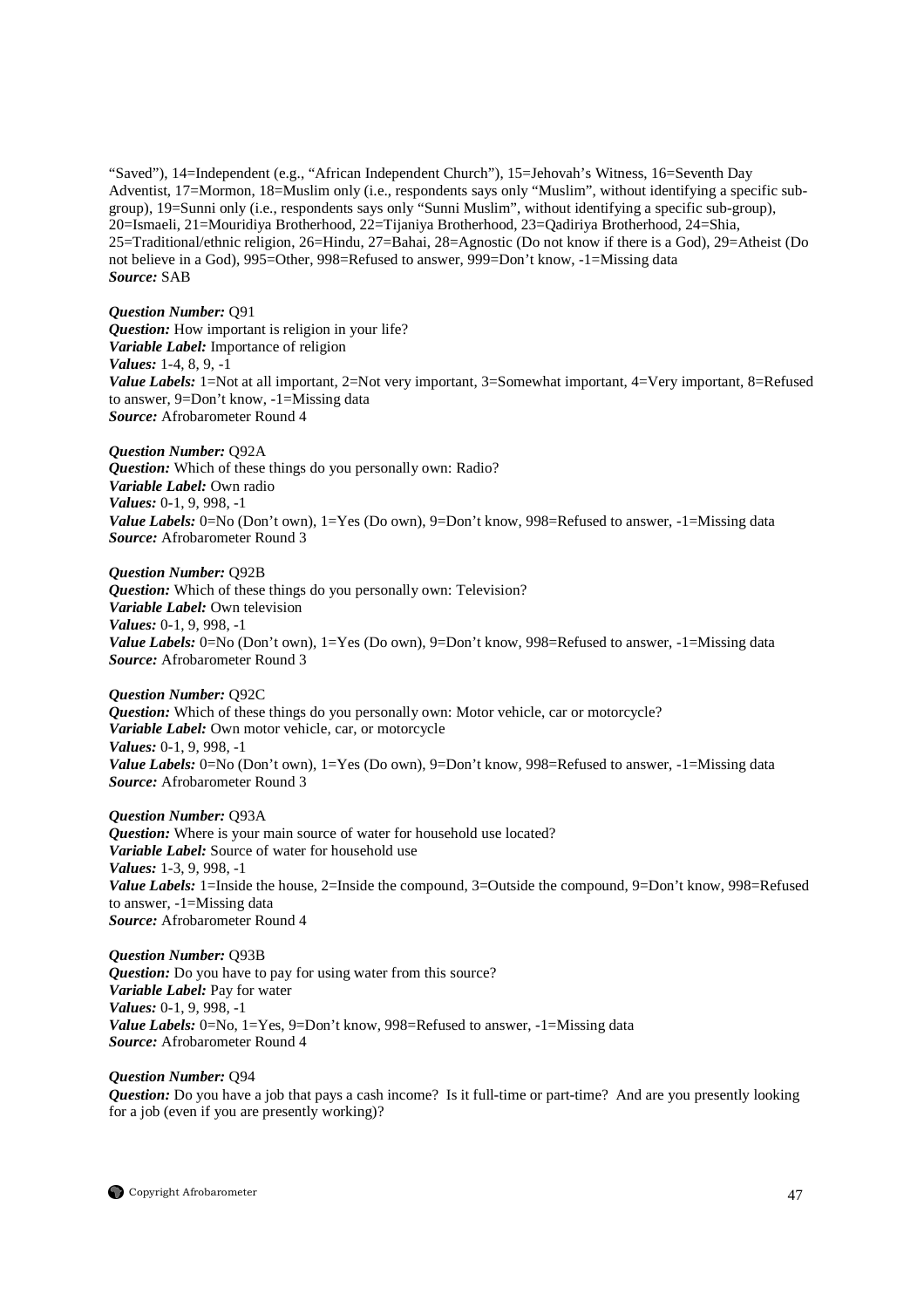"Saved"), 14=Independent (e.g., "African Independent Church"), 15=Jehovah's Witness, 16=Seventh Day Adventist, 17=Mormon, 18=Muslim only (i.e., respondents says only "Muslim", without identifying a specific sub-group), 19=Sunni only (i.e., respondents says only "Sunni Muslim", without identifying a specific sub-group), 20=Ismaeli, 21=Mouridiya Brotherhood, 22=Tijaniya Brotherhood, 23=Qadiriya Brotherhood, 24=Shia, 25=Traditional/ethnic religion, 26=Hindu, 27=Bahai, 28=Agnostic (Do not know if there is a God), 29=Atheist (Do not believe in a God), 995=Other, 998=Refused to answer, 999=Don't know, -1=Missing data
***Source:*** SAB

***Question Number:*** Q91
***Question:*** How important is religion in your life?
***Variable Label:*** Importance of religion
***Values:*** 1-4, 8, 9, -1
***Value Labels:*** 1=Not at all important, 2=Not very important, 3=Somewhat important, 4=Very important, 8=Refused to answer, 9=Don't know, -1=Missing data
***Source:*** Afrobarometer Round 4

***Question Number:*** Q92A
***Question:*** Which of these things do you personally own: Radio?
***Variable Label:*** Own radio
***Values:*** 0-1, 9, 998, -1
***Value Labels:*** 0=No (Don't own), 1=Yes (Do own), 9=Don't know, 998=Refused to answer, -1=Missing data
***Source:*** Afrobarometer Round 3

***Question Number:*** Q92B
***Question:*** Which of these things do you personally own: Television?
***Variable Label:*** Own television
***Values:*** 0-1, 9, 998, -1
***Value Labels:*** 0=No (Don't own), 1=Yes (Do own), 9=Don't know, 998=Refused to answer, -1=Missing data
***Source:*** Afrobarometer Round 3

***Question Number:*** Q92C
***Question:*** Which of these things do you personally own: Motor vehicle, car or motorcycle?
***Variable Label:*** Own motor vehicle, car, or motorcycle
***Values:*** 0-1, 9, 998, -1
***Value Labels:*** 0=No (Don't own), 1=Yes (Do own), 9=Don't know, 998=Refused to answer, -1=Missing data
***Source:*** Afrobarometer Round 3

***Question Number:*** Q93A
***Question:*** Where is your main source of water for household use located?
***Variable Label:*** Source of water for household use
***Values:*** 1-3, 9, 998, -1
***Value Labels:*** 1=Inside the house, 2=Inside the compound, 3=Outside the compound, 9=Don't know, 998=Refused to answer, -1=Missing data
***Source:*** Afrobarometer Round 4

***Question Number:*** Q93B
***Question:*** Do you have to pay for using water from this source?
***Variable Label:*** Pay for water
***Values:*** 0-1, 9, 998, -1
***Value Labels:*** 0=No, 1=Yes, 9=Don't know, 998=Refused to answer, -1=Missing data
***Source:*** Afrobarometer Round 4

***Question Number:*** Q94
***Question:*** Do you have a job that pays a cash income? Is it full-time or part-time? And are you presently looking for a job (even if you are presently working)?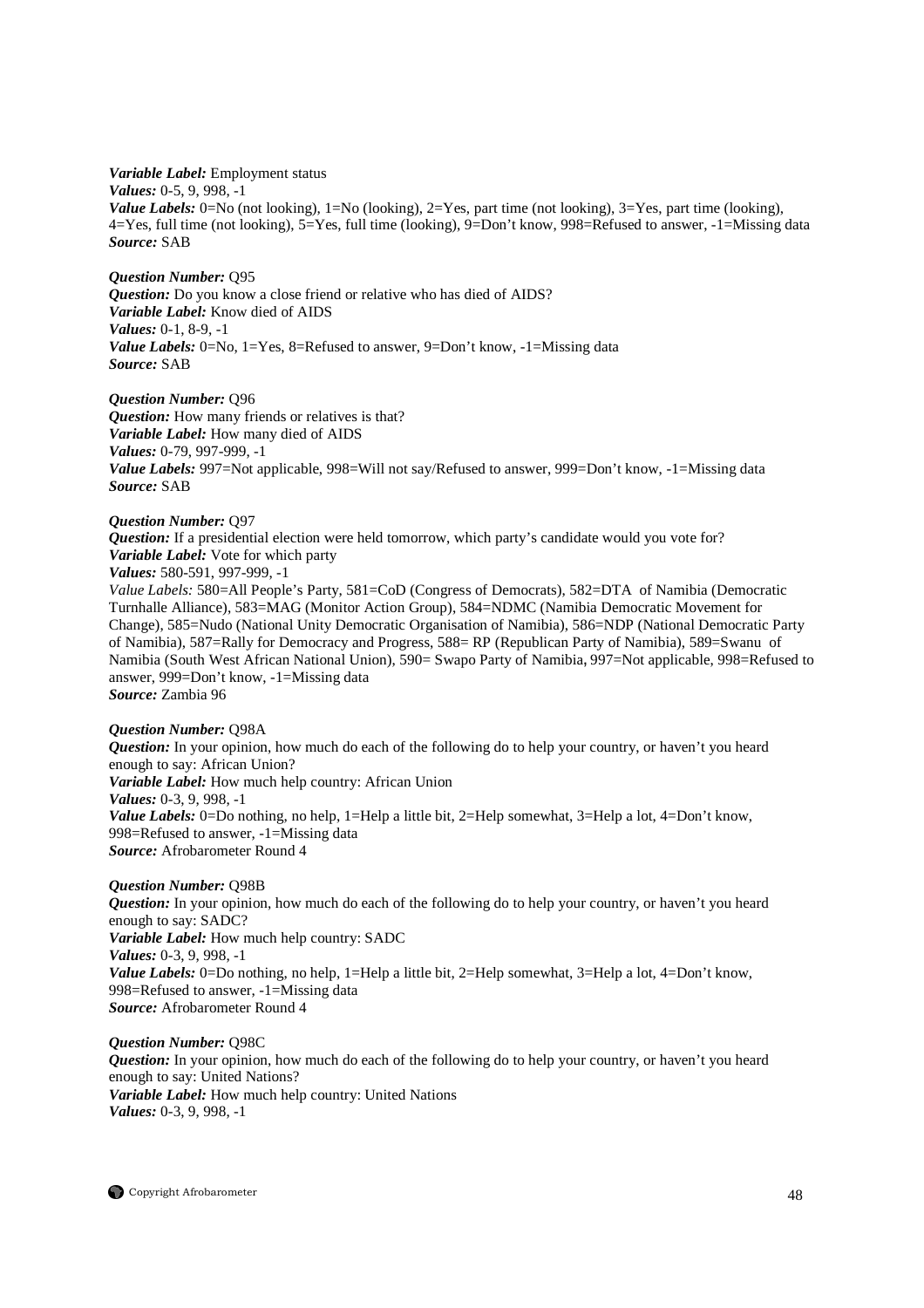*Variable Label:* Employment status
*Values:* 0-5, 9, 998, -1
*Value Labels:* 0=No (not looking), 1=No (looking), 2=Yes, part time (not looking), 3=Yes, part time (looking), 4=Yes, full time (not looking), 5=Yes, full time (looking), 9=Don't know, 998=Refused to answer, -1=Missing data
*Source:* SAB

*Question Number:* Q95
*Question:* Do you know a close friend or relative who has died of AIDS?
*Variable Label:* Know died of AIDS
*Values:* 0-1, 8-9, -1
*Value Labels:* 0=No, 1=Yes, 8=Refused to answer, 9=Don't know, -1=Missing data
*Source:* SAB

*Question Number:* Q96
*Question:* How many friends or relatives is that?
*Variable Label:* How many died of AIDS
*Values:* 0-79, 997-999, -1
*Value Labels:* 997=Not applicable, 998=Will not say/Refused to answer, 999=Don't know, -1=Missing data
*Source:* SAB

*Question Number:* Q97
*Question:* If a presidential election were held tomorrow, which party's candidate would you vote for?
*Variable Label:* Vote for which party
*Values:* 580-591, 997-999, -1
*Value Labels:* 580=All People's Party, 581=CoD (Congress of Democrats), 582=DTA of Namibia (Democratic Turnhalle Alliance), 583=MAG (Monitor Action Group), 584=NDMC (Namibia Democratic Movement for Change), 585=Nudo (National Unity Democratic Organisation of Namibia), 586=NDP (National Democratic Party of Namibia), 587=Rally for Democracy and Progress, 588= RP (Republican Party of Namibia), 589=Swanu of Namibia (South West African National Union), 590= Swapo Party of Namibia, 997=Not applicable, 998=Refused to answer, 999=Don't know, -1=Missing data
*Source:* Zambia 96

*Question Number:* Q98A
*Question:* In your opinion, how much do each of the following do to help your country, or haven't you heard enough to say: African Union?
*Variable Label:* How much help country: African Union
*Values:* 0-3, 9, 998, -1
*Value Labels:* 0=Do nothing, no help, 1=Help a little bit, 2=Help somewhat, 3=Help a lot, 4=Don't know, 998=Refused to answer, -1=Missing data
*Source:* Afrobarometer Round 4

*Question Number:* Q98B
*Question:* In your opinion, how much do each of the following do to help your country, or haven't you heard enough to say: SADC?
*Variable Label:* How much help country: SADC
*Values:* 0-3, 9, 998, -1
*Value Labels:* 0=Do nothing, no help, 1=Help a little bit, 2=Help somewhat, 3=Help a lot, 4=Don't know, 998=Refused to answer, -1=Missing data
*Source:* Afrobarometer Round 4

*Question Number:* Q98C
*Question:* In your opinion, how much do each of the following do to help your country, or haven't you heard enough to say: United Nations?
*Variable Label:* How much help country: United Nations
*Values:* 0-3, 9, 998, -1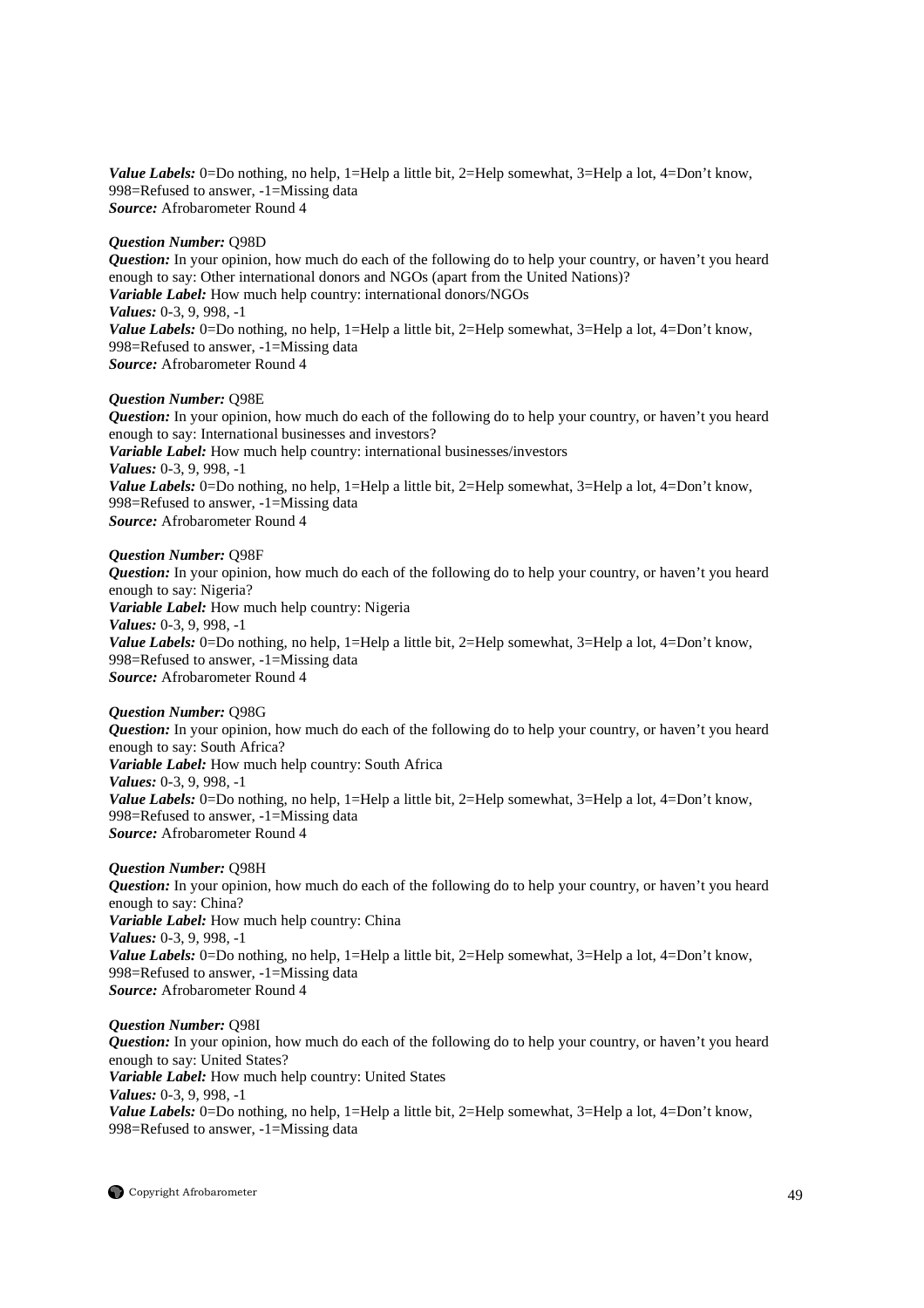***Value Labels:*** 0=Do nothing, no help, 1=Help a little bit, 2=Help somewhat, 3=Help a lot, 4=Don't know, 998=Refused to answer, -1=Missing data
***Source:*** Afrobarometer Round 4

***Question Number:*** Q98D
***Question:*** In your opinion, how much do each of the following do to help your country, or haven't you heard enough to say: Other international donors and NGOs (apart from the United Nations)?
***Variable Label:*** How much help country: international donors/NGOs
***Values:*** 0-3, 9, 998, -1
***Value Labels:*** 0=Do nothing, no help, 1=Help a little bit, 2=Help somewhat, 3=Help a lot, 4=Don't know, 998=Refused to answer, -1=Missing data
***Source:*** Afrobarometer Round 4

***Question Number:*** Q98E
***Question:*** In your opinion, how much do each of the following do to help your country, or haven't you heard enough to say: International businesses and investors?
***Variable Label:*** How much help country: international businesses/investors
***Values:*** 0-3, 9, 998, -1
***Value Labels:*** 0=Do nothing, no help, 1=Help a little bit, 2=Help somewhat, 3=Help a lot, 4=Don't know, 998=Refused to answer, -1=Missing data
***Source:*** Afrobarometer Round 4

***Question Number:*** Q98F
***Question:*** In your opinion, how much do each of the following do to help your country, or haven't you heard enough to say: Nigeria?
***Variable Label:*** How much help country: Nigeria
***Values:*** 0-3, 9, 998, -1
***Value Labels:*** 0=Do nothing, no help, 1=Help a little bit, 2=Help somewhat, 3=Help a lot, 4=Don't know, 998=Refused to answer, -1=Missing data
***Source:*** Afrobarometer Round 4

***Question Number:*** Q98G
***Question:*** In your opinion, how much do each of the following do to help your country, or haven't you heard enough to say: South Africa?
***Variable Label:*** How much help country: South Africa
***Values:*** 0-3, 9, 998, -1
***Value Labels:*** 0=Do nothing, no help, 1=Help a little bit, 2=Help somewhat, 3=Help a lot, 4=Don't know, 998=Refused to answer, -1=Missing data
***Source:*** Afrobarometer Round 4

***Question Number:*** Q98H
***Question:*** In your opinion, how much do each of the following do to help your country, or haven't you heard enough to say: China?
***Variable Label:*** How much help country: China
***Values:*** 0-3, 9, 998, -1
***Value Labels:*** 0=Do nothing, no help, 1=Help a little bit, 2=Help somewhat, 3=Help a lot, 4=Don't know, 998=Refused to answer, -1=Missing data
***Source:*** Afrobarometer Round 4

***Question Number:*** Q98I
***Question:*** In your opinion, how much do each of the following do to help your country, or haven't you heard enough to say: United States?
***Variable Label:*** How much help country: United States
***Values:*** 0-3, 9, 998, -1
***Value Labels:*** 0=Do nothing, no help, 1=Help a little bit, 2=Help somewhat, 3=Help a lot, 4=Don't know, 998=Refused to answer, -1=Missing data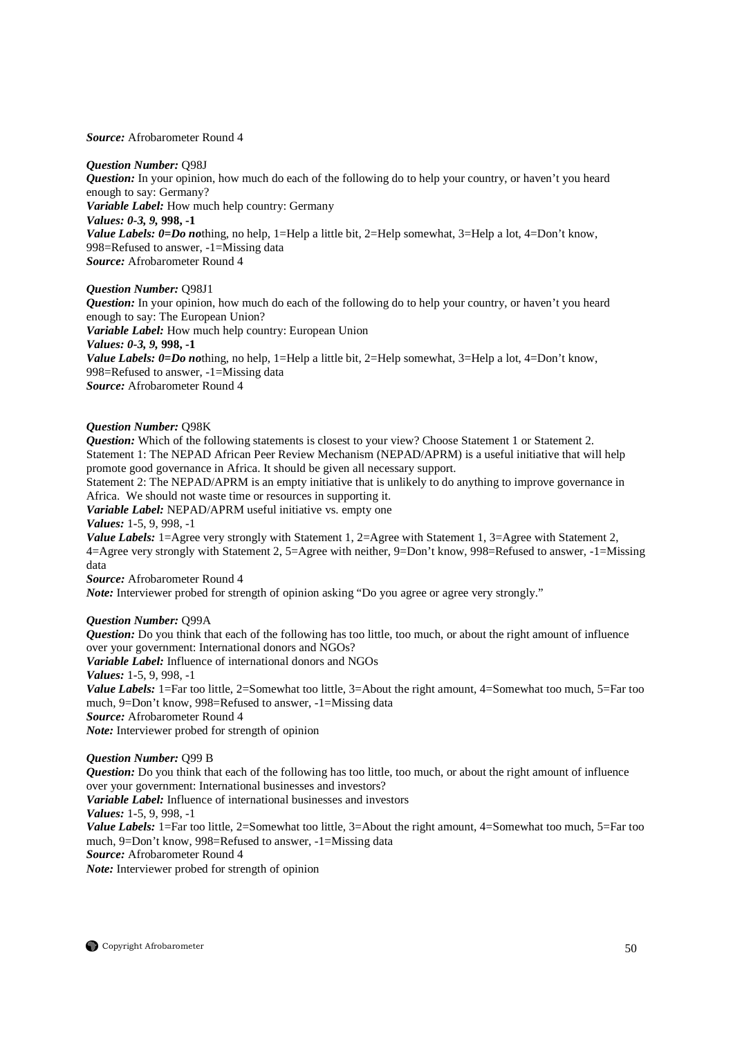***Source:*** Afrobarometer Round 4

***Question Number:*** Q98J
***Question:*** In your opinion, how much do each of the following do to help your country, or haven't you heard enough to say: Germany?
***Variable Label:*** How much help country: Germany
***Values: 0-3, 9,* 998, -1**
***Value Labels: 0=Do no***thing, no help, 1=Help a little bit, 2=Help somewhat, 3=Help a lot, 4=Don't know, 998=Refused to answer, -1=Missing data
***Source:*** Afrobarometer Round 4

***Question Number:*** Q98J1
***Question:*** In your opinion, how much do each of the following do to help your country, or haven't you heard enough to say: The European Union?
***Variable Label:*** How much help country: European Union
***Values: 0-3, 9,* 998, -1**
***Value Labels: 0=Do no***thing, no help, 1=Help a little bit, 2=Help somewhat, 3=Help a lot, 4=Don't know, 998=Refused to answer, -1=Missing data
***Source:*** Afrobarometer Round 4

***Question Number:*** Q98K
***Question:*** Which of the following statements is closest to your view? Choose Statement 1 or Statement 2.
Statement 1: The NEPAD African Peer Review Mechanism (NEPAD/APRM) is a useful initiative that will help promote good governance in Africa. It should be given all necessary support.
Statement 2: The NEPAD/APRM is an empty initiative that is unlikely to do anything to improve governance in Africa. We should not waste time or resources in supporting it.
***Variable Label:*** NEPAD/APRM useful initiative vs. empty one
***Values:*** 1-5, 9, 998, -1
***Value Labels:*** 1=Agree very strongly with Statement 1, 2=Agree with Statement 1, 3=Agree with Statement 2, 4=Agree very strongly with Statement 2, 5=Agree with neither, 9=Don't know, 998=Refused to answer, -1=Missing data
***Source:*** Afrobarometer Round 4
***Note:*** Interviewer probed for strength of opinion asking "Do you agree or agree very strongly."

***Question Number:*** Q99A
***Question:*** Do you think that each of the following has too little, too much, or about the right amount of influence over your government: International donors and NGOs?
***Variable Label:*** Influence of international donors and NGOs
***Values:*** 1-5, 9, 998, -1
***Value Labels:*** 1=Far too little, 2=Somewhat too little, 3=About the right amount, 4=Somewhat too much, 5=Far too much, 9=Don't know, 998=Refused to answer, -1=Missing data
***Source:*** Afrobarometer Round 4
***Note:*** Interviewer probed for strength of opinion

***Question Number:*** Q99 B
***Question:*** Do you think that each of the following has too little, too much, or about the right amount of influence over your government: International businesses and investors?
***Variable Label:*** Influence of international businesses and investors
***Values:*** 1-5, 9, 998, -1
***Value Labels:*** 1=Far too little, 2=Somewhat too little, 3=About the right amount, 4=Somewhat too much, 5=Far too much, 9=Don't know, 998=Refused to answer, -1=Missing data
***Source:*** Afrobarometer Round 4
***Note:*** Interviewer probed for strength of opinion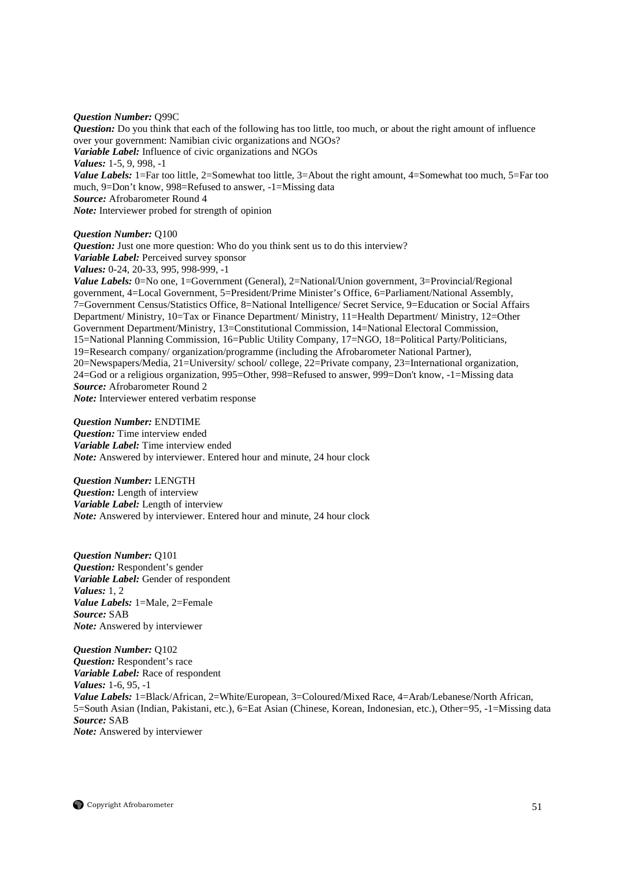***Question Number:*** Q99C
***Question:*** Do you think that each of the following has too little, too much, or about the right amount of influence over your government: Namibian civic organizations and NGOs?
***Variable Label:*** Influence of civic organizations and NGOs
***Values:*** 1-5, 9, 998, -1
***Value Labels:*** 1=Far too little, 2=Somewhat too little, 3=About the right amount, 4=Somewhat too much, 5=Far too much, 9=Don't know, 998=Refused to answer, -1=Missing data
***Source:*** Afrobarometer Round 4
***Note:*** Interviewer probed for strength of opinion

***Question Number:*** Q100
***Question:*** Just one more question: Who do you think sent us to do this interview?
***Variable Label:*** Perceived survey sponsor
***Values:*** 0-24, 20-33, 995, 998-999, -1
***Value Labels:*** 0=No one, 1=Government (General), 2=National/Union government, 3=Provincial/Regional government, 4=Local Government, 5=President/Prime Minister's Office, 6=Parliament/National Assembly, 7=Government Census/Statistics Office, 8=National Intelligence/ Secret Service, 9=Education or Social Affairs Department/ Ministry, 10=Tax or Finance Department/ Ministry, 11=Health Department/ Ministry, 12=Other Government Department/Ministry, 13=Constitutional Commission, 14=National Electoral Commission, 15=National Planning Commission, 16=Public Utility Company, 17=NGO, 18=Political Party/Politicians, 19=Research company/ organization/programme (including the Afrobarometer National Partner), 20=Newspapers/Media, 21=University/ school/ college, 22=Private company, 23=International organization, 24=God or a religious organization, 995=Other, 998=Refused to answer, 999=Don't know, -1=Missing data
***Source:*** Afrobarometer Round 2
***Note:*** Interviewer entered verbatim response

***Question Number:*** ENDTIME
***Question:*** Time interview ended
***Variable Label:*** Time interview ended
***Note:*** Answered by interviewer. Entered hour and minute, 24 hour clock

***Question Number:*** LENGTH
***Question:*** Length of interview
***Variable Label:*** Length of interview
***Note:*** Answered by interviewer. Entered hour and minute, 24 hour clock

***Question Number:*** Q101
***Question:*** Respondent's gender
***Variable Label:*** Gender of respondent
***Values:*** 1, 2
***Value Labels:*** 1=Male, 2=Female
***Source:*** SAB
***Note:*** Answered by interviewer

***Question Number:*** Q102
***Question:*** Respondent's race
***Variable Label:*** Race of respondent
***Values:*** 1-6, 95, -1
***Value Labels:*** 1=Black/African, 2=White/European, 3=Coloured/Mixed Race, 4=Arab/Lebanese/North African, 5=South Asian (Indian, Pakistani, etc.), 6=Eat Asian (Chinese, Korean, Indonesian, etc.), Other=95, -1=Missing data
***Source:*** SAB
***Note:*** Answered by interviewer

Copyright Afrobarometer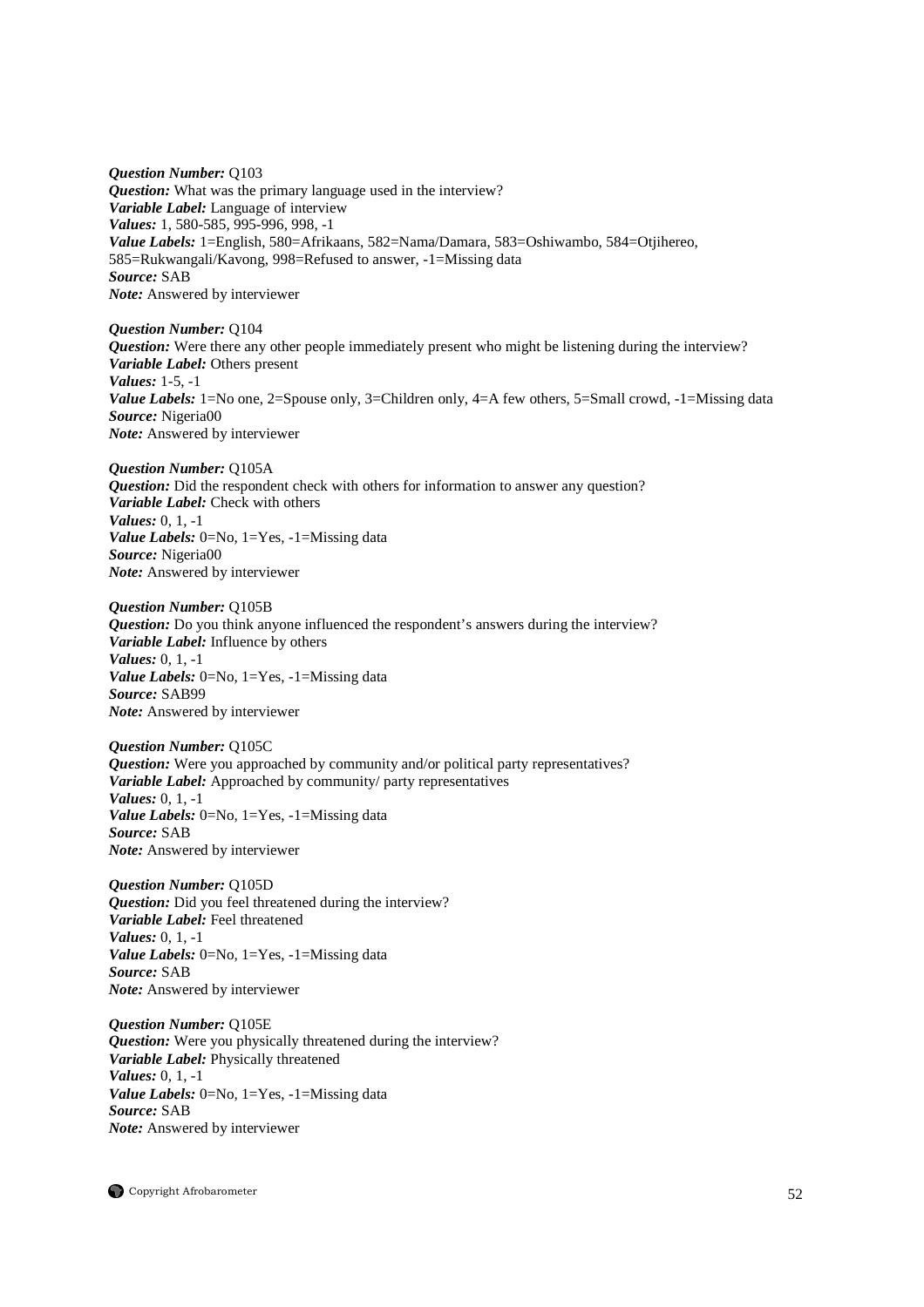***Question Number:*** Q103
***Question:*** What was the primary language used in the interview?
***Variable Label:*** Language of interview
***Values:*** 1, 580-585, 995-996, 998, -1
***Value Labels:*** 1=English, 580=Afrikaans, 582=Nama/Damara, 583=Oshiwambo, 584=Otjihereo, 585=Rukwangali/Kavong, 998=Refused to answer, -1=Missing data
***Source:*** SAB
***Note:*** Answered by interviewer

***Question Number:*** Q104
***Question:*** Were there any other people immediately present who might be listening during the interview?
***Variable Label:*** Others present
***Values:*** 1-5, -1
***Value Labels:*** 1=No one, 2=Spouse only, 3=Children only, 4=A few others, 5=Small crowd, -1=Missing data
***Source:*** Nigeria00
***Note:*** Answered by interviewer

***Question Number:*** Q105A
***Question:*** Did the respondent check with others for information to answer any question?
***Variable Label:*** Check with others
***Values:*** 0, 1, -1
***Value Labels:*** 0=No, 1=Yes, -1=Missing data
***Source:*** Nigeria00
***Note:*** Answered by interviewer

***Question Number:*** Q105B
***Question:*** Do you think anyone influenced the respondent's answers during the interview?
***Variable Label:*** Influence by others
***Values:*** 0, 1, -1
***Value Labels:*** 0=No, 1=Yes, -1=Missing data
***Source:*** SAB99
***Note:*** Answered by interviewer

***Question Number:*** Q105C
***Question:*** Were you approached by community and/or political party representatives?
***Variable Label:*** Approached by community/ party representatives
***Values:*** 0, 1, -1
***Value Labels:*** 0=No, 1=Yes, -1=Missing data
***Source:*** SAB
***Note:*** Answered by interviewer

***Question Number:*** Q105D
***Question:*** Did you feel threatened during the interview?
***Variable Label:*** Feel threatened
***Values:*** 0, 1, -1
***Value Labels:*** 0=No, 1=Yes, -1=Missing data
***Source:*** SAB
***Note:*** Answered by interviewer

***Question Number:*** Q105E
***Question:*** Were you physically threatened during the interview?
***Variable Label:*** Physically threatened
***Values:*** 0, 1, -1
***Value Labels:*** 0=No, 1=Yes, -1=Missing data
***Source:*** SAB
***Note:*** Answered by interviewer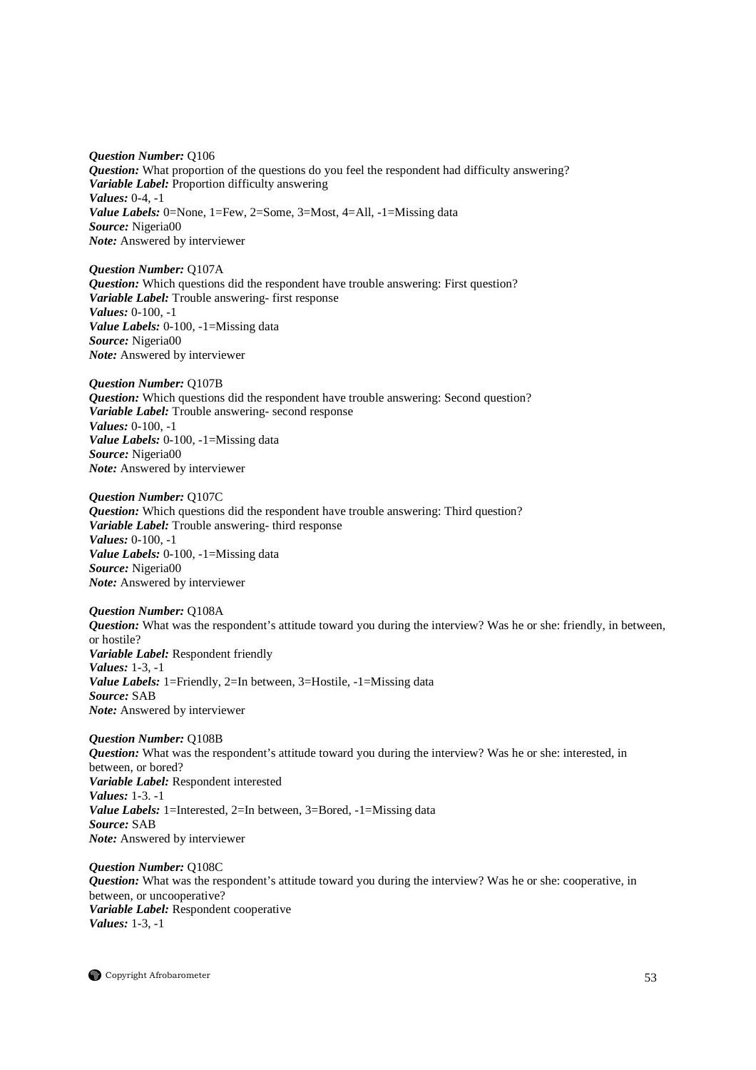***Question Number:*** Q106
***Question:*** What proportion of the questions do you feel the respondent had difficulty answering?
***Variable Label:*** Proportion difficulty answering
***Values:*** 0-4, -1
***Value Labels:*** 0=None, 1=Few, 2=Some, 3=Most, 4=All, -1=Missing data
***Source:*** Nigeria00
***Note:*** Answered by interviewer

***Question Number:*** Q107A
***Question:*** Which questions did the respondent have trouble answering: First question?
***Variable Label:*** Trouble answering- first response
***Values:*** 0-100, -1
***Value Labels:*** 0-100, -1=Missing data
***Source:*** Nigeria00
***Note:*** Answered by interviewer

***Question Number:*** Q107B
***Question:*** Which questions did the respondent have trouble answering: Second question?
***Variable Label:*** Trouble answering- second response
***Values:*** 0-100, -1
***Value Labels:*** 0-100, -1=Missing data
***Source:*** Nigeria00
***Note:*** Answered by interviewer

***Question Number:*** Q107C
***Question:*** Which questions did the respondent have trouble answering: Third question?
***Variable Label:*** Trouble answering- third response
***Values:*** 0-100, -1
***Value Labels:*** 0-100, -1=Missing data
***Source:*** Nigeria00
***Note:*** Answered by interviewer

***Question Number:*** Q108A
***Question:*** What was the respondent's attitude toward you during the interview? Was he or she: friendly, in between, or hostile?
***Variable Label:*** Respondent friendly
***Values:*** 1-3, -1
***Value Labels:*** 1=Friendly, 2=In between, 3=Hostile, -1=Missing data
***Source:*** SAB
***Note:*** Answered by interviewer

***Question Number:*** Q108B
***Question:*** What was the respondent's attitude toward you during the interview? Was he or she: interested, in between, or bored?
***Variable Label:*** Respondent interested
***Values:*** 1-3. -1
***Value Labels:*** 1=Interested, 2=In between, 3=Bored, -1=Missing data
***Source:*** SAB
***Note:*** Answered by interviewer

***Question Number:*** Q108C
***Question:*** What was the respondent's attitude toward you during the interview? Was he or she: cooperative, in between, or uncooperative?
***Variable Label:*** Respondent cooperative
***Values:*** 1-3, -1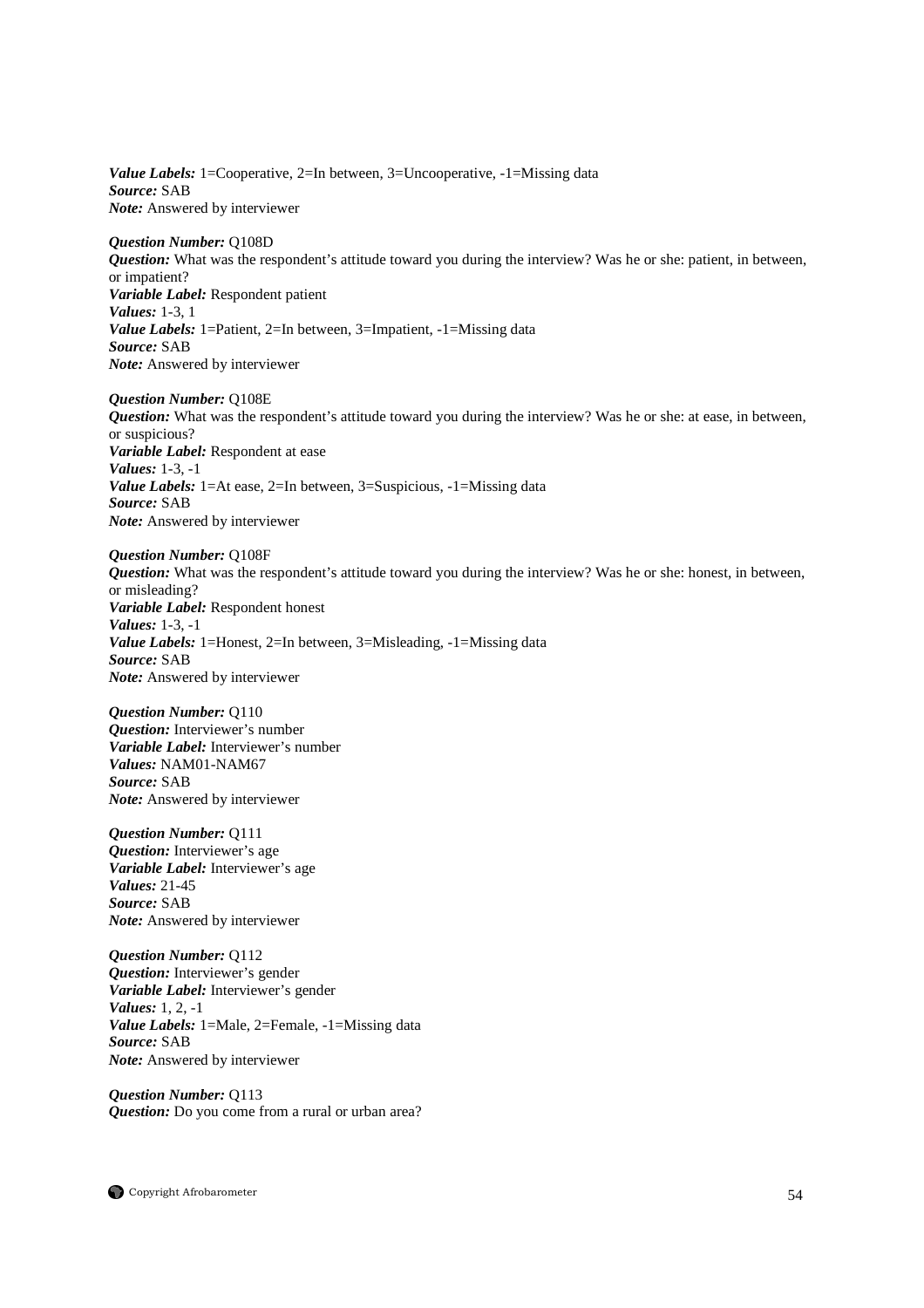*Value Labels:* 1=Cooperative, 2=In between, 3=Uncooperative, -1=Missing data
*Source:* SAB
*Note:* Answered by interviewer

*Question Number:* Q108D
*Question:* What was the respondent's attitude toward you during the interview? Was he or she: patient, in between, or impatient?
*Variable Label:* Respondent patient
*Values:* 1-3, 1
*Value Labels:* 1=Patient, 2=In between, 3=Impatient, -1=Missing data
*Source:* SAB
*Note:* Answered by interviewer

*Question Number:* Q108E
*Question:* What was the respondent's attitude toward you during the interview? Was he or she: at ease, in between, or suspicious?
*Variable Label:* Respondent at ease
*Values:* 1-3, -1
*Value Labels:* 1=At ease, 2=In between, 3=Suspicious, -1=Missing data
*Source:* SAB
*Note:* Answered by interviewer

*Question Number:* Q108F
*Question:* What was the respondent's attitude toward you during the interview? Was he or she: honest, in between, or misleading?
*Variable Label:* Respondent honest
*Values:* 1-3, -1
*Value Labels:* 1=Honest, 2=In between, 3=Misleading, -1=Missing data
*Source:* SAB
*Note:* Answered by interviewer

*Question Number:* Q110
*Question:* Interviewer's number
*Variable Label:* Interviewer's number
*Values:* NAM01-NAM67
*Source:* SAB
*Note:* Answered by interviewer

*Question Number:* Q111
*Question:* Interviewer's age
*Variable Label:* Interviewer's age
*Values:* 21-45
*Source:* SAB
*Note:* Answered by interviewer

*Question Number:* Q112
*Question:* Interviewer's gender
*Variable Label:* Interviewer's gender
*Values:* 1, 2, -1
*Value Labels:* 1=Male, 2=Female, -1=Missing data
*Source:* SAB
*Note:* Answered by interviewer

*Question Number:* Q113
*Question:* Do you come from a rural or urban area?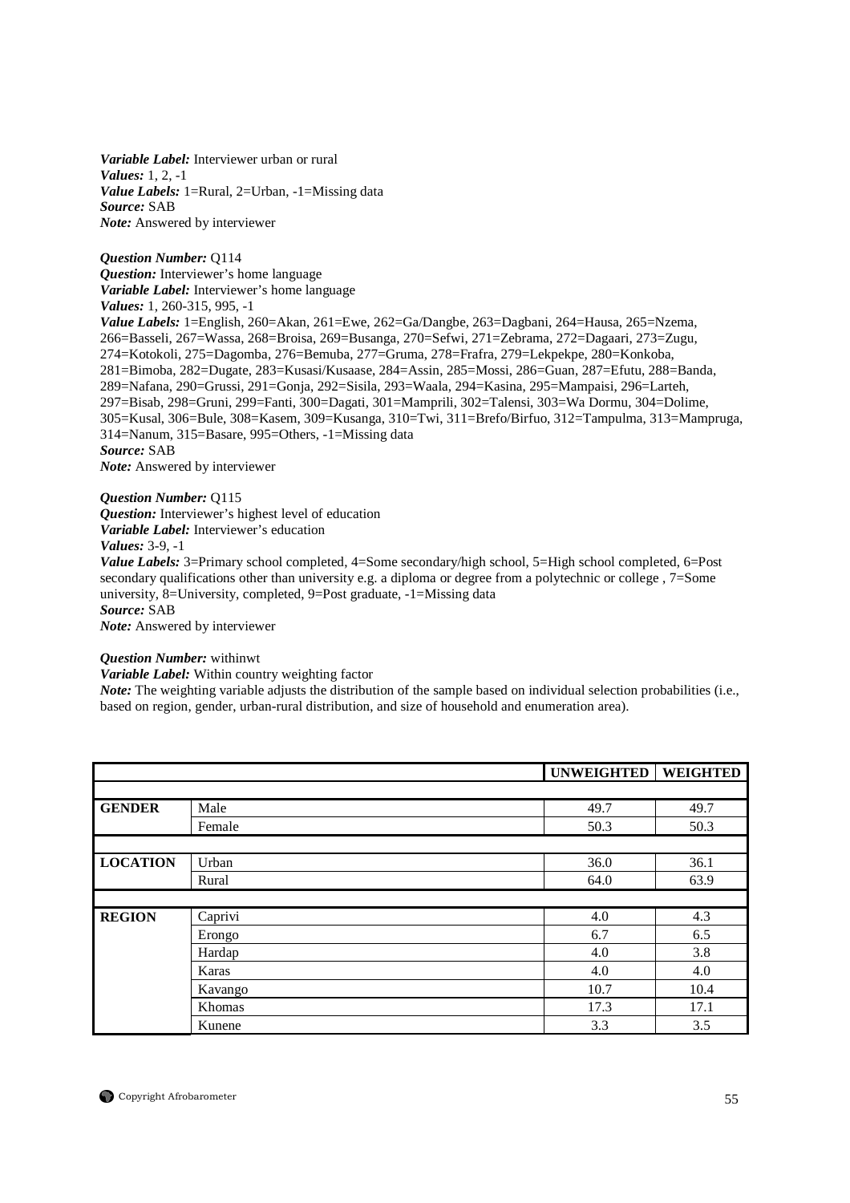***Variable Label:*** Interviewer urban or rural
***Values:*** 1, 2, -1
***Value Labels:*** 1=Rural, 2=Urban, -1=Missing data
***Source:*** SAB
***Note:*** Answered by interviewer

***Question Number:*** Q114
***Question:*** Interviewer's home language
***Variable Label:*** Interviewer's home language
***Values:*** 1, 260-315, 995, -1
***Value Labels:*** 1=English, 260=Akan, 261=Ewe, 262=Ga/Dangbe, 263=Dagbani, 264=Hausa, 265=Nzema, 266=Basseli, 267=Wassa, 268=Broisa, 269=Busanga, 270=Sefwi, 271=Zebrama, 272=Dagaari, 273=Zugu, 274=Kotokoli, 275=Dagomba, 276=Bemuba, 277=Gruma, 278=Frafra, 279=Lekpekpe, 280=Konkoba, 281=Bimoba, 282=Dugate, 283=Kusasi/Kusaase, 284=Assin, 285=Mossi, 286=Guan, 287=Efutu, 288=Banda, 289=Nafana, 290=Grussi, 291=Gonja, 292=Sisila, 293=Waala, 294=Kasina, 295=Mampaisi, 296=Larteh, 297=Bisab, 298=Gruni, 299=Fanti, 300=Dagati, 301=Mamprili, 302=Talensi, 303=Wa Dormu, 304=Dolime, 305=Kusal, 306=Bule, 308=Kasem, 309=Kusanga, 310=Twi, 311=Brefo/Birfuo, 312=Tampulma, 313=Mampruga, 314=Nanum, 315=Basare, 995=Others, -1=Missing data
***Source:*** SAB
***Note:*** Answered by interviewer

***Question Number:*** Q115
***Question:*** Interviewer's highest level of education
***Variable Label:*** Interviewer's education
***Values:*** 3-9, -1
***Value Labels:*** 3=Primary school completed, 4=Some secondary/high school, 5=High school completed, 6=Post secondary qualifications other than university e.g. a diploma or degree from a polytechnic or college , 7=Some university, 8=University, completed, 9=Post graduate, -1=Missing data
***Source:*** SAB
***Note:*** Answered by interviewer

***Question Number:*** withinwt
***Variable Label:*** Within country weighting factor
***Note:*** The weighting variable adjusts the distribution of the sample based on individual selection probabilities (i.e., based on region, gender, urban-rural distribution, and size of household and enumeration area).

| | | UNWEIGHTED | WEIGHTED |
|---|---|---|---|
| | | | |
| **GENDER** | Male | 49.7 | 49.7 |
| | Female | 50.3 | 50.3 |
| | | | |
| **LOCATION** | Urban | 36.0 | 36.1 |
| | Rural | 64.0 | 63.9 |
| | | | |
| **REGION** | Caprivi | 4.0 | 4.3 |
| | Erongo | 6.7 | 6.5 |
| | Hardap | 4.0 | 3.8 |
| | Karas | 4.0 | 4.0 |
| | Kavango | 10.7 | 10.4 |
| | Khomas | 17.3 | 17.1 |
| | Kunene | 3.3 | 3.5 |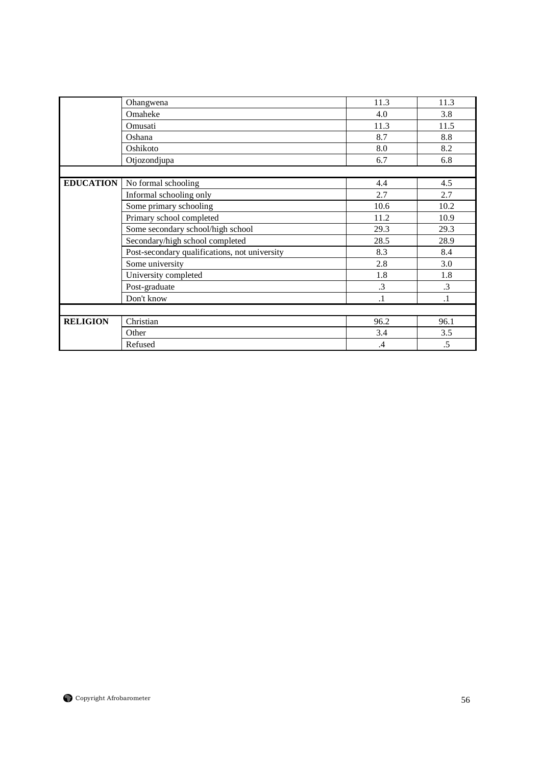| | | | |
|---|---|---|---|
| | Ohangwena | 11.3 | 11.3 |
| | Omaheke | 4.0 | 3.8 |
| | Omusati | 11.3 | 11.5 |
| | Oshana | 8.7 | 8.8 |
| | Oshikoto | 8.0 | 8.2 |
| | Otjozondjupa | 6.7 | 6.8 |
| | | | |
| **EDUCATION** | No formal schooling | 4.4 | 4.5 |
| | Informal schooling only | 2.7 | 2.7 |
| | Some primary schooling | 10.6 | 10.2 |
| | Primary school completed | 11.2 | 10.9 |
| | Some secondary school/high school | 29.3 | 29.3 |
| | Secondary/high school completed | 28.5 | 28.9 |
| | Post-secondary qualifications, not university | 8.3 | 8.4 |
| | Some university | 2.8 | 3.0 |
| | University completed | 1.8 | 1.8 |
| | Post-graduate | .3 | .3 |
| | Don't know | .1 | .1 |
| | | | |
| **RELIGION** | Christian | 96.2 | 96.1 |
| | Other | 3.4 | 3.5 |
| | Refused | .4 | .5 |

Copyright Afrobarometer